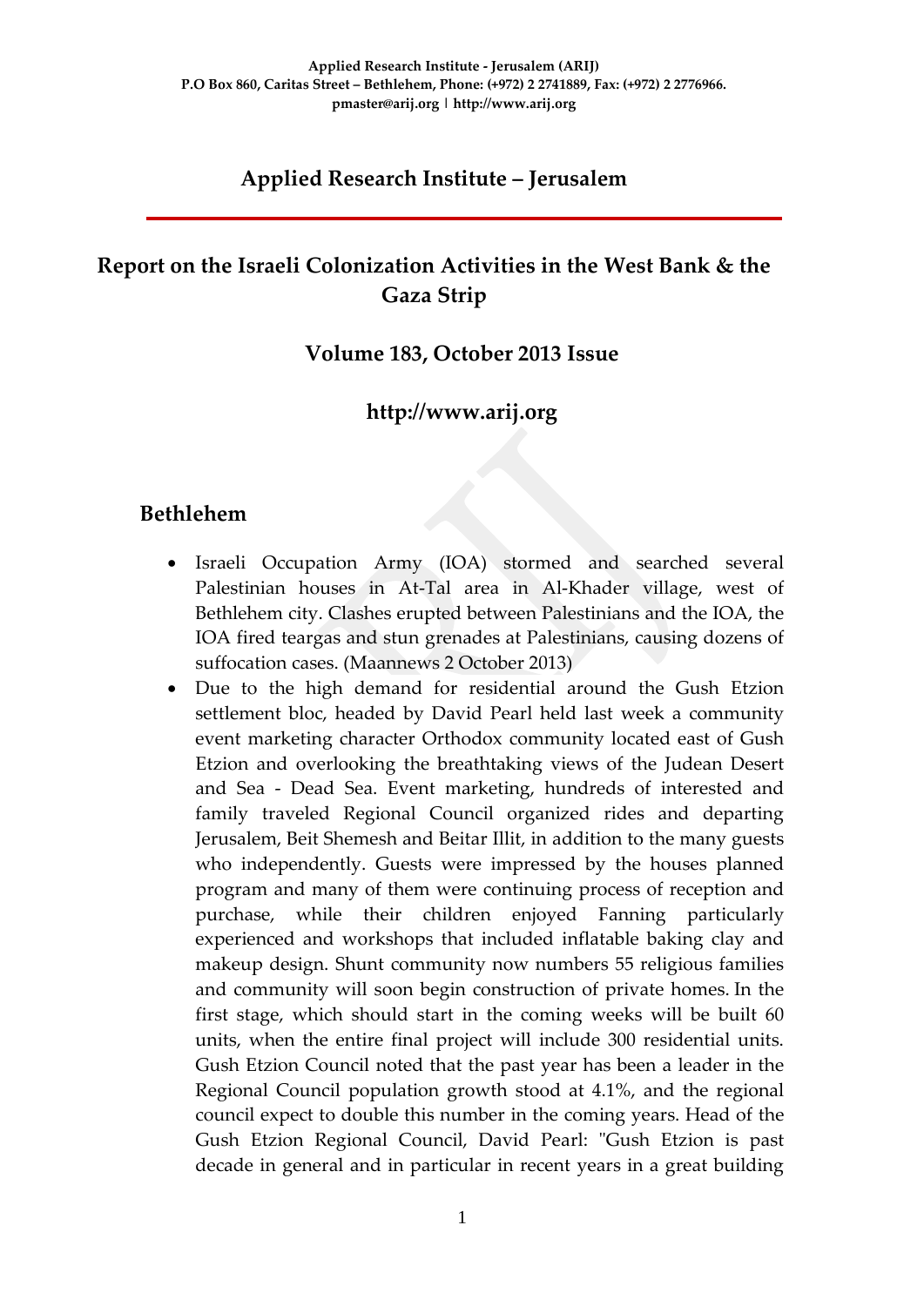Applied Research Institute - Jerusalem (ARIJ)
P.O Box 860, Caritas Street – Bethlehem, Phone: (+972) 2 2741889, Fax: (+972) 2 2776966.
pmaster@arij.org | http://www.arij.org

# Applied Research Institute – Jerusalem

## Report on the Israeli Colonization Activities in the West Bank & the Gaza Strip

### Volume 183, October 2013 Issue

### http://www.arij.org

## Bethlehem

- Israeli Occupation Army (IOA) stormed and searched several Palestinian houses in At-Tal area in Al-Khader village, west of Bethlehem city. Clashes erupted between Palestinians and the IOA, the IOA fired teargas and stun grenades at Palestinians, causing dozens of suffocation cases. (Maannews 2 October 2013)
- Due to the high demand for residential around the Gush Etzion settlement bloc, headed by David Pearl held last week a community event marketing character Orthodox community located east of Gush Etzion and overlooking the breathtaking views of the Judean Desert and Sea - Dead Sea. Event marketing, hundreds of interested and family traveled Regional Council organized rides and departing Jerusalem, Beit Shemesh and Beitar Illit, in addition to the many guests who independently. Guests were impressed by the houses planned program and many of them were continuing process of reception and purchase, while their children enjoyed Fanning particularly experienced and workshops that included inflatable baking clay and makeup design. Shunt community now numbers 55 religious families and community will soon begin construction of private homes. In the first stage, which should start in the coming weeks will be built 60 units, when the entire final project will include 300 residential units. Gush Etzion Council noted that the past year has been a leader in the Regional Council population growth stood at 4.1%, and the regional council expect to double this number in the coming years. Head of the Gush Etzion Regional Council, David Pearl: "Gush Etzion is past decade in general and in particular in recent years in a great building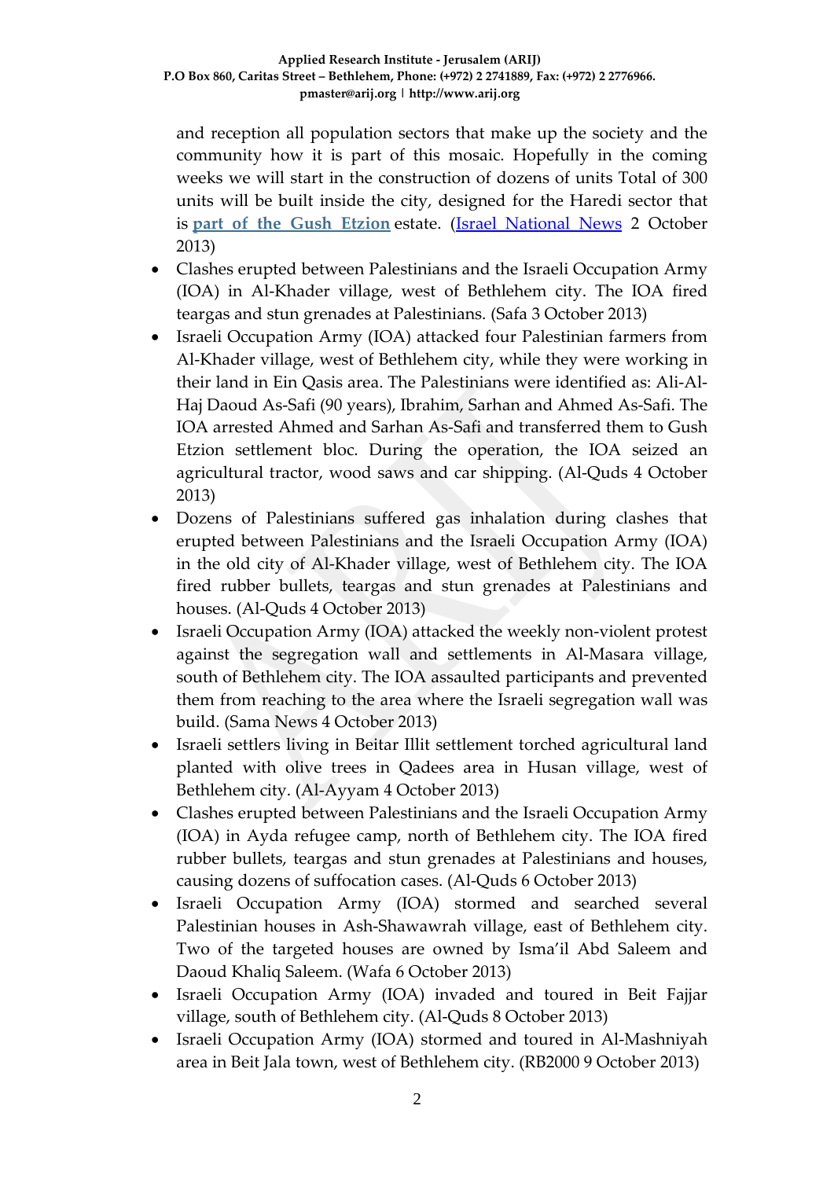and reception all population sectors that make up the society and the community how it is part of this mosaic. Hopefully in the coming weeks we will start in the construction of dozens of units Total of 300 units will be built inside the city, designed for the Haredi sector that is **part of the Gush Etzion** estate. (Israel National News 2 October 2013)

- Clashes erupted between Palestinians and the Israeli Occupation Army (IOA) in Al-Khader village, west of Bethlehem city. The IOA fired teargas and stun grenades at Palestinians. (Safa 3 October 2013)
- Israeli Occupation Army (IOA) attacked four Palestinian farmers from Al-Khader village, west of Bethlehem city, while they were working in their land in Ein Qasis area. The Palestinians were identified as: Ali-Al-Haj Daoud As-Safi (90 years), Ibrahim, Sarhan and Ahmed As-Safi. The IOA arrested Ahmed and Sarhan As-Safi and transferred them to Gush Etzion settlement bloc. During the operation, the IOA seized an agricultural tractor, wood saws and car shipping. (Al-Quds 4 October 2013)
- Dozens of Palestinians suffered gas inhalation during clashes that erupted between Palestinians and the Israeli Occupation Army (IOA) in the old city of Al-Khader village, west of Bethlehem city. The IOA fired rubber bullets, teargas and stun grenades at Palestinians and houses. (Al-Quds 4 October 2013)
- Israeli Occupation Army (IOA) attacked the weekly non-violent protest against the segregation wall and settlements in Al-Masara village, south of Bethlehem city. The IOA assaulted participants and prevented them from reaching to the area where the Israeli segregation wall was build. (Sama News 4 October 2013)
- Israeli settlers living in Beitar Illit settlement torched agricultural land planted with olive trees in Qadees area in Husan village, west of Bethlehem city. (Al-Ayyam 4 October 2013)
- Clashes erupted between Palestinians and the Israeli Occupation Army (IOA) in Ayda refugee camp, north of Bethlehem city. The IOA fired rubber bullets, teargas and stun grenades at Palestinians and houses, causing dozens of suffocation cases. (Al-Quds 6 October 2013)
- Israeli Occupation Army (IOA) stormed and searched several Palestinian houses in Ash-Shawawrah village, east of Bethlehem city. Two of the targeted houses are owned by Isma'il Abd Saleem and Daoud Khaliq Saleem. (Wafa 6 October 2013)
- Israeli Occupation Army (IOA) invaded and toured in Beit Fajjar village, south of Bethlehem city. (Al-Quds 8 October 2013)
- Israeli Occupation Army (IOA) stormed and toured in Al-Mashniyah area in Beit Jala town, west of Bethlehem city. (RB2000 9 October 2013)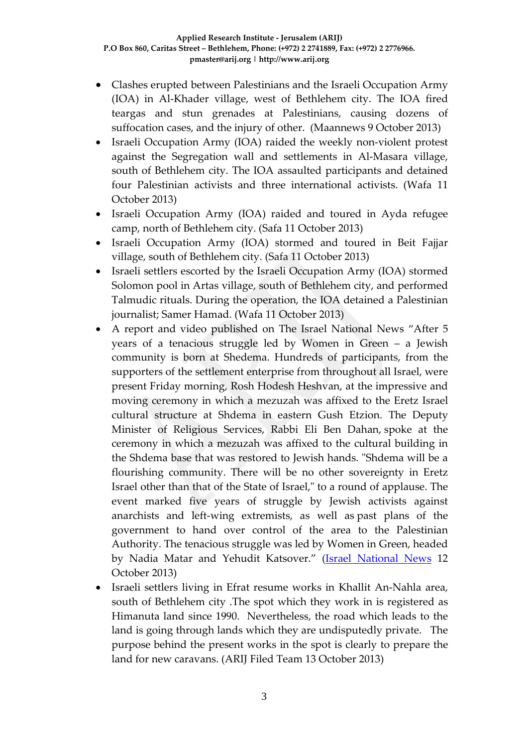- Clashes erupted between Palestinians and the Israeli Occupation Army (IOA) in Al-Khader village, west of Bethlehem city. The IOA fired teargas and stun grenades at Palestinians, causing dozens of suffocation cases, and the injury of other. (Maannews 9 October 2013)
- Israeli Occupation Army (IOA) raided the weekly non-violent protest against the Segregation wall and settlements in Al-Masara village, south of Bethlehem city. The IOA assaulted participants and detained four Palestinian activists and three international activists. (Wafa 11 October 2013)
- Israeli Occupation Army (IOA) raided and toured in Ayda refugee camp, north of Bethlehem city. (Safa 11 October 2013)
- Israeli Occupation Army (IOA) stormed and toured in Beit Fajjar village, south of Bethlehem city. (Safa 11 October 2013)
- Israeli settlers escorted by the Israeli Occupation Army (IOA) stormed Solomon pool in Artas village, south of Bethlehem city, and performed Talmudic rituals. During the operation, the IOA detained a Palestinian journalist; Samer Hamad. (Wafa 11 October 2013)
- A report and video published on The Israel National News "After 5 years of a tenacious struggle led by Women in Green – a Jewish community is born at Shedema. Hundreds of participants, from the supporters of the settlement enterprise from throughout all Israel, were present Friday morning, Rosh Hodesh Heshvan, at the impressive and moving ceremony in which a mezuzah was affixed to the Eretz Israel cultural structure at Shdema in eastern Gush Etzion. The Deputy Minister of Religious Services, Rabbi Eli Ben Dahan, spoke at the ceremony in which a mezuzah was affixed to the cultural building in the Shdema base that was restored to Jewish hands. "Shdema will be a flourishing community. There will be no other sovereignty in Eretz Israel other than that of the State of Israel," to a round of applause. The event marked five years of struggle by Jewish activists against anarchists and left-wing extremists, as well as past plans of the government to hand over control of the area to the Palestinian Authority. The tenacious struggle was led by Women in Green, headed by Nadia Matar and Yehudit Katsover." (Israel National News 12 October 2013)
- Israeli settlers living in Efrat resume works in Khallit An-Nahla area, south of Bethlehem city .The spot which they work in is registered as Himanuta land since 1990. Nevertheless, the road which leads to the land is going through lands which they are undisputedly private. The purpose behind the present works in the spot is clearly to prepare the land for new caravans. (ARIJ Filed Team 13 October 2013)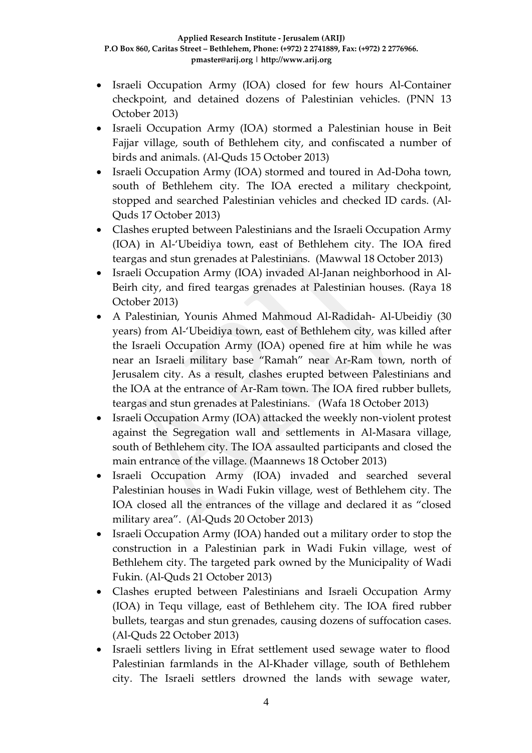- Israeli Occupation Army (IOA) closed for few hours Al-Container checkpoint, and detained dozens of Palestinian vehicles. (PNN 13 October 2013)
- Israeli Occupation Army (IOA) stormed a Palestinian house in Beit Fajjar village, south of Bethlehem city, and confiscated a number of birds and animals. (Al-Quds 15 October 2013)
- Israeli Occupation Army (IOA) stormed and toured in Ad-Doha town, south of Bethlehem city. The IOA erected a military checkpoint, stopped and searched Palestinian vehicles and checked ID cards. (Al-Quds 17 October 2013)
- Clashes erupted between Palestinians and the Israeli Occupation Army (IOA) in Al-'Ubeidiya town, east of Bethlehem city. The IOA fired teargas and stun grenades at Palestinians. (Mawwal 18 October 2013)
- Israeli Occupation Army (IOA) invaded Al-Janan neighborhood in Al-Beirh city, and fired teargas grenades at Palestinian houses. (Raya 18 October 2013)
- A Palestinian, Younis Ahmed Mahmoud Al-Radidah- Al-Ubeidiy (30 years) from Al-'Ubeidiya town, east of Bethlehem city, was killed after the Israeli Occupation Army (IOA) opened fire at him while he was near an Israeli military base "Ramah" near Ar-Ram town, north of Jerusalem city. As a result, clashes erupted between Palestinians and the IOA at the entrance of Ar-Ram town. The IOA fired rubber bullets, teargas and stun grenades at Palestinians. (Wafa 18 October 2013)
- Israeli Occupation Army (IOA) attacked the weekly non-violent protest against the Segregation wall and settlements in Al-Masara village, south of Bethlehem city. The IOA assaulted participants and closed the main entrance of the village. (Maannews 18 October 2013)
- Israeli Occupation Army (IOA) invaded and searched several Palestinian houses in Wadi Fukin village, west of Bethlehem city. The IOA closed all the entrances of the village and declared it as "closed military area". (Al-Quds 20 October 2013)
- Israeli Occupation Army (IOA) handed out a military order to stop the construction in a Palestinian park in Wadi Fukin village, west of Bethlehem city. The targeted park owned by the Municipality of Wadi Fukin. (Al-Quds 21 October 2013)
- Clashes erupted between Palestinians and Israeli Occupation Army (IOA) in Tequ village, east of Bethlehem city. The IOA fired rubber bullets, teargas and stun grenades, causing dozens of suffocation cases. (Al-Quds 22 October 2013)
- Israeli settlers living in Efrat settlement used sewage water to flood Palestinian farmlands in the Al-Khader village, south of Bethlehem city. The Israeli settlers drowned the lands with sewage water,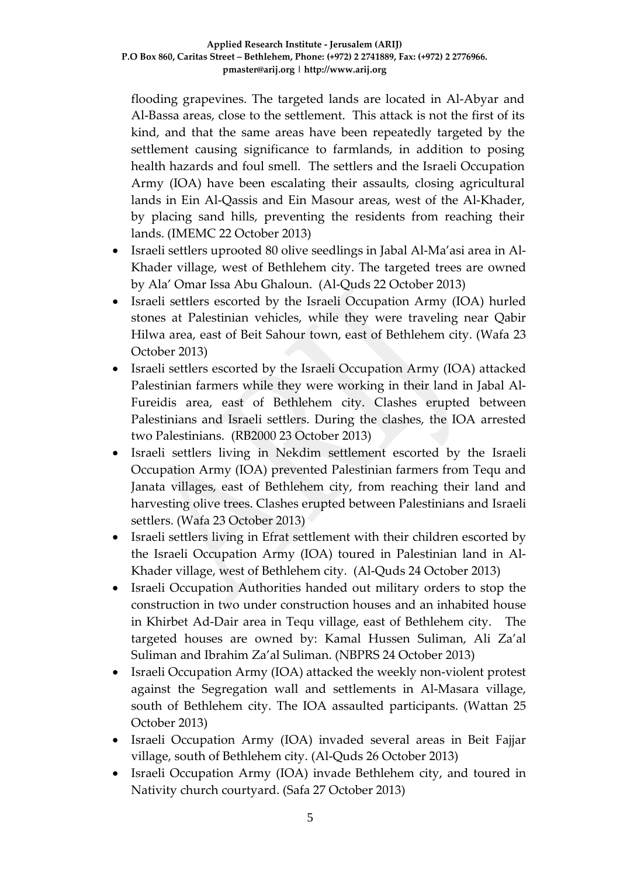flooding grapevines. The targeted lands are located in Al-Abyar and Al-Bassa areas, close to the settlement. This attack is not the first of its kind, and that the same areas have been repeatedly targeted by the settlement causing significance to farmlands, in addition to posing health hazards and foul smell. The settlers and the Israeli Occupation Army (IOA) have been escalating their assaults, closing agricultural lands in Ein Al-Qassis and Ein Masour areas, west of the Al-Khader, by placing sand hills, preventing the residents from reaching their lands. (IMEMC 22 October 2013)

- Israeli settlers uprooted 80 olive seedlings in Jabal Al-Ma'asi area in Al-Khader village, west of Bethlehem city. The targeted trees are owned by Ala' Omar Issa Abu Ghaloun. (Al-Quds 22 October 2013)
- Israeli settlers escorted by the Israeli Occupation Army (IOA) hurled stones at Palestinian vehicles, while they were traveling near Qabir Hilwa area, east of Beit Sahour town, east of Bethlehem city. (Wafa 23 October 2013)
- Israeli settlers escorted by the Israeli Occupation Army (IOA) attacked Palestinian farmers while they were working in their land in Jabal Al-Fureidis area, east of Bethlehem city. Clashes erupted between Palestinians and Israeli settlers. During the clashes, the IOA arrested two Palestinians. (RB2000 23 October 2013)
- Israeli settlers living in Nekdim settlement escorted by the Israeli Occupation Army (IOA) prevented Palestinian farmers from Tequ and Janata villages, east of Bethlehem city, from reaching their land and harvesting olive trees. Clashes erupted between Palestinians and Israeli settlers. (Wafa 23 October 2013)
- Israeli settlers living in Efrat settlement with their children escorted by the Israeli Occupation Army (IOA) toured in Palestinian land in Al-Khader village, west of Bethlehem city. (Al-Quds 24 October 2013)
- Israeli Occupation Authorities handed out military orders to stop the construction in two under construction houses and an inhabited house in Khirbet Ad-Dair area in Tequ village, east of Bethlehem city. The targeted houses are owned by: Kamal Hussen Suliman, Ali Za'al Suliman and Ibrahim Za'al Suliman. (NBPRS 24 October 2013)
- Israeli Occupation Army (IOA) attacked the weekly non-violent protest against the Segregation wall and settlements in Al-Masara village, south of Bethlehem city. The IOA assaulted participants. (Wattan 25 October 2013)
- Israeli Occupation Army (IOA) invaded several areas in Beit Fajjar village, south of Bethlehem city. (Al-Quds 26 October 2013)
- Israeli Occupation Army (IOA) invade Bethlehem city, and toured in Nativity church courtyard. (Safa 27 October 2013)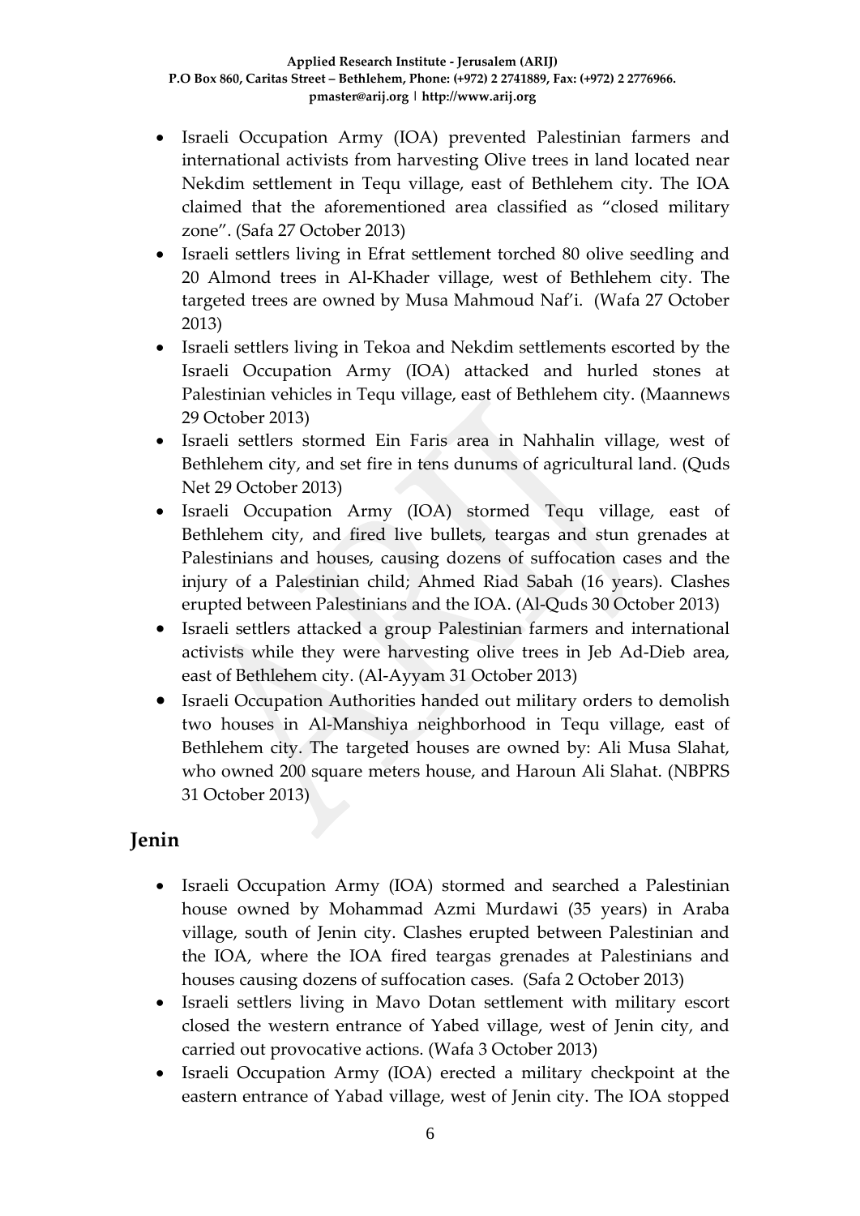- Israeli Occupation Army (IOA) prevented Palestinian farmers and international activists from harvesting Olive trees in land located near Nekdim settlement in Tequ village, east of Bethlehem city. The IOA claimed that the aforementioned area classified as "closed military zone". (Safa 27 October 2013)
- Israeli settlers living in Efrat settlement torched 80 olive seedling and 20 Almond trees in Al-Khader village, west of Bethlehem city. The targeted trees are owned by Musa Mahmoud Naf'i. (Wafa 27 October 2013)
- Israeli settlers living in Tekoa and Nekdim settlements escorted by the Israeli Occupation Army (IOA) attacked and hurled stones at Palestinian vehicles in Tequ village, east of Bethlehem city. (Maannews 29 October 2013)
- Israeli settlers stormed Ein Faris area in Nahhalin village, west of Bethlehem city, and set fire in tens dunums of agricultural land. (Quds Net 29 October 2013)
- Israeli Occupation Army (IOA) stormed Tequ village, east of Bethlehem city, and fired live bullets, teargas and stun grenades at Palestinians and houses, causing dozens of suffocation cases and the injury of a Palestinian child; Ahmed Riad Sabah (16 years). Clashes erupted between Palestinians and the IOA. (Al-Quds 30 October 2013)
- Israeli settlers attacked a group Palestinian farmers and international activists while they were harvesting olive trees in Jeb Ad-Dieb area, east of Bethlehem city. (Al-Ayyam 31 October 2013)
- Israeli Occupation Authorities handed out military orders to demolish two houses in Al-Manshiya neighborhood in Tequ village, east of Bethlehem city. The targeted houses are owned by: Ali Musa Slahat, who owned 200 square meters house, and Haroun Ali Slahat. (NBPRS 31 October 2013)

## Jenin

- Israeli Occupation Army (IOA) stormed and searched a Palestinian house owned by Mohammad Azmi Murdawi (35 years) in Araba village, south of Jenin city. Clashes erupted between Palestinian and the IOA, where the IOA fired teargas grenades at Palestinians and houses causing dozens of suffocation cases. (Safa 2 October 2013)
- Israeli settlers living in Mavo Dotan settlement with military escort closed the western entrance of Yabed village, west of Jenin city, and carried out provocative actions. (Wafa 3 October 2013)
- Israeli Occupation Army (IOA) erected a military checkpoint at the eastern entrance of Yabad village, west of Jenin city. The IOA stopped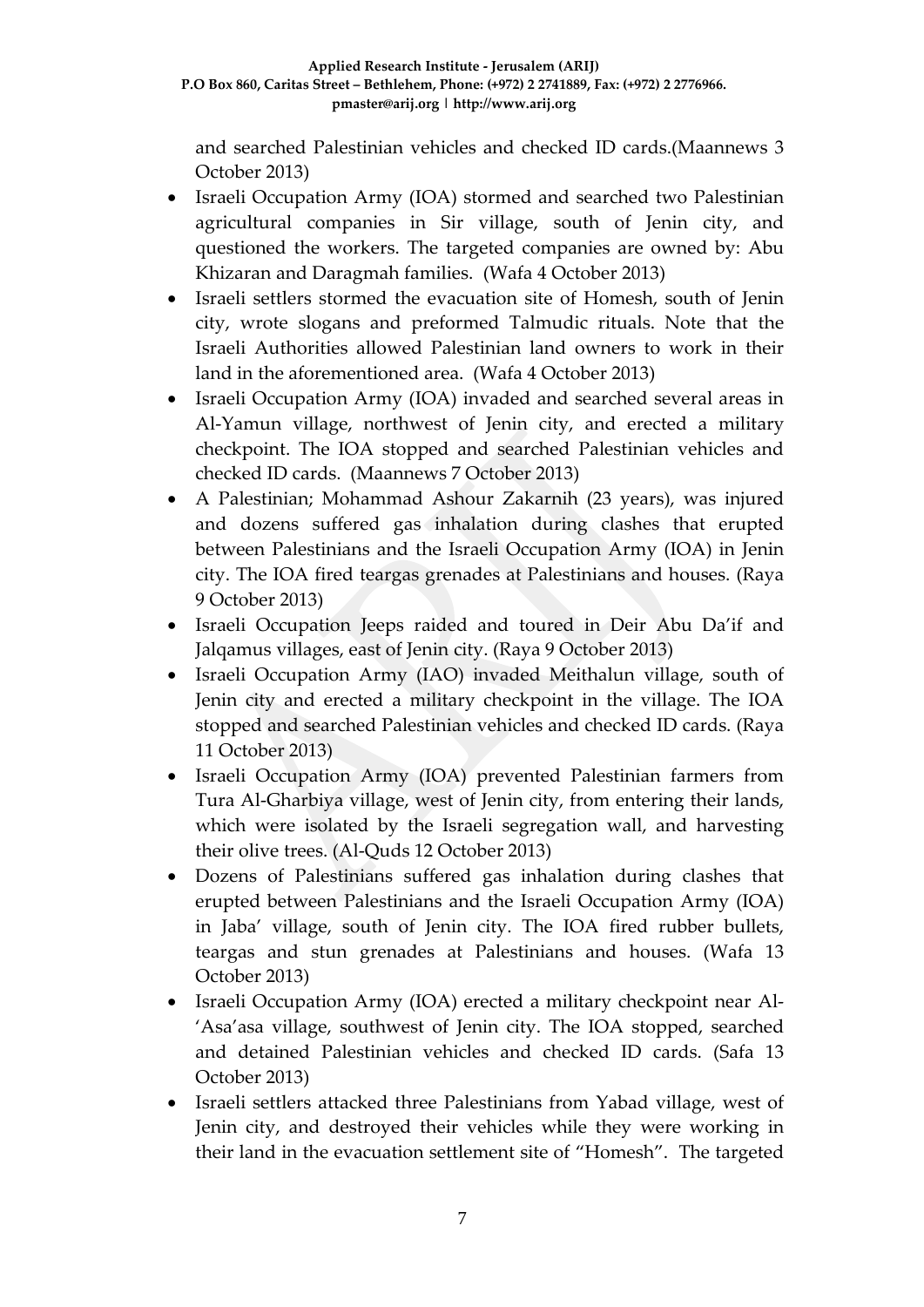and searched Palestinian vehicles and checked ID cards.(Maannews 3 October 2013)

- Israeli Occupation Army (IOA) stormed and searched two Palestinian agricultural companies in Sir village, south of Jenin city, and questioned the workers. The targeted companies are owned by: Abu Khizaran and Daragmah families. (Wafa 4 October 2013)
- Israeli settlers stormed the evacuation site of Homesh, south of Jenin city, wrote slogans and preformed Talmudic rituals. Note that the Israeli Authorities allowed Palestinian land owners to work in their land in the aforementioned area. (Wafa 4 October 2013)
- Israeli Occupation Army (IOA) invaded and searched several areas in Al-Yamun village, northwest of Jenin city, and erected a military checkpoint. The IOA stopped and searched Palestinian vehicles and checked ID cards. (Maannews 7 October 2013)
- A Palestinian; Mohammad Ashour Zakarnih (23 years), was injured and dozens suffered gas inhalation during clashes that erupted between Palestinians and the Israeli Occupation Army (IOA) in Jenin city. The IOA fired teargas grenades at Palestinians and houses. (Raya 9 October 2013)
- Israeli Occupation Jeeps raided and toured in Deir Abu Da'if and Jalqamus villages, east of Jenin city. (Raya 9 October 2013)
- Israeli Occupation Army (IAO) invaded Meithalun village, south of Jenin city and erected a military checkpoint in the village. The IOA stopped and searched Palestinian vehicles and checked ID cards. (Raya 11 October 2013)
- Israeli Occupation Army (IOA) prevented Palestinian farmers from Tura Al-Gharbiya village, west of Jenin city, from entering their lands, which were isolated by the Israeli segregation wall, and harvesting their olive trees. (Al-Quds 12 October 2013)
- Dozens of Palestinians suffered gas inhalation during clashes that erupted between Palestinians and the Israeli Occupation Army (IOA) in Jaba' village, south of Jenin city. The IOA fired rubber bullets, teargas and stun grenades at Palestinians and houses. (Wafa 13 October 2013)
- Israeli Occupation Army (IOA) erected a military checkpoint near Al-'Asa'asa village, southwest of Jenin city. The IOA stopped, searched and detained Palestinian vehicles and checked ID cards. (Safa 13 October 2013)
- Israeli settlers attacked three Palestinians from Yabad village, west of Jenin city, and destroyed their vehicles while they were working in their land in the evacuation settlement site of "Homesh". The targeted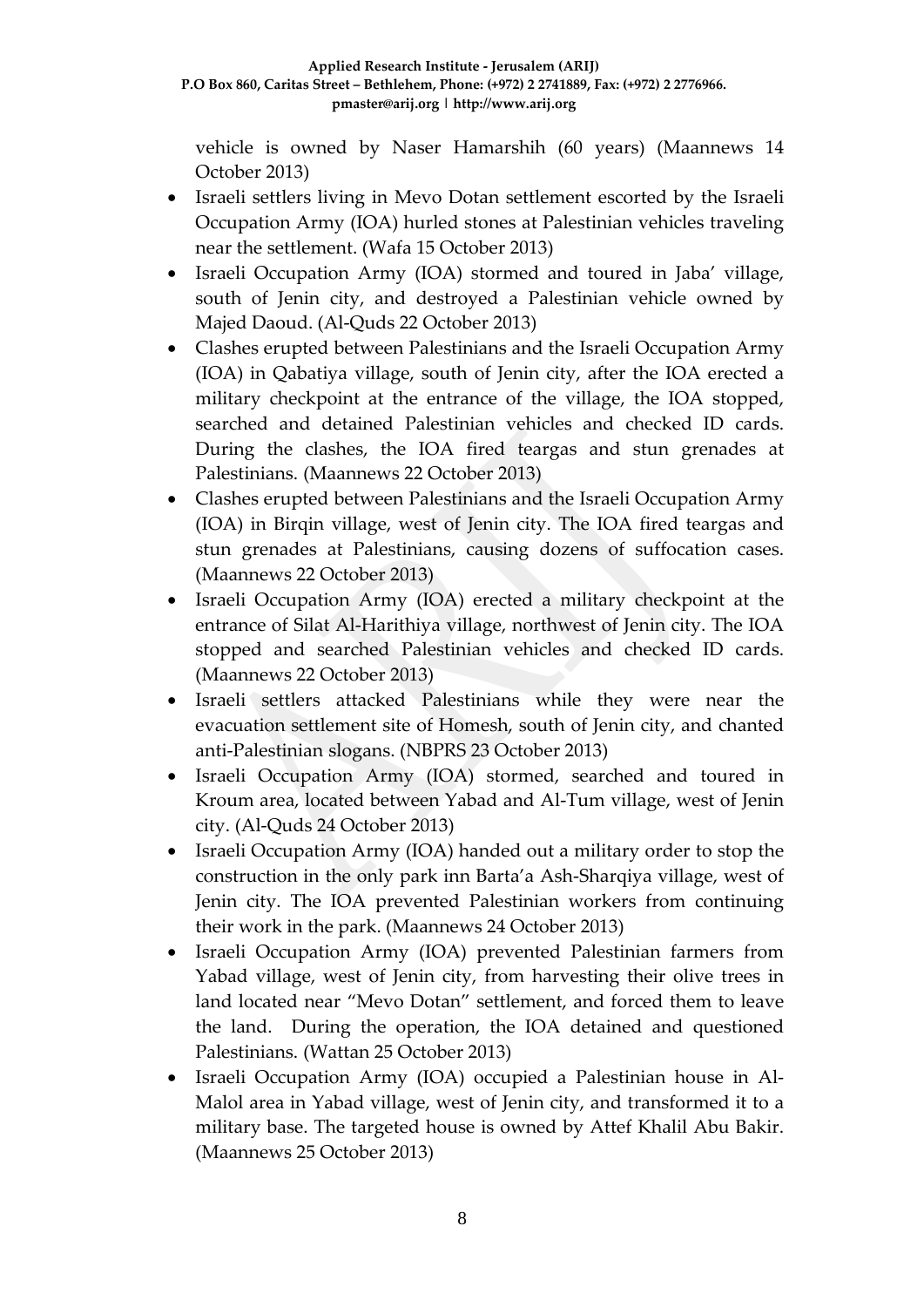vehicle is owned by Naser Hamarshih (60 years) (Maannews 14 October 2013)

- Israeli settlers living in Mevo Dotan settlement escorted by the Israeli Occupation Army (IOA) hurled stones at Palestinian vehicles traveling near the settlement. (Wafa 15 October 2013)
- Israeli Occupation Army (IOA) stormed and toured in Jaba' village, south of Jenin city, and destroyed a Palestinian vehicle owned by Majed Daoud. (Al-Quds 22 October 2013)
- Clashes erupted between Palestinians and the Israeli Occupation Army (IOA) in Qabatiya village, south of Jenin city, after the IOA erected a military checkpoint at the entrance of the village, the IOA stopped, searched and detained Palestinian vehicles and checked ID cards. During the clashes, the IOA fired teargas and stun grenades at Palestinians. (Maannews 22 October 2013)
- Clashes erupted between Palestinians and the Israeli Occupation Army (IOA) in Birqin village, west of Jenin city. The IOA fired teargas and stun grenades at Palestinians, causing dozens of suffocation cases. (Maannews 22 October 2013)
- Israeli Occupation Army (IOA) erected a military checkpoint at the entrance of Silat Al-Harithiya village, northwest of Jenin city. The IOA stopped and searched Palestinian vehicles and checked ID cards. (Maannews 22 October 2013)
- Israeli settlers attacked Palestinians while they were near the evacuation settlement site of Homesh, south of Jenin city, and chanted anti-Palestinian slogans. (NBPRS 23 October 2013)
- Israeli Occupation Army (IOA) stormed, searched and toured in Kroum area, located between Yabad and Al-Tum village, west of Jenin city. (Al-Quds 24 October 2013)
- Israeli Occupation Army (IOA) handed out a military order to stop the construction in the only park inn Barta'a Ash-Sharqiya village, west of Jenin city. The IOA prevented Palestinian workers from continuing their work in the park. (Maannews 24 October 2013)
- Israeli Occupation Army (IOA) prevented Palestinian farmers from Yabad village, west of Jenin city, from harvesting their olive trees in land located near "Mevo Dotan" settlement, and forced them to leave the land. During the operation, the IOA detained and questioned Palestinians. (Wattan 25 October 2013)
- Israeli Occupation Army (IOA) occupied a Palestinian house in Al-Malol area in Yabad village, west of Jenin city, and transformed it to a military base. The targeted house is owned by Attef Khalil Abu Bakir. (Maannews 25 October 2013)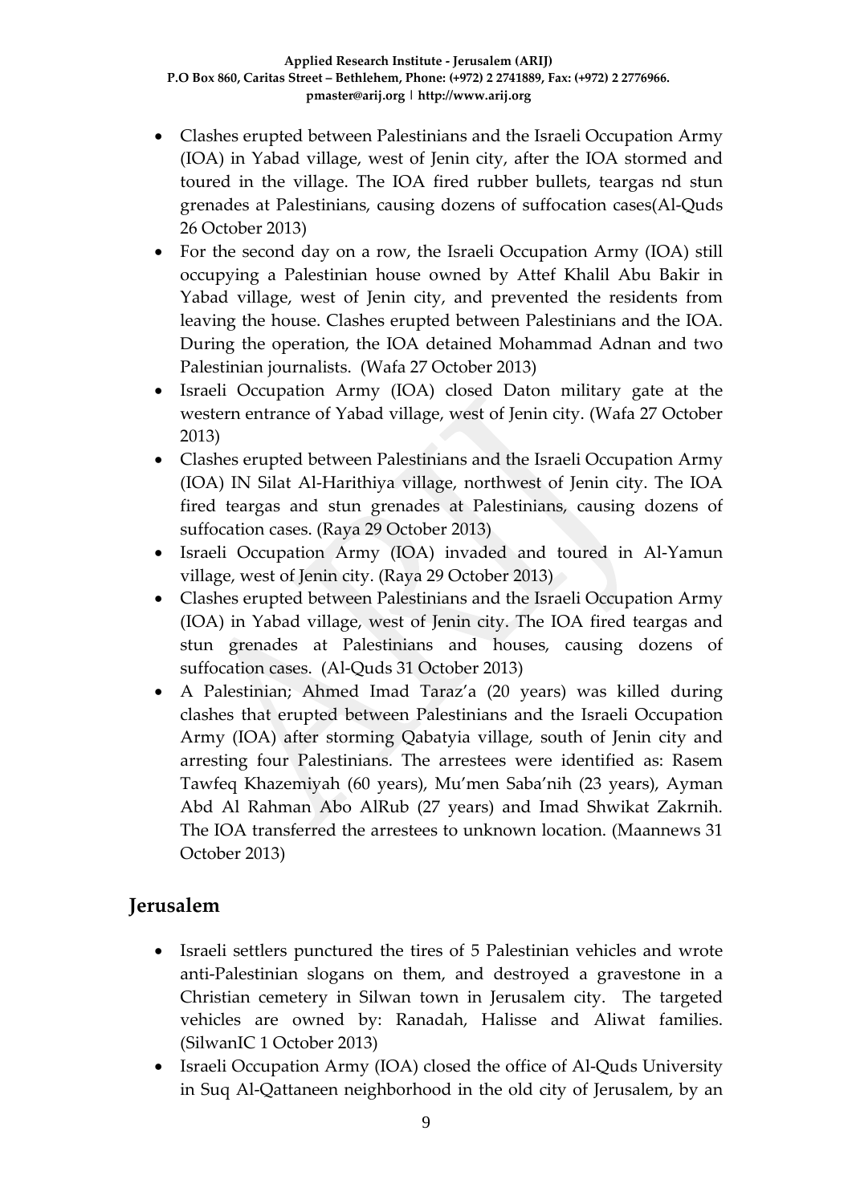- Clashes erupted between Palestinians and the Israeli Occupation Army (IOA) in Yabad village, west of Jenin city, after the IOA stormed and toured in the village. The IOA fired rubber bullets, teargas nd stun grenades at Palestinians, causing dozens of suffocation cases(Al-Quds 26 October 2013)
- For the second day on a row, the Israeli Occupation Army (IOA) still occupying a Palestinian house owned by Attef Khalil Abu Bakir in Yabad village, west of Jenin city, and prevented the residents from leaving the house. Clashes erupted between Palestinians and the IOA. During the operation, the IOA detained Mohammad Adnan and two Palestinian journalists. (Wafa 27 October 2013)
- Israeli Occupation Army (IOA) closed Daton military gate at the western entrance of Yabad village, west of Jenin city. (Wafa 27 October 2013)
- Clashes erupted between Palestinians and the Israeli Occupation Army (IOA) IN Silat Al-Harithiya village, northwest of Jenin city. The IOA fired teargas and stun grenades at Palestinians, causing dozens of suffocation cases. (Raya 29 October 2013)
- Israeli Occupation Army (IOA) invaded and toured in Al-Yamun village, west of Jenin city. (Raya 29 October 2013)
- Clashes erupted between Palestinians and the Israeli Occupation Army (IOA) in Yabad village, west of Jenin city. The IOA fired teargas and stun grenades at Palestinians and houses, causing dozens of suffocation cases. (Al-Quds 31 October 2013)
- A Palestinian; Ahmed Imad Taraz'a (20 years) was killed during clashes that erupted between Palestinians and the Israeli Occupation Army (IOA) after storming Qabatyia village, south of Jenin city and arresting four Palestinians. The arrestees were identified as: Rasem Tawfeq Khazemiyah (60 years), Mu'men Saba'nih (23 years), Ayman Abd Al Rahman Abo AlRub (27 years) and Imad Shwikat Zakrnih. The IOA transferred the arrestees to unknown location. (Maannews 31 October 2013)

## Jerusalem

- Israeli settlers punctured the tires of 5 Palestinian vehicles and wrote anti-Palestinian slogans on them, and destroyed a gravestone in a Christian cemetery in Silwan town in Jerusalem city. The targeted vehicles are owned by: Ranadah, Halisse and Aliwat families. (SilwanIC 1 October 2013)
- Israeli Occupation Army (IOA) closed the office of Al-Quds University in Suq Al-Qattaneen neighborhood in the old city of Jerusalem, by an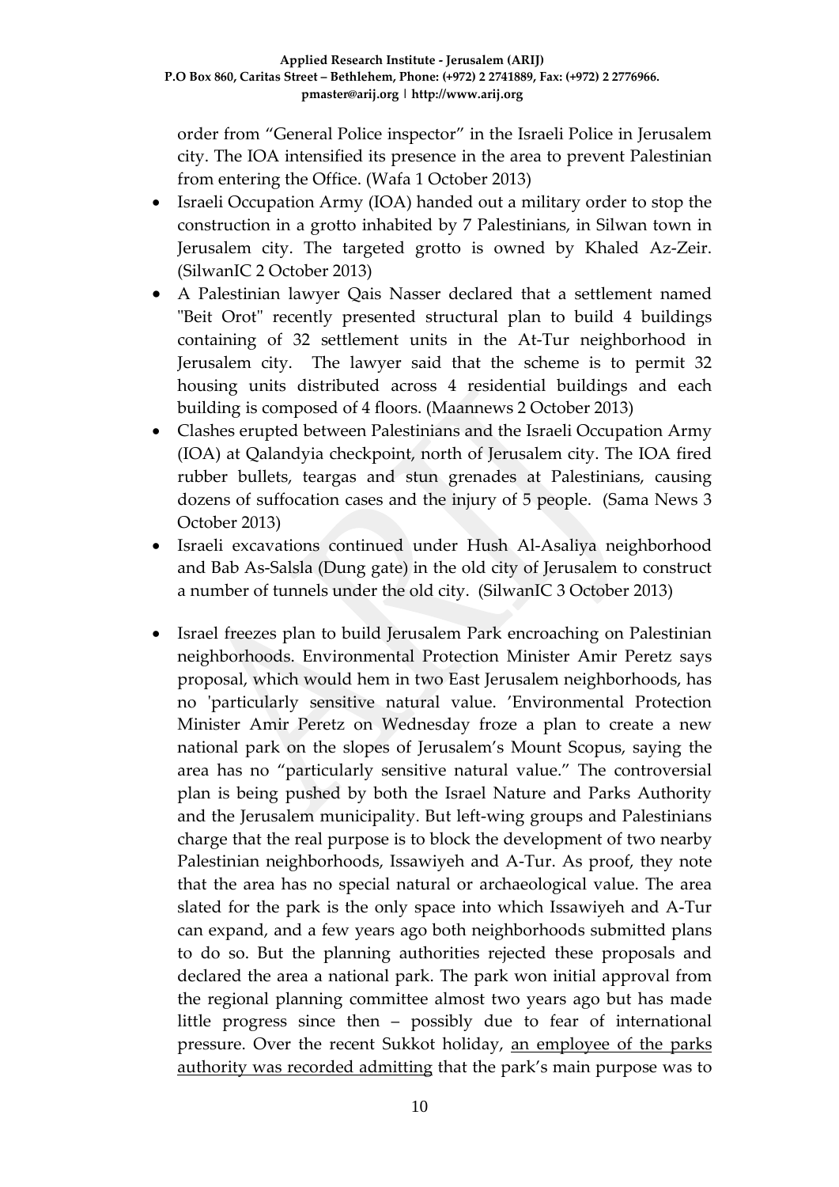order from "General Police inspector" in the Israeli Police in Jerusalem city. The IOA intensified its presence in the area to prevent Palestinian from entering the Office. (Wafa 1 October 2013)

- Israeli Occupation Army (IOA) handed out a military order to stop the construction in a grotto inhabited by 7 Palestinians, in Silwan town in Jerusalem city. The targeted grotto is owned by Khaled Az-Zeir. (SilwanIC 2 October 2013)
- A Palestinian lawyer Qais Nasser declared that a settlement named "Beit Orot" recently presented structural plan to build 4 buildings containing of 32 settlement units in the At-Tur neighborhood in Jerusalem city. The lawyer said that the scheme is to permit 32 housing units distributed across 4 residential buildings and each building is composed of 4 floors. (Maannews 2 October 2013)
- Clashes erupted between Palestinians and the Israeli Occupation Army (IOA) at Qalandyia checkpoint, north of Jerusalem city. The IOA fired rubber bullets, teargas and stun grenades at Palestinians, causing dozens of suffocation cases and the injury of 5 people. (Sama News 3 October 2013)
- Israeli excavations continued under Hush Al-Asaliya neighborhood and Bab As-Salsla (Dung gate) in the old city of Jerusalem to construct a number of tunnels under the old city. (SilwanIC 3 October 2013)

- Israel freezes plan to build Jerusalem Park encroaching on Palestinian neighborhoods. Environmental Protection Minister Amir Peretz says proposal, which would hem in two East Jerusalem neighborhoods, has no 'particularly sensitive natural value. 'Environmental Protection Minister Amir Peretz on Wednesday froze a plan to create a new national park on the slopes of Jerusalem's Mount Scopus, saying the area has no "particularly sensitive natural value." The controversial plan is being pushed by both the Israel Nature and Parks Authority and the Jerusalem municipality. But left-wing groups and Palestinians charge that the real purpose is to block the development of two nearby Palestinian neighborhoods, Issawiyeh and A-Tur. As proof, they note that the area has no special natural or archaeological value. The area slated for the park is the only space into which Issawiyeh and A-Tur can expand, and a few years ago both neighborhoods submitted plans to do so. But the planning authorities rejected these proposals and declared the area a national park. The park won initial approval from the regional planning committee almost two years ago but has made little progress since then – possibly due to fear of international pressure. Over the recent Sukkot holiday, an employee of the parks authority was recorded admitting that the park's main purpose was to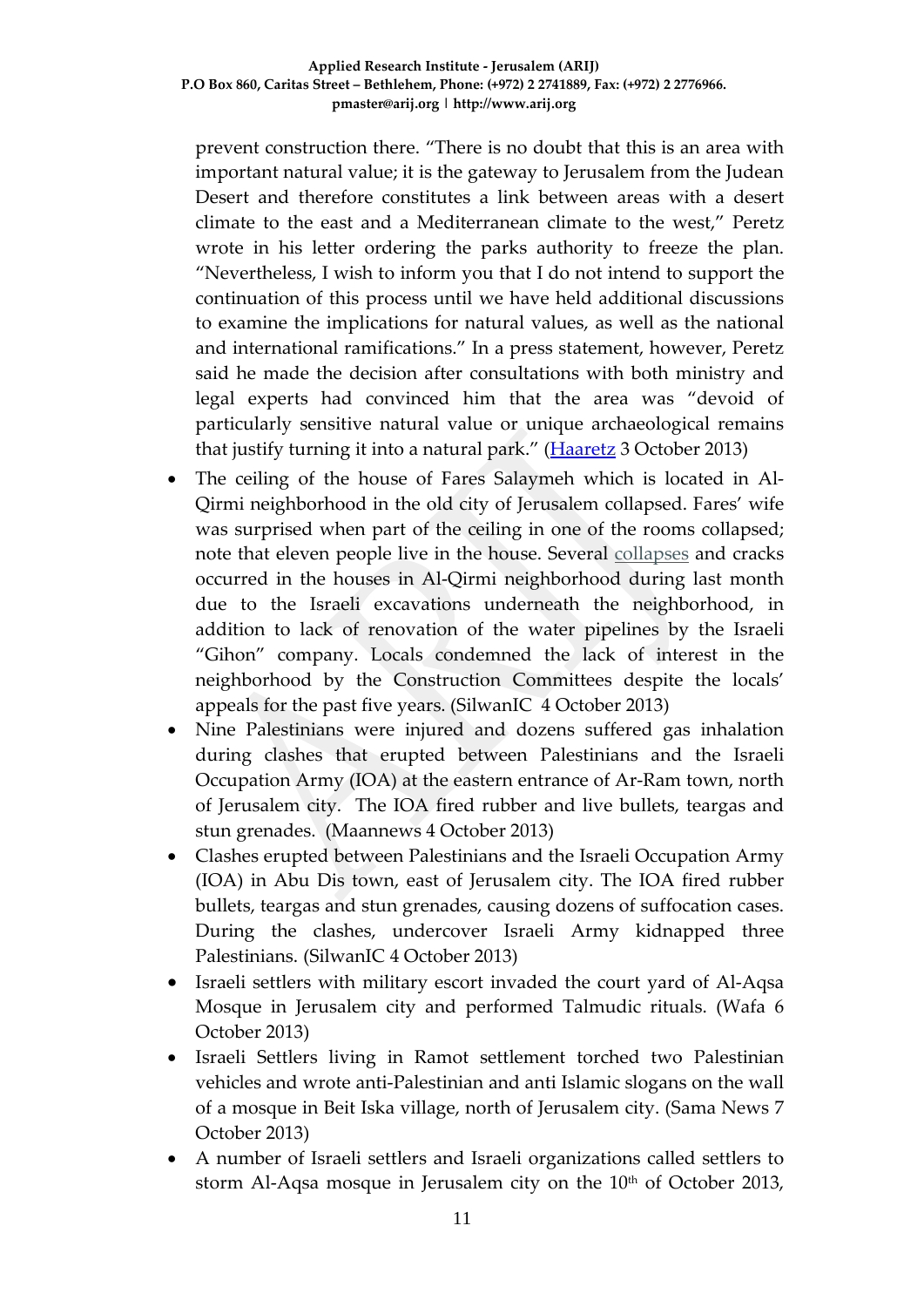prevent construction there. “There is no doubt that this is an area with important natural value; it is the gateway to Jerusalem from the Judean Desert and therefore constitutes a link between areas with a desert climate to the east and a Mediterranean climate to the west,” Peretz wrote in his letter ordering the parks authority to freeze the plan. “Nevertheless, I wish to inform you that I do not intend to support the continuation of this process until we have held additional discussions to examine the implications for natural values, as well as the national and international ramifications.” In a press statement, however, Peretz said he made the decision after consultations with both ministry and legal experts had convinced him that the area was “devoid of particularly sensitive natural value or unique archaeological remains that justify turning it into a natural park.” (Haaretz 3 October 2013)

- The ceiling of the house of Fares Salaymeh which is located in Al-Qirmi neighborhood in the old city of Jerusalem collapsed. Fares' wife was surprised when part of the ceiling in one of the rooms collapsed; note that eleven people live in the house. Several collapses and cracks occurred in the houses in Al-Qirmi neighborhood during last month due to the Israeli excavations underneath the neighborhood, in addition to lack of renovation of the water pipelines by the Israeli “Gihon” company. Locals condemned the lack of interest in the neighborhood by the Construction Committees despite the locals' appeals for the past five years. (SilwanIC 4 October 2013)
- Nine Palestinians were injured and dozens suffered gas inhalation during clashes that erupted between Palestinians and the Israeli Occupation Army (IOA) at the eastern entrance of Ar-Ram town, north of Jerusalem city. The IOA fired rubber and live bullets, teargas and stun grenades. (Maannews 4 October 2013)
- Clashes erupted between Palestinians and the Israeli Occupation Army (IOA) in Abu Dis town, east of Jerusalem city. The IOA fired rubber bullets, teargas and stun grenades, causing dozens of suffocation cases. During the clashes, undercover Israeli Army kidnapped three Palestinians. (SilwanIC 4 October 2013)
- Israeli settlers with military escort invaded the court yard of Al-Aqsa Mosque in Jerusalem city and performed Talmudic rituals. (Wafa 6 October 2013)
- Israeli Settlers living in Ramot settlement torched two Palestinian vehicles and wrote anti-Palestinian and anti Islamic slogans on the wall of a mosque in Beit Iska village, north of Jerusalem city. (Sama News 7 October 2013)
- A number of Israeli settlers and Israeli organizations called settlers to storm Al-Aqsa mosque in Jerusalem city on the 10th of October 2013,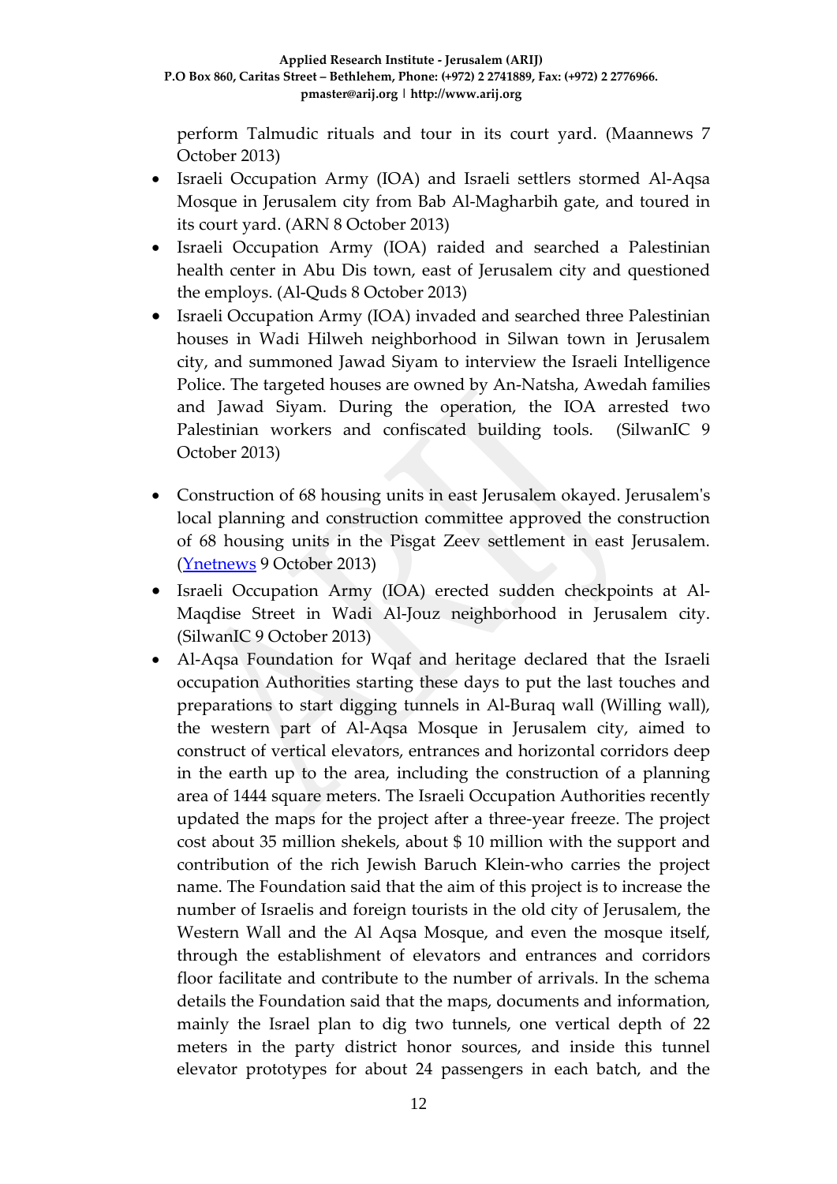perform Talmudic rituals and tour in its court yard. (Maannews 7 October 2013)

- Israeli Occupation Army (IOA) and Israeli settlers stormed Al-Aqsa Mosque in Jerusalem city from Bab Al-Magharbih gate, and toured in its court yard. (ARN 8 October 2013)
- Israeli Occupation Army (IOA) raided and searched a Palestinian health center in Abu Dis town, east of Jerusalem city and questioned the employs. (Al-Quds 8 October 2013)
- Israeli Occupation Army (IOA) invaded and searched three Palestinian houses in Wadi Hilweh neighborhood in Silwan town in Jerusalem city, and summoned Jawad Siyam to interview the Israeli Intelligence Police. The targeted houses are owned by An-Natsha, Awedah families and Jawad Siyam. During the operation, the IOA arrested two Palestinian workers and confiscated building tools. (SilwanIC 9 October 2013)

- Construction of 68 housing units in east Jerusalem okayed. Jerusalem's local planning and construction committee approved the construction of 68 housing units in the Pisgat Zeev settlement in east Jerusalem. (Ynetnews 9 October 2013)
- Israeli Occupation Army (IOA) erected sudden checkpoints at Al-Maqdise Street in Wadi Al-Jouz neighborhood in Jerusalem city. (SilwanIC 9 October 2013)
- Al-Aqsa Foundation for Wqaf and heritage declared that the Israeli occupation Authorities starting these days to put the last touches and preparations to start digging tunnels in Al-Buraq wall (Willing wall), the western part of Al-Aqsa Mosque in Jerusalem city, aimed to construct of vertical elevators, entrances and horizontal corridors deep in the earth up to the area, including the construction of a planning area of 1444 square meters. The Israeli Occupation Authorities recently updated the maps for the project after a three-year freeze. The project cost about 35 million shekels, about $ 10 million with the support and contribution of the rich Jewish Baruch Klein-who carries the project name. The Foundation said that the aim of this project is to increase the number of Israelis and foreign tourists in the old city of Jerusalem, the Western Wall and the Al Aqsa Mosque, and even the mosque itself, through the establishment of elevators and entrances and corridors floor facilitate and contribute to the number of arrivals. In the schema details the Foundation said that the maps, documents and information, mainly the Israel plan to dig two tunnels, one vertical depth of 22 meters in the party district honor sources, and inside this tunnel elevator prototypes for about 24 passengers in each batch, and the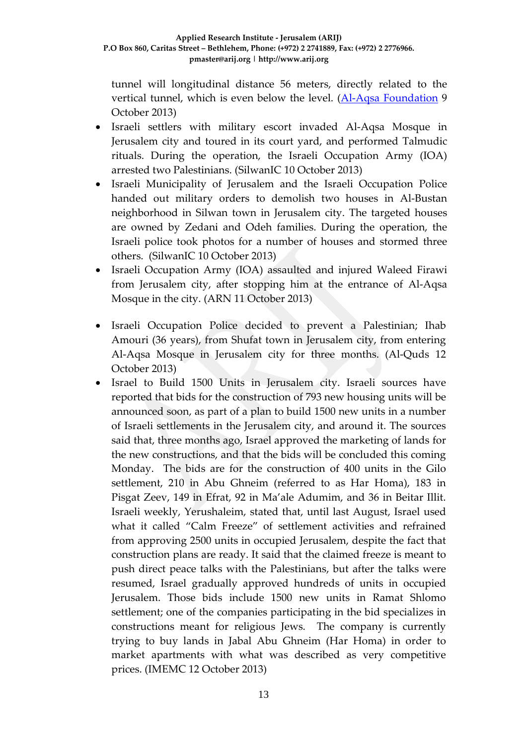tunnel will longitudinal distance 56 meters, directly related to the vertical tunnel, which is even below the level. (Al-Aqsa Foundation 9 October 2013)

- Israeli settlers with military escort invaded Al-Aqsa Mosque in Jerusalem city and toured in its court yard, and performed Talmudic rituals. During the operation, the Israeli Occupation Army (IOA) arrested two Palestinians. (SilwanIC 10 October 2013)
- Israeli Municipality of Jerusalem and the Israeli Occupation Police handed out military orders to demolish two houses in Al-Bustan neighborhood in Silwan town in Jerusalem city. The targeted houses are owned by Zedani and Odeh families. During the operation, the Israeli police took photos for a number of houses and stormed three others. (SilwanIC 10 October 2013)
- Israeli Occupation Army (IOA) assaulted and injured Waleed Firawi from Jerusalem city, after stopping him at the entrance of Al-Aqsa Mosque in the city. (ARN 11 October 2013)
- Israeli Occupation Police decided to prevent a Palestinian; Ihab Amouri (36 years), from Shufat town in Jerusalem city, from entering Al-Aqsa Mosque in Jerusalem city for three months. (Al-Quds 12 October 2013)
- Israel to Build 1500 Units in Jerusalem city. Israeli sources have reported that bids for the construction of 793 new housing units will be announced soon, as part of a plan to build 1500 new units in a number of Israeli settlements in the Jerusalem city, and around it. The sources said that, three months ago, Israel approved the marketing of lands for the new constructions, and that the bids will be concluded this coming Monday. The bids are for the construction of 400 units in the Gilo settlement, 210 in Abu Ghneim (referred to as Har Homa), 183 in Pisgat Zeev, 149 in Efrat, 92 in Ma'ale Adumim, and 36 in Beitar Illit. Israeli weekly, Yerushaleim, stated that, until last August, Israel used what it called "Calm Freeze" of settlement activities and refrained from approving 2500 units in occupied Jerusalem, despite the fact that construction plans are ready. It said that the claimed freeze is meant to push direct peace talks with the Palestinians, but after the talks were resumed, Israel gradually approved hundreds of units in occupied Jerusalem. Those bids include 1500 new units in Ramat Shlomo settlement; one of the companies participating in the bid specializes in constructions meant for religious Jews. The company is currently trying to buy lands in Jabal Abu Ghneim (Har Homa) in order to market apartments with what was described as very competitive prices. (IMEMC 12 October 2013)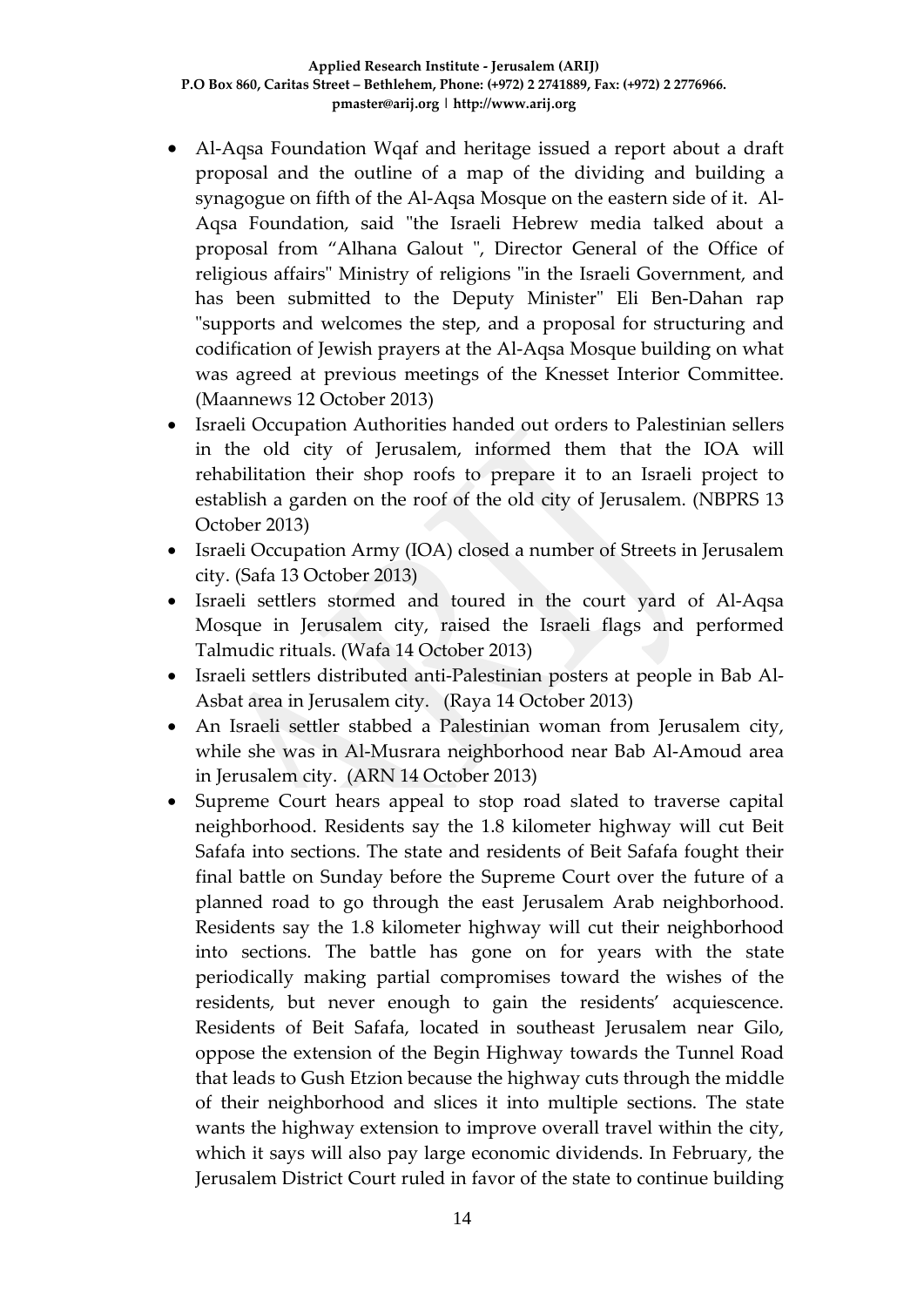- Al-Aqsa Foundation Wqaf and heritage issued a report about a draft proposal and the outline of a map of the dividing and building a synagogue on fifth of the Al-Aqsa Mosque on the eastern side of it. Al-Aqsa Foundation, said "the Israeli Hebrew media talked about a proposal from "Alhana Galout ", Director General of the Office of religious affairs" Ministry of religions "in the Israeli Government, and has been submitted to the Deputy Minister" Eli Ben-Dahan rap "supports and welcomes the step, and a proposal for structuring and codification of Jewish prayers at the Al-Aqsa Mosque building on what was agreed at previous meetings of the Knesset Interior Committee. (Maannews 12 October 2013)
- Israeli Occupation Authorities handed out orders to Palestinian sellers in the old city of Jerusalem, informed them that the IOA will rehabilitation their shop roofs to prepare it to an Israeli project to establish a garden on the roof of the old city of Jerusalem. (NBPRS 13 October 2013)
- Israeli Occupation Army (IOA) closed a number of Streets in Jerusalem city. (Safa 13 October 2013)
- Israeli settlers stormed and toured in the court yard of Al-Aqsa Mosque in Jerusalem city, raised the Israeli flags and performed Talmudic rituals. (Wafa 14 October 2013)
- Israeli settlers distributed anti-Palestinian posters at people in Bab Al-Asbat area in Jerusalem city. (Raya 14 October 2013)
- An Israeli settler stabbed a Palestinian woman from Jerusalem city, while she was in Al-Musrara neighborhood near Bab Al-Amoud area in Jerusalem city. (ARN 14 October 2013)
- Supreme Court hears appeal to stop road slated to traverse capital neighborhood. Residents say the 1.8 kilometer highway will cut Beit Safafa into sections. The state and residents of Beit Safafa fought their final battle on Sunday before the Supreme Court over the future of a planned road to go through the east Jerusalem Arab neighborhood. Residents say the 1.8 kilometer highway will cut their neighborhood into sections. The battle has gone on for years with the state periodically making partial compromises toward the wishes of the residents, but never enough to gain the residents' acquiescence. Residents of Beit Safafa, located in southeast Jerusalem near Gilo, oppose the extension of the Begin Highway towards the Tunnel Road that leads to Gush Etzion because the highway cuts through the middle of their neighborhood and slices it into multiple sections. The state wants the highway extension to improve overall travel within the city, which it says will also pay large economic dividends. In February, the Jerusalem District Court ruled in favor of the state to continue building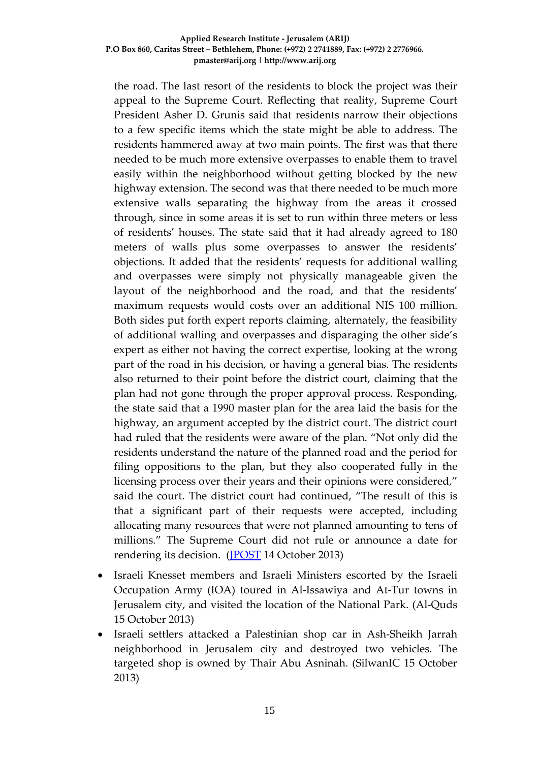the road. The last resort of the residents to block the project was their appeal to the Supreme Court. Reflecting that reality, Supreme Court President Asher D. Grunis said that residents narrow their objections to a few specific items which the state might be able to address. The residents hammered away at two main points. The first was that there needed to be much more extensive overpasses to enable them to travel easily within the neighborhood without getting blocked by the new highway extension. The second was that there needed to be much more extensive walls separating the highway from the areas it crossed through, since in some areas it is set to run within three meters or less of residents' houses. The state said that it had already agreed to 180 meters of walls plus some overpasses to answer the residents' objections. It added that the residents' requests for additional walling and overpasses were simply not physically manageable given the layout of the neighborhood and the road, and that the residents' maximum requests would costs over an additional NIS 100 million. Both sides put forth expert reports claiming, alternately, the feasibility of additional walling and overpasses and disparaging the other side's expert as either not having the correct expertise, looking at the wrong part of the road in his decision, or having a general bias. The residents also returned to their point before the district court, claiming that the plan had not gone through the proper approval process. Responding, the state said that a 1990 master plan for the area laid the basis for the highway, an argument accepted by the district court. The district court had ruled that the residents were aware of the plan. "Not only did the residents understand the nature of the planned road and the period for filing oppositions to the plan, but they also cooperated fully in the licensing process over their years and their opinions were considered," said the court. The district court had continued, "The result of this is that a significant part of their requests were accepted, including allocating many resources that were not planned amounting to tens of millions." The Supreme Court did not rule or announce a date for rendering its decision. (JPOST 14 October 2013)

- Israeli Knesset members and Israeli Ministers escorted by the Israeli Occupation Army (IOA) toured in Al-Issawiya and At-Tur towns in Jerusalem city, and visited the location of the National Park. (Al-Quds 15 October 2013)
- Israeli settlers attacked a Palestinian shop car in Ash-Sheikh Jarrah neighborhood in Jerusalem city and destroyed two vehicles. The targeted shop is owned by Thair Abu Asninah. (SilwanIC 15 October 2013)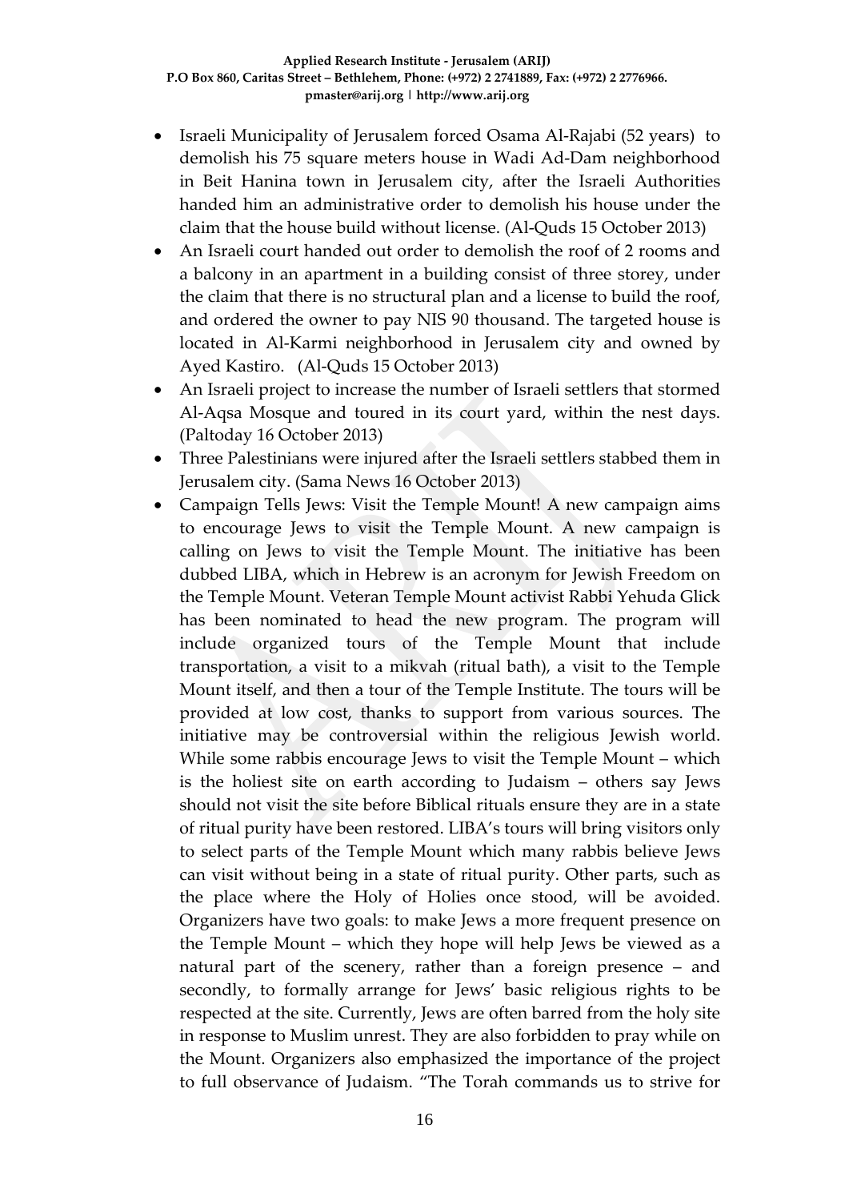- Israeli Municipality of Jerusalem forced Osama Al-Rajabi (52 years) to demolish his 75 square meters house in Wadi Ad-Dam neighborhood in Beit Hanina town in Jerusalem city, after the Israeli Authorities handed him an administrative order to demolish his house under the claim that the house build without license. (Al-Quds 15 October 2013)
- An Israeli court handed out order to demolish the roof of 2 rooms and a balcony in an apartment in a building consist of three storey, under the claim that there is no structural plan and a license to build the roof, and ordered the owner to pay NIS 90 thousand. The targeted house is located in Al-Karmi neighborhood in Jerusalem city and owned by Ayed Kastiro. (Al-Quds 15 October 2013)
- An Israeli project to increase the number of Israeli settlers that stormed Al-Aqsa Mosque and toured in its court yard, within the nest days. (Paltoday 16 October 2013)
- Three Palestinians were injured after the Israeli settlers stabbed them in Jerusalem city. (Sama News 16 October 2013)
- Campaign Tells Jews: Visit the Temple Mount! A new campaign aims to encourage Jews to visit the Temple Mount. A new campaign is calling on Jews to visit the Temple Mount. The initiative has been dubbed LIBA, which in Hebrew is an acronym for Jewish Freedom on the Temple Mount. Veteran Temple Mount activist Rabbi Yehuda Glick has been nominated to head the new program. The program will include organized tours of the Temple Mount that include transportation, a visit to a mikvah (ritual bath), a visit to the Temple Mount itself, and then a tour of the Temple Institute. The tours will be provided at low cost, thanks to support from various sources. The initiative may be controversial within the religious Jewish world. While some rabbis encourage Jews to visit the Temple Mount – which is the holiest site on earth according to Judaism – others say Jews should not visit the site before Biblical rituals ensure they are in a state of ritual purity have been restored. LIBA's tours will bring visitors only to select parts of the Temple Mount which many rabbis believe Jews can visit without being in a state of ritual purity. Other parts, such as the place where the Holy of Holies once stood, will be avoided. Organizers have two goals: to make Jews a more frequent presence on the Temple Mount – which they hope will help Jews be viewed as a natural part of the scenery, rather than a foreign presence – and secondly, to formally arrange for Jews' basic religious rights to be respected at the site. Currently, Jews are often barred from the holy site in response to Muslim unrest. They are also forbidden to pray while on the Mount. Organizers also emphasized the importance of the project to full observance of Judaism. "The Torah commands us to strive for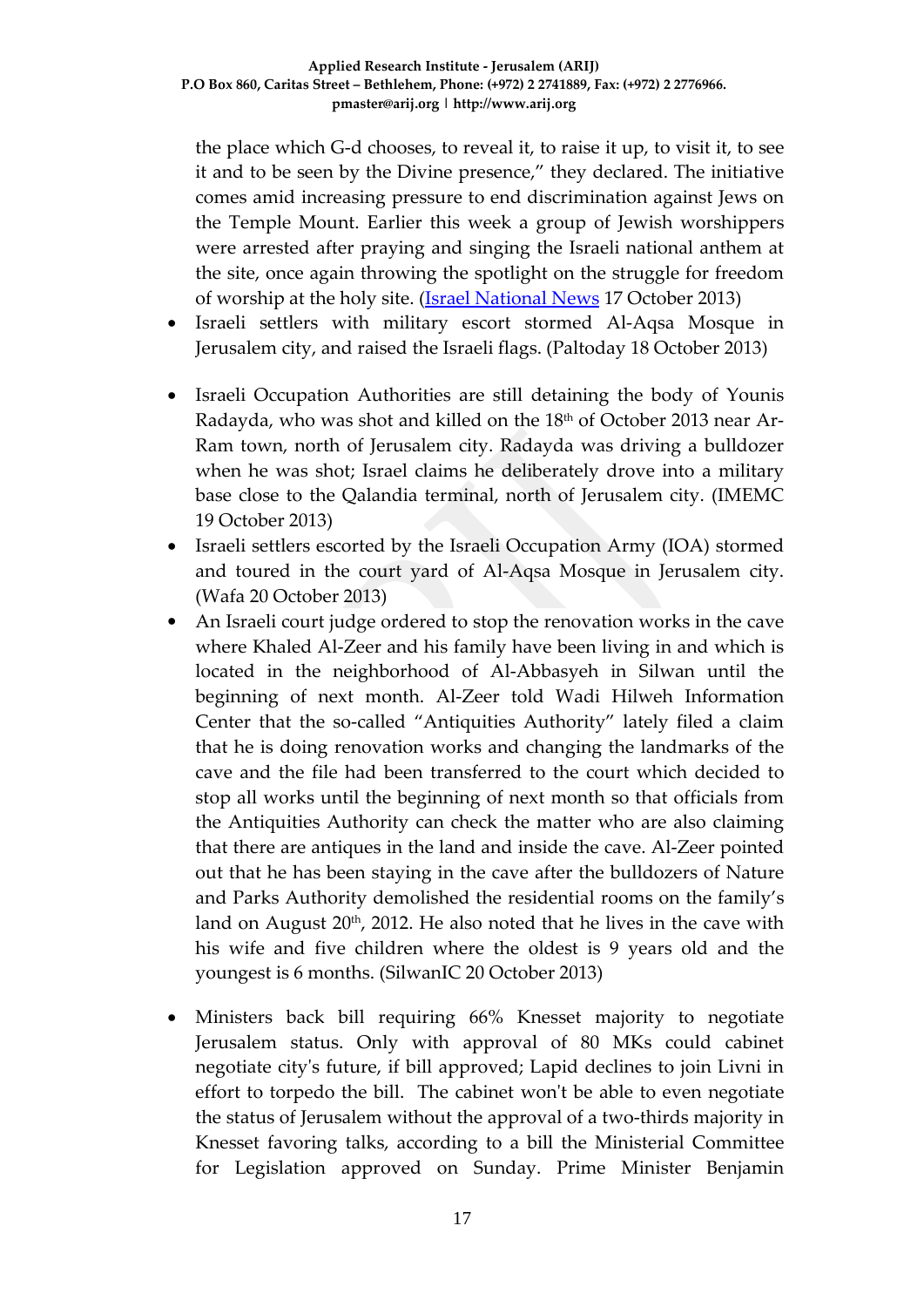the place which G-d chooses, to reveal it, to raise it up, to visit it, to see it and to be seen by the Divine presence," they declared. The initiative comes amid increasing pressure to end discrimination against Jews on the Temple Mount. Earlier this week a group of Jewish worshippers were arrested after praying and singing the Israeli national anthem at the site, once again throwing the spotlight on the struggle for freedom of worship at the holy site. (Israel National News 17 October 2013)

- Israeli settlers with military escort stormed Al-Aqsa Mosque in Jerusalem city, and raised the Israeli flags. (Paltoday 18 October 2013)

- Israeli Occupation Authorities are still detaining the body of Younis Radayda, who was shot and killed on the 18th of October 2013 near Ar-Ram town, north of Jerusalem city. Radayda was driving a bulldozer when he was shot; Israel claims he deliberately drove into a military base close to the Qalandia terminal, north of Jerusalem city. (IMEMC 19 October 2013)
- Israeli settlers escorted by the Israeli Occupation Army (IOA) stormed and toured in the court yard of Al-Aqsa Mosque in Jerusalem city. (Wafa 20 October 2013)
- An Israeli court judge ordered to stop the renovation works in the cave where Khaled Al-Zeer and his family have been living in and which is located in the neighborhood of Al-Abbasyeh in Silwan until the beginning of next month. Al-Zeer told Wadi Hilweh Information Center that the so-called "Antiquities Authority" lately filed a claim that he is doing renovation works and changing the landmarks of the cave and the file had been transferred to the court which decided to stop all works until the beginning of next month so that officials from the Antiquities Authority can check the matter who are also claiming that there are antiques in the land and inside the cave. Al-Zeer pointed out that he has been staying in the cave after the bulldozers of Nature and Parks Authority demolished the residential rooms on the family's land on August 20th, 2012. He also noted that he lives in the cave with his wife and five children where the oldest is 9 years old and the youngest is 6 months. (SilwanIC 20 October 2013)

- Ministers back bill requiring 66% Knesset majority to negotiate Jerusalem status. Only with approval of 80 MKs could cabinet negotiate city's future, if bill approved; Lapid declines to join Livni in effort to torpedo the bill. The cabinet won't be able to even negotiate the status of Jerusalem without the approval of a two-thirds majority in Knesset favoring talks, according to a bill the Ministerial Committee for Legislation approved on Sunday. Prime Minister Benjamin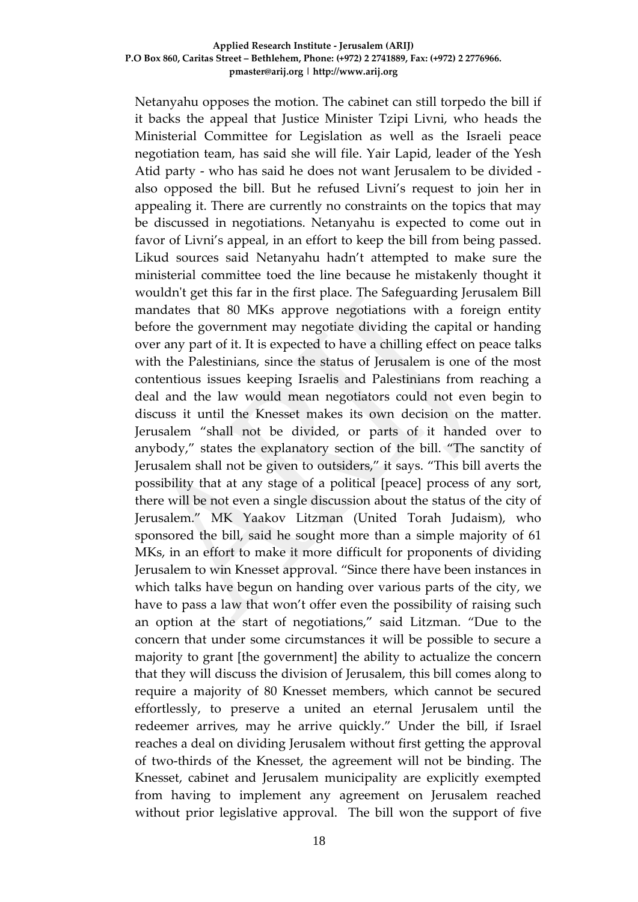Netanyahu opposes the motion. The cabinet can still torpedo the bill if it backs the appeal that Justice Minister Tzipi Livni, who heads the Ministerial Committee for Legislation as well as the Israeli peace negotiation team, has said she will file. Yair Lapid, leader of the Yesh Atid party - who has said he does not want Jerusalem to be divided - also opposed the bill. But he refused Livni's request to join her in appealing it. There are currently no constraints on the topics that may be discussed in negotiations. Netanyahu is expected to come out in favor of Livni's appeal, in an effort to keep the bill from being passed. Likud sources said Netanyahu hadn't attempted to make sure the ministerial committee toed the line because he mistakenly thought it wouldn't get this far in the first place. The Safeguarding Jerusalem Bill mandates that 80 MKs approve negotiations with a foreign entity before the government may negotiate dividing the capital or handing over any part of it. It is expected to have a chilling effect on peace talks with the Palestinians, since the status of Jerusalem is one of the most contentious issues keeping Israelis and Palestinians from reaching a deal and the law would mean negotiators could not even begin to discuss it until the Knesset makes its own decision on the matter. Jerusalem "shall not be divided, or parts of it handed over to anybody," states the explanatory section of the bill. "The sanctity of Jerusalem shall not be given to outsiders," it says. "This bill averts the possibility that at any stage of a political [peace] process of any sort, there will be not even a single discussion about the status of the city of Jerusalem." MK Yaakov Litzman (United Torah Judaism), who sponsored the bill, said he sought more than a simple majority of 61 MKs, in an effort to make it more difficult for proponents of dividing Jerusalem to win Knesset approval. "Since there have been instances in which talks have begun on handing over various parts of the city, we have to pass a law that won't offer even the possibility of raising such an option at the start of negotiations," said Litzman. "Due to the concern that under some circumstances it will be possible to secure a majority to grant [the government] the ability to actualize the concern that they will discuss the division of Jerusalem, this bill comes along to require a majority of 80 Knesset members, which cannot be secured effortlessly, to preserve a united an eternal Jerusalem until the redeemer arrives, may he arrive quickly." Under the bill, if Israel reaches a deal on dividing Jerusalem without first getting the approval of two-thirds of the Knesset, the agreement will not be binding. The Knesset, cabinet and Jerusalem municipality are explicitly exempted from having to implement any agreement on Jerusalem reached without prior legislative approval. The bill won the support of five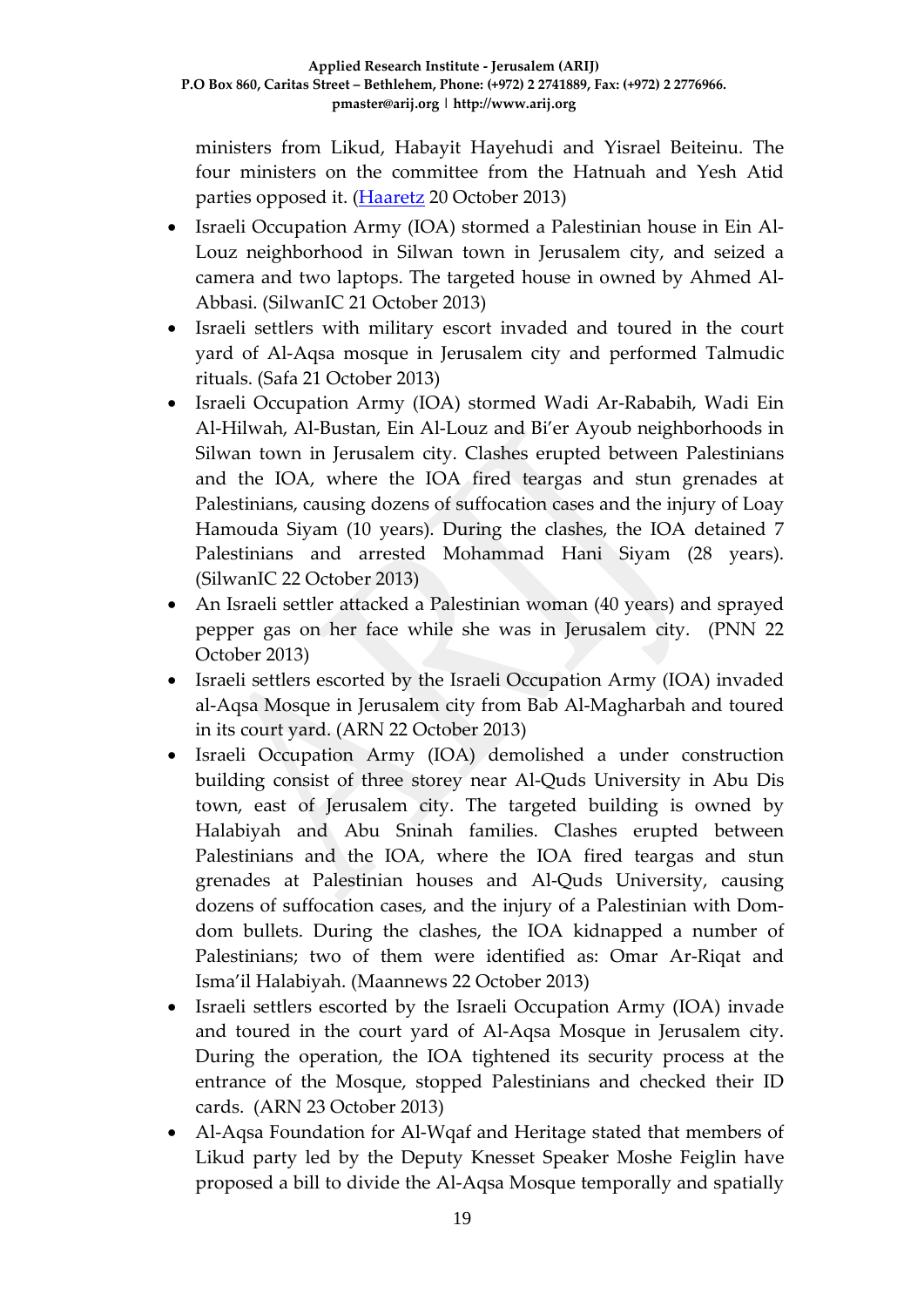ministers from Likud, Habayit Hayehudi and Yisrael Beiteinu. The four ministers on the committee from the Hatnuah and Yesh Atid parties opposed it. (Haaretz 20 October 2013)

- Israeli Occupation Army (IOA) stormed a Palestinian house in Ein Al-Louz neighborhood in Silwan town in Jerusalem city, and seized a camera and two laptops. The targeted house in owned by Ahmed Al-Abbasi. (SilwanIC 21 October 2013)
- Israeli settlers with military escort invaded and toured in the court yard of Al-Aqsa mosque in Jerusalem city and performed Talmudic rituals. (Safa 21 October 2013)
- Israeli Occupation Army (IOA) stormed Wadi Ar-Rababih, Wadi Ein Al-Hilwah, Al-Bustan, Ein Al-Louz and Bi'er Ayoub neighborhoods in Silwan town in Jerusalem city. Clashes erupted between Palestinians and the IOA, where the IOA fired teargas and stun grenades at Palestinians, causing dozens of suffocation cases and the injury of Loay Hamouda Siyam (10 years). During the clashes, the IOA detained 7 Palestinians and arrested Mohammad Hani Siyam (28 years). (SilwanIC 22 October 2013)
- An Israeli settler attacked a Palestinian woman (40 years) and sprayed pepper gas on her face while she was in Jerusalem city. (PNN 22 October 2013)
- Israeli settlers escorted by the Israeli Occupation Army (IOA) invaded al-Aqsa Mosque in Jerusalem city from Bab Al-Magharbah and toured in its court yard. (ARN 22 October 2013)
- Israeli Occupation Army (IOA) demolished a under construction building consist of three storey near Al-Quds University in Abu Dis town, east of Jerusalem city. The targeted building is owned by Halabiyah and Abu Sninah families. Clashes erupted between Palestinians and the IOA, where the IOA fired teargas and stun grenades at Palestinian houses and Al-Quds University, causing dozens of suffocation cases, and the injury of a Palestinian with Dom-dom bullets. During the clashes, the IOA kidnapped a number of Palestinians; two of them were identified as: Omar Ar-Riqat and Isma'il Halabiyah. (Maannews 22 October 2013)
- Israeli settlers escorted by the Israeli Occupation Army (IOA) invade and toured in the court yard of Al-Aqsa Mosque in Jerusalem city. During the operation, the IOA tightened its security process at the entrance of the Mosque, stopped Palestinians and checked their ID cards. (ARN 23 October 2013)
- Al-Aqsa Foundation for Al-Wqaf and Heritage stated that members of Likud party led by the Deputy Knesset Speaker Moshe Feiglin have proposed a bill to divide the Al-Aqsa Mosque temporally and spatially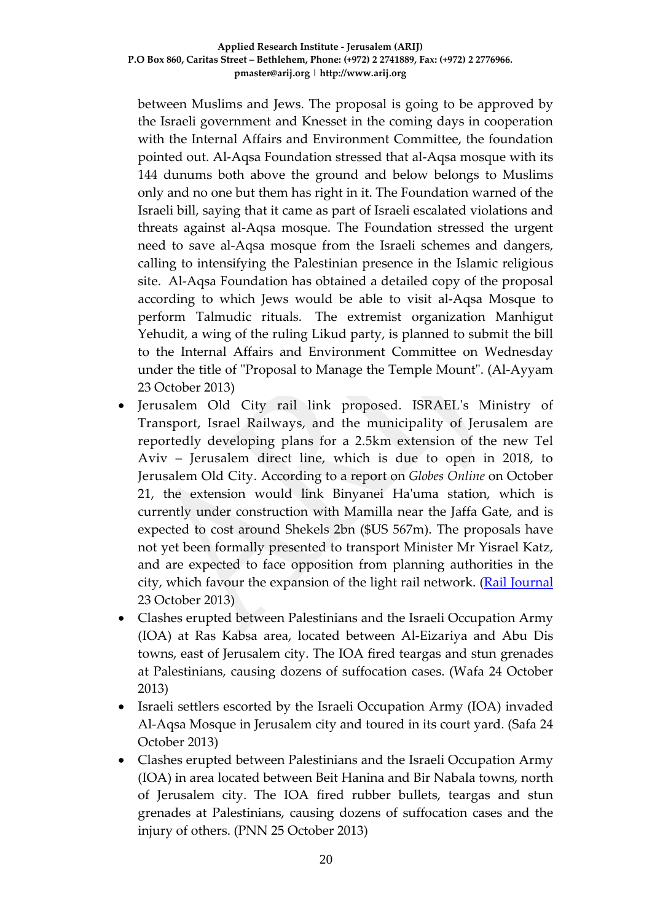between Muslims and Jews. The proposal is going to be approved by the Israeli government and Knesset in the coming days in cooperation with the Internal Affairs and Environment Committee, the foundation pointed out. Al-Aqsa Foundation stressed that al-Aqsa mosque with its 144 dunums both above the ground and below belongs to Muslims only and no one but them has right in it. The Foundation warned of the Israeli bill, saying that it came as part of Israeli escalated violations and threats against al-Aqsa mosque. The Foundation stressed the urgent need to save al-Aqsa mosque from the Israeli schemes and dangers, calling to intensifying the Palestinian presence in the Islamic religious site. Al-Aqsa Foundation has obtained a detailed copy of the proposal according to which Jews would be able to visit al-Aqsa Mosque to perform Talmudic rituals. The extremist organization Manhigut Yehudit, a wing of the ruling Likud party, is planned to submit the bill to the Internal Affairs and Environment Committee on Wednesday under the title of "Proposal to Manage the Temple Mount". (Al-Ayyam 23 October 2013)

- Jerusalem Old City rail link proposed. ISRAEL's Ministry of Transport, Israel Railways, and the municipality of Jerusalem are reportedly developing plans for a 2.5km extension of the new Tel Aviv – Jerusalem direct line, which is due to open in 2018, to Jerusalem Old City. According to a report on *Globes Online* on October 21, the extension would link Binyanei Ha'uma station, which is currently under construction with Mamilla near the Jaffa Gate, and is expected to cost around Shekels 2bn ($US 567m). The proposals have not yet been formally presented to transport Minister Mr Yisrael Katz, and are expected to face opposition from planning authorities in the city, which favour the expansion of the light rail network. (Rail Journal 23 October 2013)
- Clashes erupted between Palestinians and the Israeli Occupation Army (IOA) at Ras Kabsa area, located between Al-Eizariya and Abu Dis towns, east of Jerusalem city. The IOA fired teargas and stun grenades at Palestinians, causing dozens of suffocation cases. (Wafa 24 October 2013)
- Israeli settlers escorted by the Israeli Occupation Army (IOA) invaded Al-Aqsa Mosque in Jerusalem city and toured in its court yard. (Safa 24 October 2013)
- Clashes erupted between Palestinians and the Israeli Occupation Army (IOA) in area located between Beit Hanina and Bir Nabala towns, north of Jerusalem city. The IOA fired rubber bullets, teargas and stun grenades at Palestinians, causing dozens of suffocation cases and the injury of others. (PNN 25 October 2013)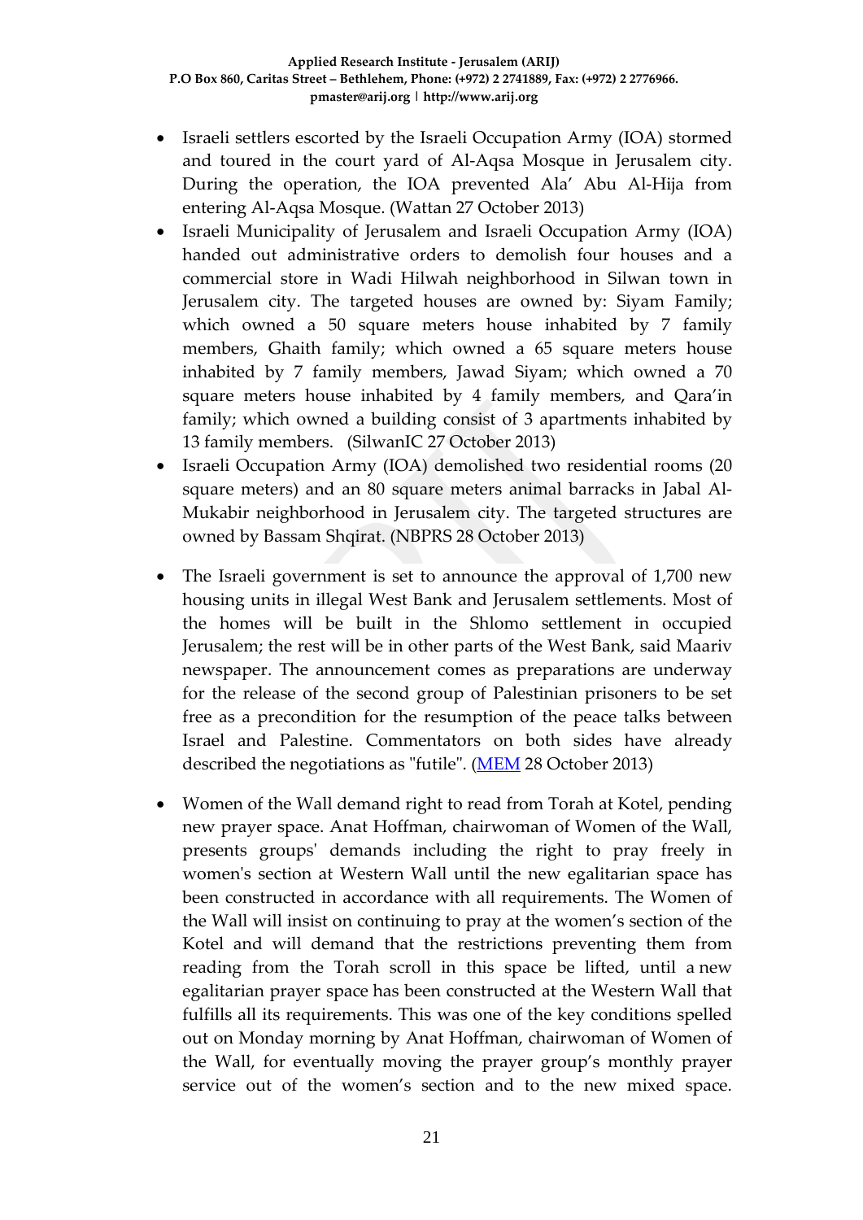- Israeli settlers escorted by the Israeli Occupation Army (IOA) stormed and toured in the court yard of Al-Aqsa Mosque in Jerusalem city. During the operation, the IOA prevented Ala' Abu Al-Hija from entering Al-Aqsa Mosque. (Wattan 27 October 2013)
- Israeli Municipality of Jerusalem and Israeli Occupation Army (IOA) handed out administrative orders to demolish four houses and a commercial store in Wadi Hilwah neighborhood in Silwan town in Jerusalem city. The targeted houses are owned by: Siyam Family; which owned a 50 square meters house inhabited by 7 family members, Ghaith family; which owned a 65 square meters house inhabited by 7 family members, Jawad Siyam; which owned a 70 square meters house inhabited by 4 family members, and Qara'in family; which owned a building consist of 3 apartments inhabited by 13 family members. (SilwanIC 27 October 2013)
- Israeli Occupation Army (IOA) demolished two residential rooms (20 square meters) and an 80 square meters animal barracks in Jabal Al-Mukabir neighborhood in Jerusalem city. The targeted structures are owned by Bassam Shqirat. (NBPRS 28 October 2013)
- The Israeli government is set to announce the approval of 1,700 new housing units in illegal West Bank and Jerusalem settlements. Most of the homes will be built in the Shlomo settlement in occupied Jerusalem; the rest will be in other parts of the West Bank, said Maariv newspaper. The announcement comes as preparations are underway for the release of the second group of Palestinian prisoners to be set free as a precondition for the resumption of the peace talks between Israel and Palestine. Commentators on both sides have already described the negotiations as "futile". (MEM 28 October 2013)
- Women of the Wall demand right to read from Torah at Kotel, pending new prayer space. Anat Hoffman, chairwoman of Women of the Wall, presents groups' demands including the right to pray freely in women's section at Western Wall until the new egalitarian space has been constructed in accordance with all requirements. The Women of the Wall will insist on continuing to pray at the women's section of the Kotel and will demand that the restrictions preventing them from reading from the Torah scroll in this space be lifted, until a new egalitarian prayer space has been constructed at the Western Wall that fulfills all its requirements. This was one of the key conditions spelled out on Monday morning by Anat Hoffman, chairwoman of Women of the Wall, for eventually moving the prayer group's monthly prayer service out of the women's section and to the new mixed space.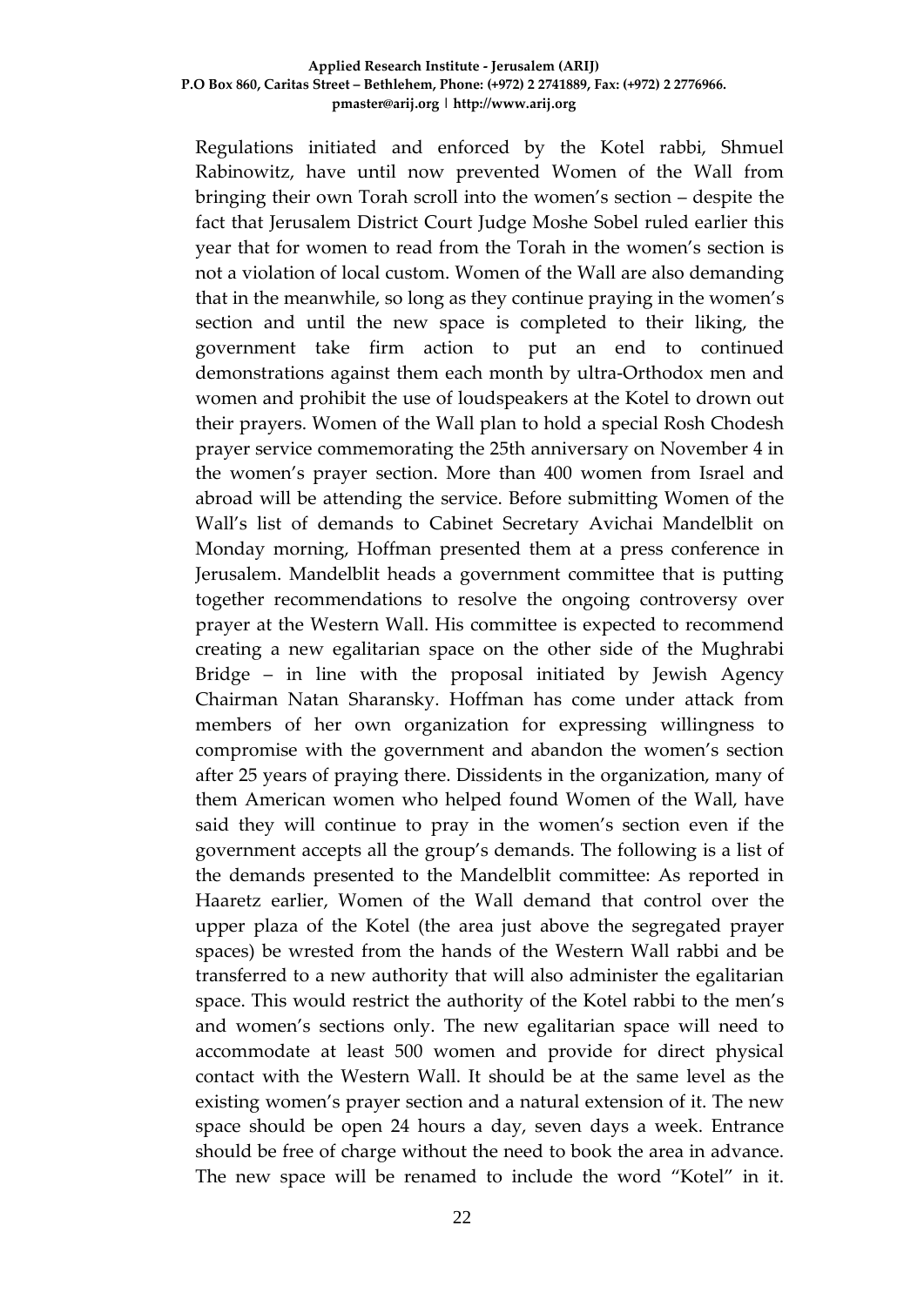Regulations initiated and enforced by the Kotel rabbi, Shmuel Rabinowitz, have until now prevented Women of the Wall from bringing their own Torah scroll into the women's section – despite the fact that Jerusalem District Court Judge Moshe Sobel ruled earlier this year that for women to read from the Torah in the women's section is not a violation of local custom. Women of the Wall are also demanding that in the meanwhile, so long as they continue praying in the women's section and until the new space is completed to their liking, the government take firm action to put an end to continued demonstrations against them each month by ultra-Orthodox men and women and prohibit the use of loudspeakers at the Kotel to drown out their prayers. Women of the Wall plan to hold a special Rosh Chodesh prayer service commemorating the 25th anniversary on November 4 in the women's prayer section. More than 400 women from Israel and abroad will be attending the service. Before submitting Women of the Wall's list of demands to Cabinet Secretary Avichai Mandelblit on Monday morning, Hoffman presented them at a press conference in Jerusalem. Mandelblit heads a government committee that is putting together recommendations to resolve the ongoing controversy over prayer at the Western Wall. His committee is expected to recommend creating a new egalitarian space on the other side of the Mughrabi Bridge – in line with the proposal initiated by Jewish Agency Chairman Natan Sharansky. Hoffman has come under attack from members of her own organization for expressing willingness to compromise with the government and abandon the women's section after 25 years of praying there. Dissidents in the organization, many of them American women who helped found Women of the Wall, have said they will continue to pray in the women's section even if the government accepts all the group's demands. The following is a list of the demands presented to the Mandelblit committee: As reported in Haaretz earlier, Women of the Wall demand that control over the upper plaza of the Kotel (the area just above the segregated prayer spaces) be wrested from the hands of the Western Wall rabbi and be transferred to a new authority that will also administer the egalitarian space. This would restrict the authority of the Kotel rabbi to the men's and women's sections only. The new egalitarian space will need to accommodate at least 500 women and provide for direct physical contact with the Western Wall. It should be at the same level as the existing women's prayer section and a natural extension of it. The new space should be open 24 hours a day, seven days a week. Entrance should be free of charge without the need to book the area in advance. The new space will be renamed to include the word "Kotel" in it.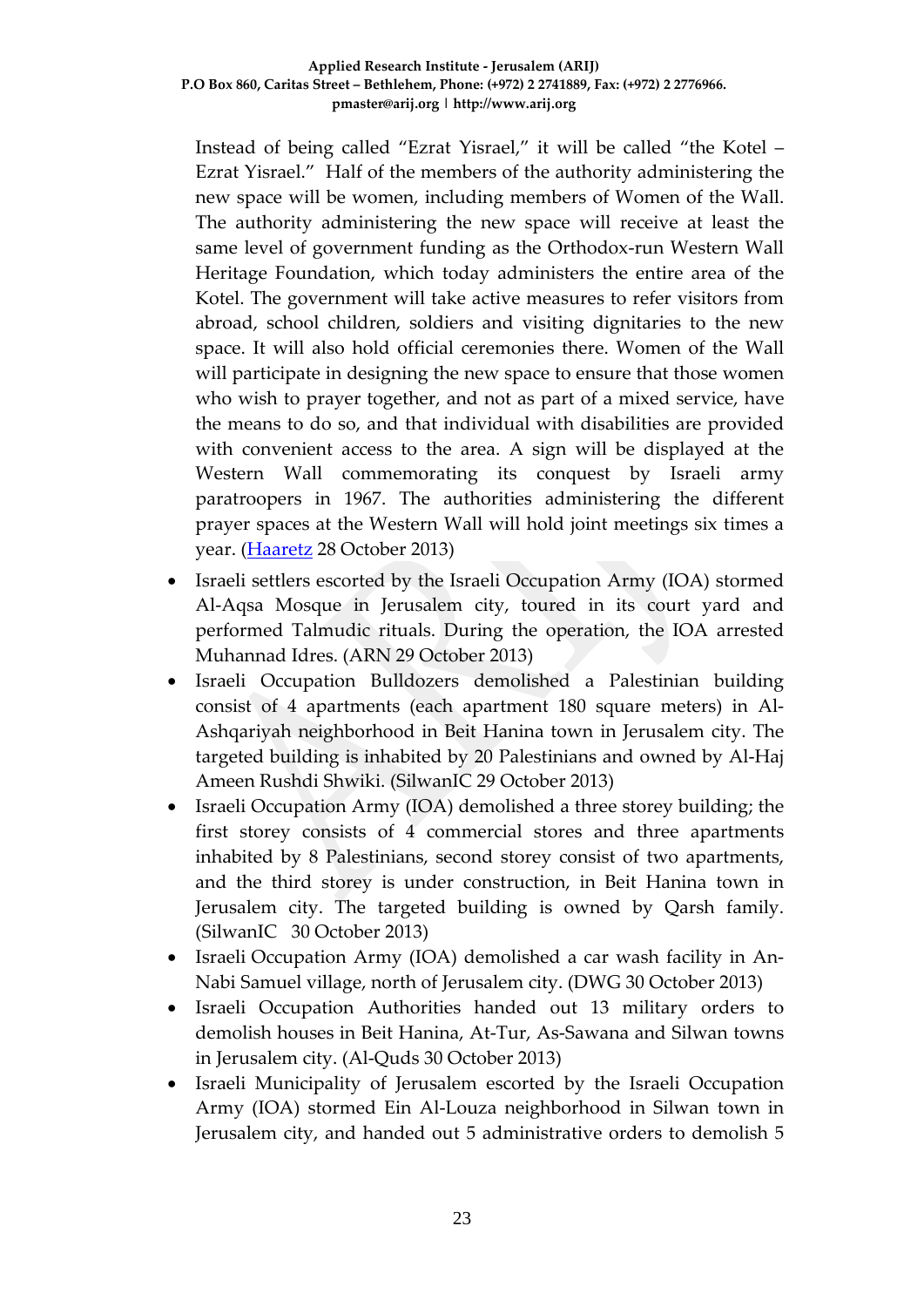Instead of being called "Ezrat Yisrael," it will be called "the Kotel – Ezrat Yisrael." Half of the members of the authority administering the new space will be women, including members of Women of the Wall. The authority administering the new space will receive at least the same level of government funding as the Orthodox-run Western Wall Heritage Foundation, which today administers the entire area of the Kotel. The government will take active measures to refer visitors from abroad, school children, soldiers and visiting dignitaries to the new space. It will also hold official ceremonies there. Women of the Wall will participate in designing the new space to ensure that those women who wish to prayer together, and not as part of a mixed service, have the means to do so, and that individual with disabilities are provided with convenient access to the area. A sign will be displayed at the Western Wall commemorating its conquest by Israeli army paratroopers in 1967. The authorities administering the different prayer spaces at the Western Wall will hold joint meetings six times a year. (Haaretz 28 October 2013)

- Israeli settlers escorted by the Israeli Occupation Army (IOA) stormed Al-Aqsa Mosque in Jerusalem city, toured in its court yard and performed Talmudic rituals. During the operation, the IOA arrested Muhannad Idres. (ARN 29 October 2013)
- Israeli Occupation Bulldozers demolished a Palestinian building consist of 4 apartments (each apartment 180 square meters) in Al-Ashqariyah neighborhood in Beit Hanina town in Jerusalem city. The targeted building is inhabited by 20 Palestinians and owned by Al-Haj Ameen Rushdi Shwiki. (SilwanIC 29 October 2013)
- Israeli Occupation Army (IOA) demolished a three storey building; the first storey consists of 4 commercial stores and three apartments inhabited by 8 Palestinians, second storey consist of two apartments, and the third storey is under construction, in Beit Hanina town in Jerusalem city. The targeted building is owned by Qarsh family. (SilwanIC 30 October 2013)
- Israeli Occupation Army (IOA) demolished a car wash facility in An-Nabi Samuel village, north of Jerusalem city. (DWG 30 October 2013)
- Israeli Occupation Authorities handed out 13 military orders to demolish houses in Beit Hanina, At-Tur, As-Sawana and Silwan towns in Jerusalem city. (Al-Quds 30 October 2013)
- Israeli Municipality of Jerusalem escorted by the Israeli Occupation Army (IOA) stormed Ein Al-Louza neighborhood in Silwan town in Jerusalem city, and handed out 5 administrative orders to demolish 5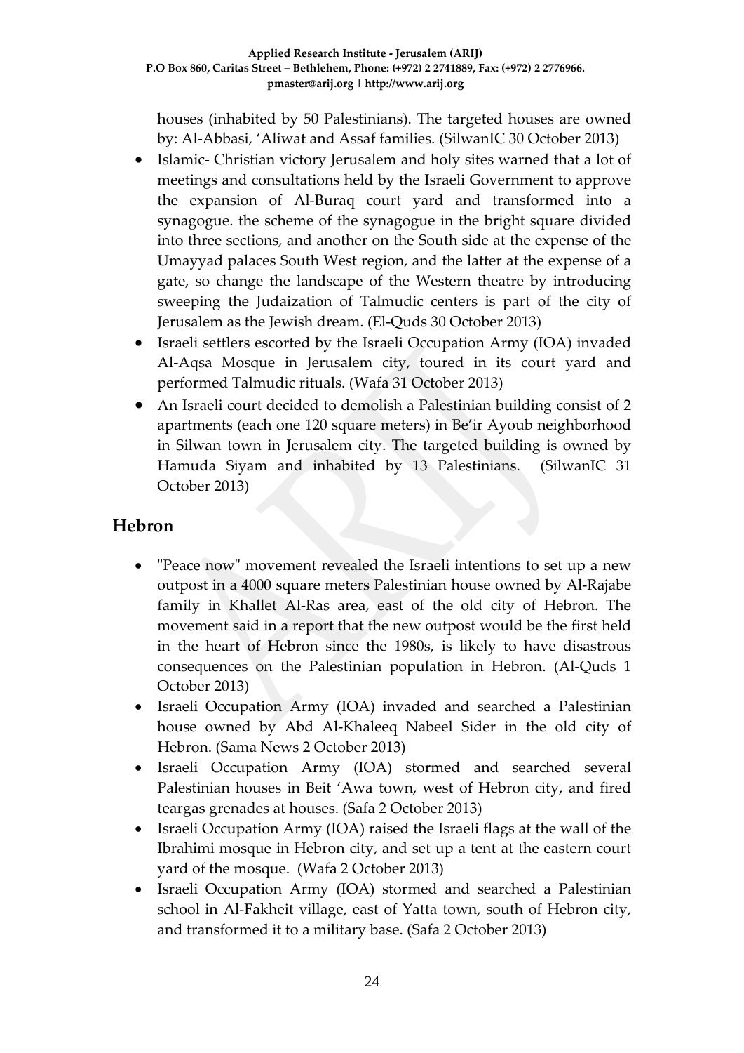houses (inhabited by 50 Palestinians). The targeted houses are owned by: Al-Abbasi, 'Aliwat and Assaf families. (SilwanIC 30 October 2013)

- Islamic- Christian victory Jerusalem and holy sites warned that a lot of meetings and consultations held by the Israeli Government to approve the expansion of Al-Buraq court yard and transformed into a synagogue. the scheme of the synagogue in the bright square divided into three sections, and another on the South side at the expense of the Umayyad palaces South West region, and the latter at the expense of a gate, so change the landscape of the Western theatre by introducing sweeping the Judaization of Talmudic centers is part of the city of Jerusalem as the Jewish dream. (El-Quds 30 October 2013)
- Israeli settlers escorted by the Israeli Occupation Army (IOA) invaded Al-Aqsa Mosque in Jerusalem city, toured in its court yard and performed Talmudic rituals. (Wafa 31 October 2013)
- An Israeli court decided to demolish a Palestinian building consist of 2 apartments (each one 120 square meters) in Be'ir Ayoub neighborhood in Silwan town in Jerusalem city. The targeted building is owned by Hamuda Siyam and inhabited by 13 Palestinians. (SilwanIC 31 October 2013)

## Hebron

- "Peace now" movement revealed the Israeli intentions to set up a new outpost in a 4000 square meters Palestinian house owned by Al-Rajabe family in Khallet Al-Ras area, east of the old city of Hebron. The movement said in a report that the new outpost would be the first held in the heart of Hebron since the 1980s, is likely to have disastrous consequences on the Palestinian population in Hebron. (Al-Quds 1 October 2013)
- Israeli Occupation Army (IOA) invaded and searched a Palestinian house owned by Abd Al-Khaleeq Nabeel Sider in the old city of Hebron. (Sama News 2 October 2013)
- Israeli Occupation Army (IOA) stormed and searched several Palestinian houses in Beit 'Awa town, west of Hebron city, and fired teargas grenades at houses. (Safa 2 October 2013)
- Israeli Occupation Army (IOA) raised the Israeli flags at the wall of the Ibrahimi mosque in Hebron city, and set up a tent at the eastern court yard of the mosque. (Wafa 2 October 2013)
- Israeli Occupation Army (IOA) stormed and searched a Palestinian school in Al-Fakheit village, east of Yatta town, south of Hebron city, and transformed it to a military base. (Safa 2 October 2013)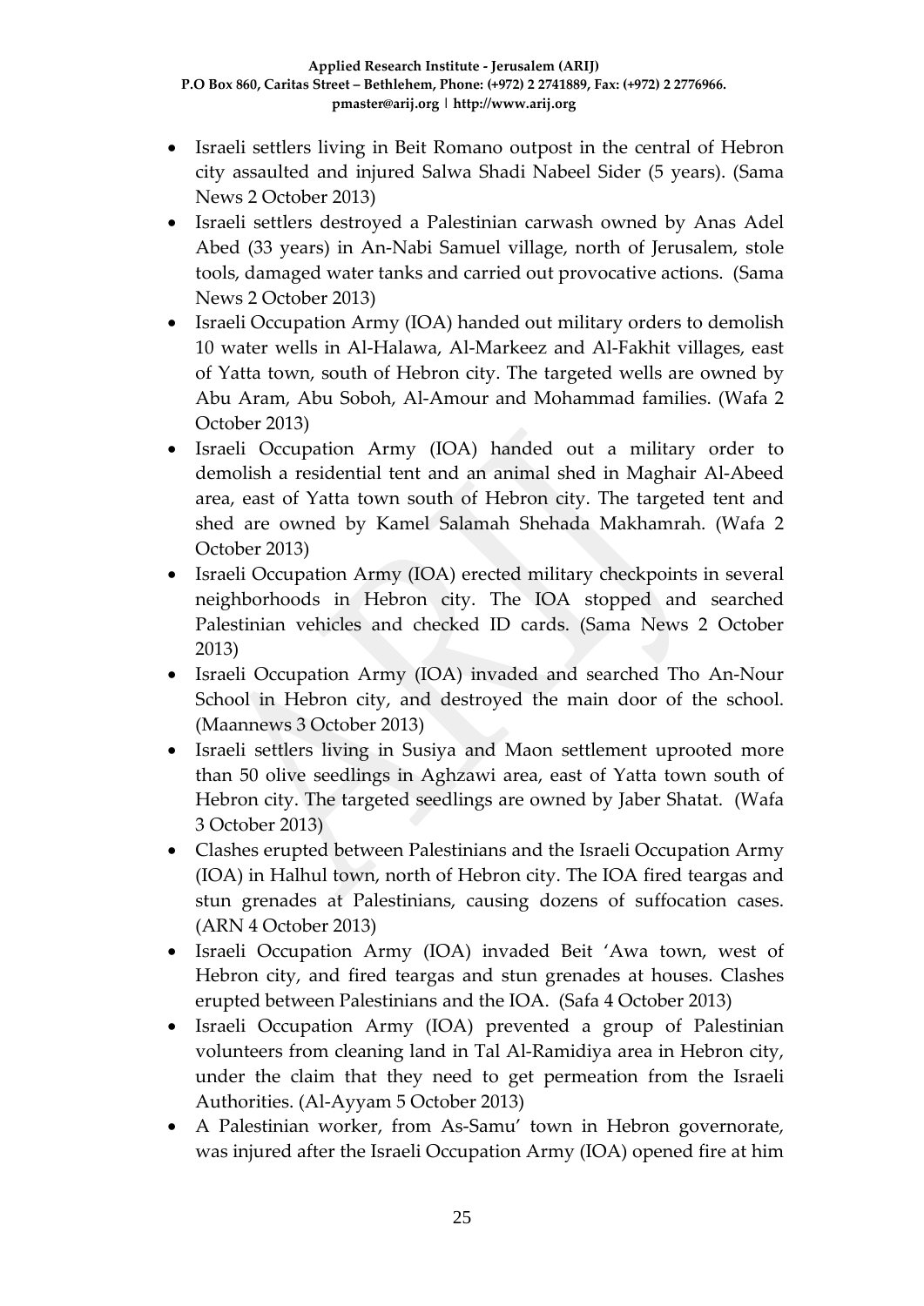- Israeli settlers living in Beit Romano outpost in the central of Hebron city assaulted and injured Salwa Shadi Nabeel Sider (5 years). (Sama News 2 October 2013)
- Israeli settlers destroyed a Palestinian carwash owned by Anas Adel Abed (33 years) in An-Nabi Samuel village, north of Jerusalem, stole tools, damaged water tanks and carried out provocative actions. (Sama News 2 October 2013)
- Israeli Occupation Army (IOA) handed out military orders to demolish 10 water wells in Al-Halawa, Al-Markeez and Al-Fakhit villages, east of Yatta town, south of Hebron city. The targeted wells are owned by Abu Aram, Abu Soboh, Al-Amour and Mohammad families. (Wafa 2 October 2013)
- Israeli Occupation Army (IOA) handed out a military order to demolish a residential tent and an animal shed in Maghair Al-Abeed area, east of Yatta town south of Hebron city. The targeted tent and shed are owned by Kamel Salamah Shehada Makhamrah. (Wafa 2 October 2013)
- Israeli Occupation Army (IOA) erected military checkpoints in several neighborhoods in Hebron city. The IOA stopped and searched Palestinian vehicles and checked ID cards. (Sama News 2 October 2013)
- Israeli Occupation Army (IOA) invaded and searched Tho An-Nour School in Hebron city, and destroyed the main door of the school. (Maannews 3 October 2013)
- Israeli settlers living in Susiya and Maon settlement uprooted more than 50 olive seedlings in Aghzawi area, east of Yatta town south of Hebron city. The targeted seedlings are owned by Jaber Shatat. (Wafa 3 October 2013)
- Clashes erupted between Palestinians and the Israeli Occupation Army (IOA) in Halhul town, north of Hebron city. The IOA fired teargas and stun grenades at Palestinians, causing dozens of suffocation cases. (ARN 4 October 2013)
- Israeli Occupation Army (IOA) invaded Beit 'Awa town, west of Hebron city, and fired teargas and stun grenades at houses. Clashes erupted between Palestinians and the IOA. (Safa 4 October 2013)
- Israeli Occupation Army (IOA) prevented a group of Palestinian volunteers from cleaning land in Tal Al-Ramidiya area in Hebron city, under the claim that they need to get permeation from the Israeli Authorities. (Al-Ayyam 5 October 2013)
- A Palestinian worker, from As-Samu' town in Hebron governorate, was injured after the Israeli Occupation Army (IOA) opened fire at him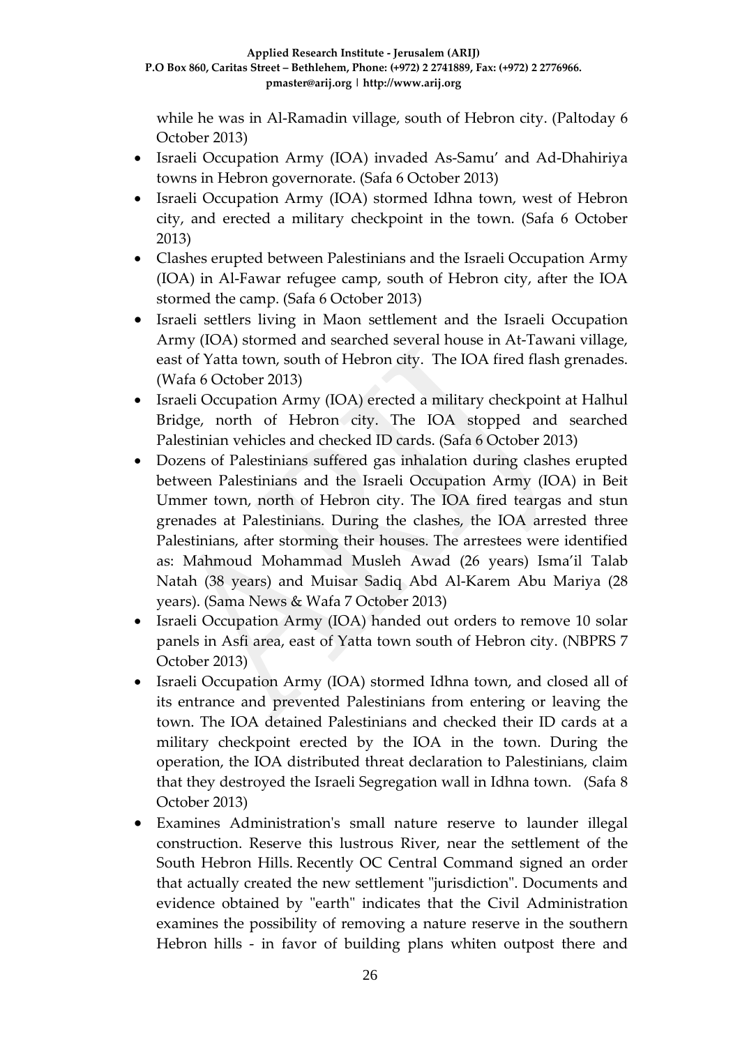while he was in Al-Ramadin village, south of Hebron city. (Paltoday 6 October 2013)

- Israeli Occupation Army (IOA) invaded As-Samu' and Ad-Dhahiriya towns in Hebron governorate. (Safa 6 October 2013)
- Israeli Occupation Army (IOA) stormed Idhna town, west of Hebron city, and erected a military checkpoint in the town. (Safa 6 October 2013)
- Clashes erupted between Palestinians and the Israeli Occupation Army (IOA) in Al-Fawar refugee camp, south of Hebron city, after the IOA stormed the camp. (Safa 6 October 2013)
- Israeli settlers living in Maon settlement and the Israeli Occupation Army (IOA) stormed and searched several house in At-Tawani village, east of Yatta town, south of Hebron city. The IOA fired flash grenades. (Wafa 6 October 2013)
- Israeli Occupation Army (IOA) erected a military checkpoint at Halhul Bridge, north of Hebron city. The IOA stopped and searched Palestinian vehicles and checked ID cards. (Safa 6 October 2013)
- Dozens of Palestinians suffered gas inhalation during clashes erupted between Palestinians and the Israeli Occupation Army (IOA) in Beit Ummer town, north of Hebron city. The IOA fired teargas and stun grenades at Palestinians. During the clashes, the IOA arrested three Palestinians, after storming their houses. The arrestees were identified as: Mahmoud Mohammad Musleh Awad (26 years) Isma'il Talab Natah (38 years) and Muisar Sadiq Abd Al-Karem Abu Mariya (28 years). (Sama News & Wafa 7 October 2013)
- Israeli Occupation Army (IOA) handed out orders to remove 10 solar panels in Asfi area, east of Yatta town south of Hebron city. (NBPRS 7 October 2013)
- Israeli Occupation Army (IOA) stormed Idhna town, and closed all of its entrance and prevented Palestinians from entering or leaving the town. The IOA detained Palestinians and checked their ID cards at a military checkpoint erected by the IOA in the town. During the operation, the IOA distributed threat declaration to Palestinians, claim that they destroyed the Israeli Segregation wall in Idhna town. (Safa 8 October 2013)
- Examines Administration's small nature reserve to launder illegal construction. Reserve this lustrous River, near the settlement of the South Hebron Hills. Recently OC Central Command signed an order that actually created the new settlement "jurisdiction". Documents and evidence obtained by "earth" indicates that the Civil Administration examines the possibility of removing a nature reserve in the southern Hebron hills - in favor of building plans whiten outpost there and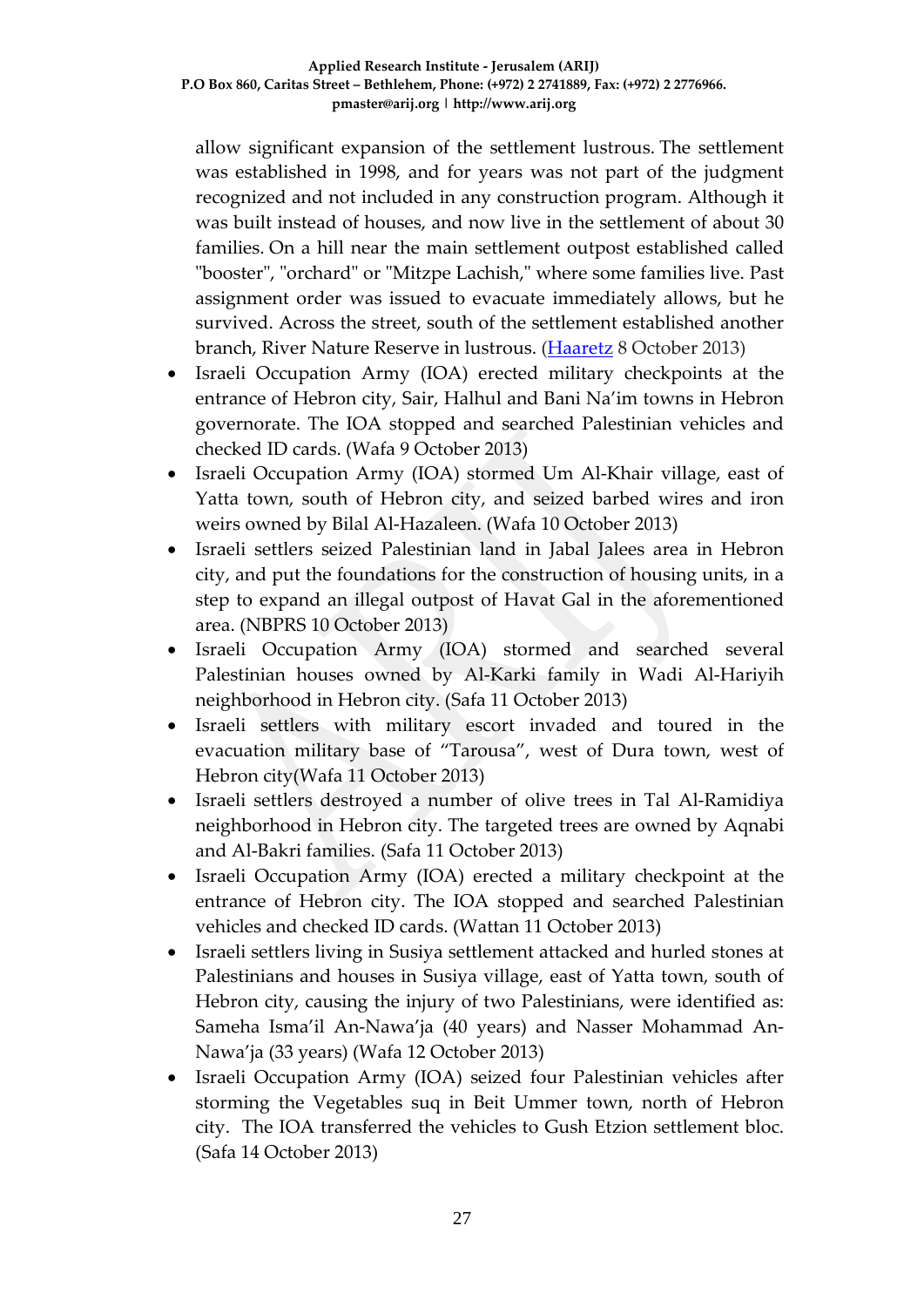allow significant expansion of the settlement lustrous. The settlement was established in 1998, and for years was not part of the judgment recognized and not included in any construction program. Although it was built instead of houses, and now live in the settlement of about 30 families. On a hill near the main settlement outpost established called "booster", "orchard" or "Mitzpe Lachish," where some families live. Past assignment order was issued to evacuate immediately allows, but he survived. Across the street, south of the settlement established another branch, River Nature Reserve in lustrous. ([Haaretz](#) 8 October 2013)

- Israeli Occupation Army (IOA) erected military checkpoints at the entrance of Hebron city, Sair, Halhul and Bani Na'im towns in Hebron governorate. The IOA stopped and searched Palestinian vehicles and checked ID cards. (Wafa 9 October 2013)
- Israeli Occupation Army (IOA) stormed Um Al-Khair village, east of Yatta town, south of Hebron city, and seized barbed wires and iron weirs owned by Bilal Al-Hazaleen. (Wafa 10 October 2013)
- Israeli settlers seized Palestinian land in Jabal Jalees area in Hebron city, and put the foundations for the construction of housing units, in a step to expand an illegal outpost of Havat Gal in the aforementioned area. (NBPRS 10 October 2013)
- Israeli Occupation Army (IOA) stormed and searched several Palestinian houses owned by Al-Karki family in Wadi Al-Hariyih neighborhood in Hebron city. (Safa 11 October 2013)
- Israeli settlers with military escort invaded and toured in the evacuation military base of "Tarousa", west of Dura town, west of Hebron city(Wafa 11 October 2013)
- Israeli settlers destroyed a number of olive trees in Tal Al-Ramidiya neighborhood in Hebron city. The targeted trees are owned by Aqnabi and Al-Bakri families. (Safa 11 October 2013)
- Israeli Occupation Army (IOA) erected a military checkpoint at the entrance of Hebron city. The IOA stopped and searched Palestinian vehicles and checked ID cards. (Wattan 11 October 2013)
- Israeli settlers living in Susiya settlement attacked and hurled stones at Palestinians and houses in Susiya village, east of Yatta town, south of Hebron city, causing the injury of two Palestinians, were identified as: Sameha Isma'il An-Nawa'ja (40 years) and Nasser Mohammad An-Nawa'ja (33 years) (Wafa 12 October 2013)
- Israeli Occupation Army (IOA) seized four Palestinian vehicles after storming the Vegetables suq in Beit Ummer town, north of Hebron city. The IOA transferred the vehicles to Gush Etzion settlement bloc. (Safa 14 October 2013)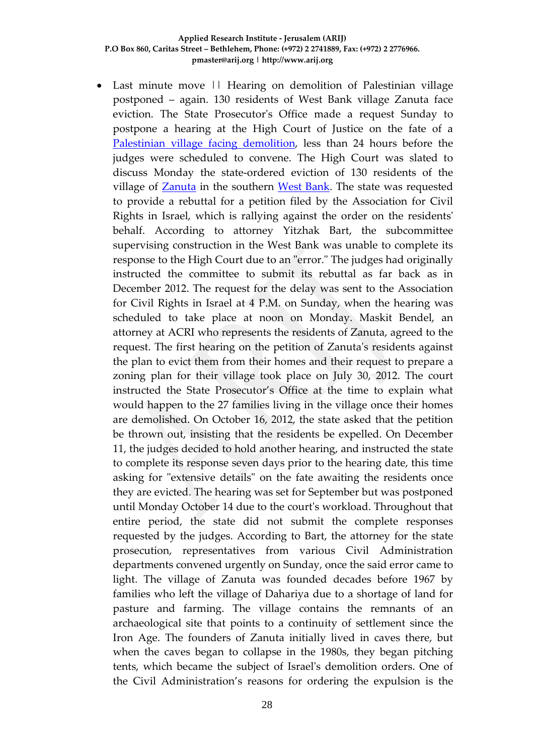- Last minute move || Hearing on demolition of Palestinian village postponed – again. 130 residents of West Bank village Zanuta face eviction. The State Prosecutor's Office made a request Sunday to postpone a hearing at the High Court of Justice on the fate of a Palestinian village facing demolition, less than 24 hours before the judges were scheduled to convene. The High Court was slated to discuss Monday the state-ordered eviction of 130 residents of the village of Zanuta in the southern West Bank. The state was requested to provide a rebuttal for a petition filed by the Association for Civil Rights in Israel, which is rallying against the order on the residents' behalf. According to attorney Yitzhak Bart, the subcommittee supervising construction in the West Bank was unable to complete its response to the High Court due to an "error." The judges had originally instructed the committee to submit its rebuttal as far back as in December 2012. The request for the delay was sent to the Association for Civil Rights in Israel at 4 P.M. on Sunday, when the hearing was scheduled to take place at noon on Monday. Maskit Bendel, an attorney at ACRI who represents the residents of Zanuta, agreed to the request. The first hearing on the petition of Zanuta's residents against the plan to evict them from their homes and their request to prepare a zoning plan for their village took place on July 30, 2012. The court instructed the State Prosecutor's Office at the time to explain what would happen to the 27 families living in the village once their homes are demolished. On October 16, 2012, the state asked that the petition be thrown out, insisting that the residents be expelled. On December 11, the judges decided to hold another hearing, and instructed the state to complete its response seven days prior to the hearing date, this time asking for "extensive details" on the fate awaiting the residents once they are evicted. The hearing was set for September but was postponed until Monday October 14 due to the court's workload. Throughout that entire period, the state did not submit the complete responses requested by the judges. According to Bart, the attorney for the state prosecution, representatives from various Civil Administration departments convened urgently on Sunday, once the said error came to light. The village of Zanuta was founded decades before 1967 by families who left the village of Dahariya due to a shortage of land for pasture and farming. The village contains the remnants of an archaeological site that points to a continuity of settlement since the Iron Age. The founders of Zanuta initially lived in caves there, but when the caves began to collapse in the 1980s, they began pitching tents, which became the subject of Israel's demolition orders. One of the Civil Administration's reasons for ordering the expulsion is the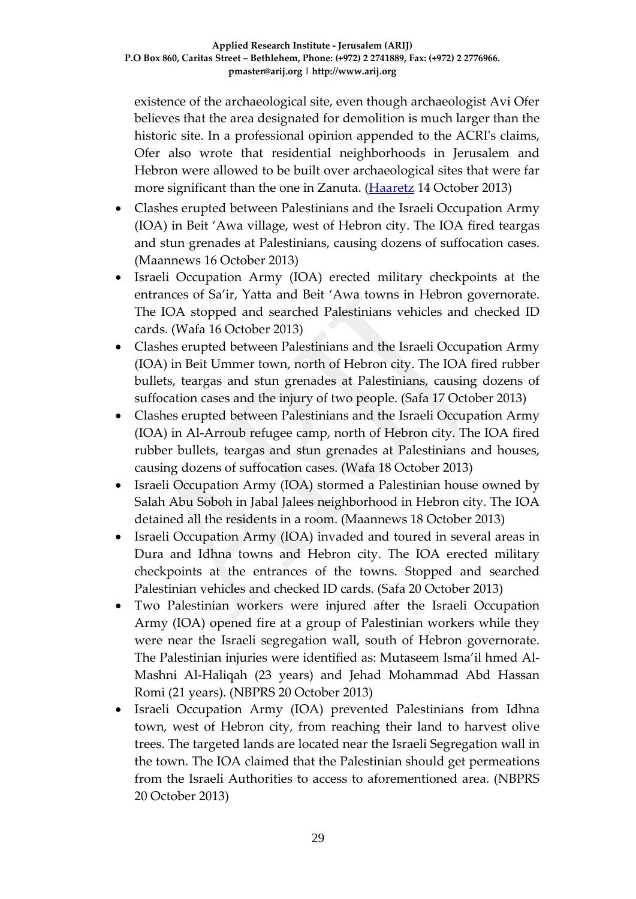existence of the archaeological site, even though archaeologist Avi Ofer believes that the area designated for demolition is much larger than the historic site. In a professional opinion appended to the ACRI's claims, Ofer also wrote that residential neighborhoods in Jerusalem and Hebron were allowed to be built over archaeological sites that were far more significant than the one in Zanuta. (Haaretz 14 October 2013)

- Clashes erupted between Palestinians and the Israeli Occupation Army (IOA) in Beit 'Awa village, west of Hebron city. The IOA fired teargas and stun grenades at Palestinians, causing dozens of suffocation cases. (Maannews 16 October 2013)
- Israeli Occupation Army (IOA) erected military checkpoints at the entrances of Sa'ir, Yatta and Beit 'Awa towns in Hebron governorate. The IOA stopped and searched Palestinians vehicles and checked ID cards. (Wafa 16 October 2013)
- Clashes erupted between Palestinians and the Israeli Occupation Army (IOA) in Beit Ummer town, north of Hebron city. The IOA fired rubber bullets, teargas and stun grenades at Palestinians, causing dozens of suffocation cases and the injury of two people. (Safa 17 October 2013)
- Clashes erupted between Palestinians and the Israeli Occupation Army (IOA) in Al-Arroub refugee camp, north of Hebron city. The IOA fired rubber bullets, teargas and stun grenades at Palestinians and houses, causing dozens of suffocation cases. (Wafa 18 October 2013)
- Israeli Occupation Army (IOA) stormed a Palestinian house owned by Salah Abu Soboh in Jabal Jalees neighborhood in Hebron city. The IOA detained all the residents in a room. (Maannews 18 October 2013)
- Israeli Occupation Army (IOA) invaded and toured in several areas in Dura and Idhna towns and Hebron city. The IOA erected military checkpoints at the entrances of the towns. Stopped and searched Palestinian vehicles and checked ID cards. (Safa 20 October 2013)
- Two Palestinian workers were injured after the Israeli Occupation Army (IOA) opened fire at a group of Palestinian workers while they were near the Israeli segregation wall, south of Hebron governorate. The Palestinian injuries were identified as: Mutaseem Isma'il hmed Al-Mashni Al-Haliqah (23 years) and Jehad Mohammad Abd Hassan Romi (21 years). (NBPRS 20 October 2013)
- Israeli Occupation Army (IOA) prevented Palestinians from Idhna town, west of Hebron city, from reaching their land to harvest olive trees. The targeted lands are located near the Israeli Segregation wall in the town. The IOA claimed that the Palestinian should get permeations from the Israeli Authorities to access to aforementioned area. (NBPRS 20 October 2013)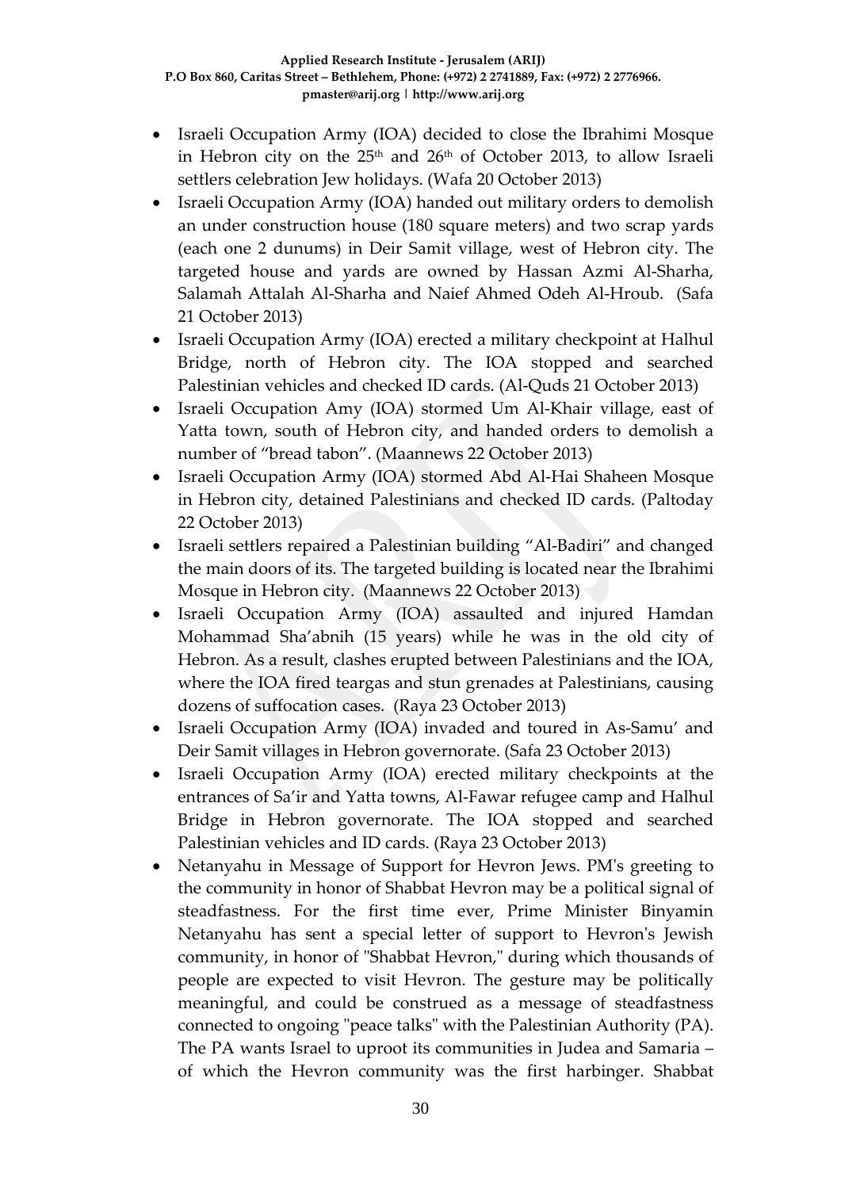- Israeli Occupation Army (IOA) decided to close the Ibrahimi Mosque in Hebron city on the 25th and 26th of October 2013, to allow Israeli settlers celebration Jew holidays. (Wafa 20 October 2013)
- Israeli Occupation Army (IOA) handed out military orders to demolish an under construction house (180 square meters) and two scrap yards (each one 2 dunums) in Deir Samit village, west of Hebron city. The targeted house and yards are owned by Hassan Azmi Al-Sharha, Salamah Attalah Al-Sharha and Naief Ahmed Odeh Al-Hroub. (Safa 21 October 2013)
- Israeli Occupation Army (IOA) erected a military checkpoint at Halhul Bridge, north of Hebron city. The IOA stopped and searched Palestinian vehicles and checked ID cards. (Al-Quds 21 October 2013)
- Israeli Occupation Amy (IOA) stormed Um Al-Khair village, east of Yatta town, south of Hebron city, and handed orders to demolish a number of "bread tabon". (Maannews 22 October 2013)
- Israeli Occupation Army (IOA) stormed Abd Al-Hai Shaheen Mosque in Hebron city, detained Palestinians and checked ID cards. (Paltoday 22 October 2013)
- Israeli settlers repaired a Palestinian building "Al-Badiri" and changed the main doors of its. The targeted building is located near the Ibrahimi Mosque in Hebron city. (Maannews 22 October 2013)
- Israeli Occupation Army (IOA) assaulted and injured Hamdan Mohammad Sha'abnih (15 years) while he was in the old city of Hebron. As a result, clashes erupted between Palestinians and the IOA, where the IOA fired teargas and stun grenades at Palestinians, causing dozens of suffocation cases. (Raya 23 October 2013)
- Israeli Occupation Army (IOA) invaded and toured in As-Samu' and Deir Samit villages in Hebron governorate. (Safa 23 October 2013)
- Israeli Occupation Army (IOA) erected military checkpoints at the entrances of Sa'ir and Yatta towns, Al-Fawar refugee camp and Halhul Bridge in Hebron governorate. The IOA stopped and searched Palestinian vehicles and ID cards. (Raya 23 October 2013)
- Netanyahu in Message of Support for Hevron Jews. PM's greeting to the community in honor of Shabbat Hevron may be a political signal of steadfastness. For the first time ever, Prime Minister Binyamin Netanyahu has sent a special letter of support to Hevron's Jewish community, in honor of "Shabbat Hevron," during which thousands of people are expected to visit Hevron. The gesture may be politically meaningful, and could be construed as a message of steadfastness connected to ongoing "peace talks" with the Palestinian Authority (PA). The PA wants Israel to uproot its communities in Judea and Samaria – of which the Hevron community was the first harbinger. Shabbat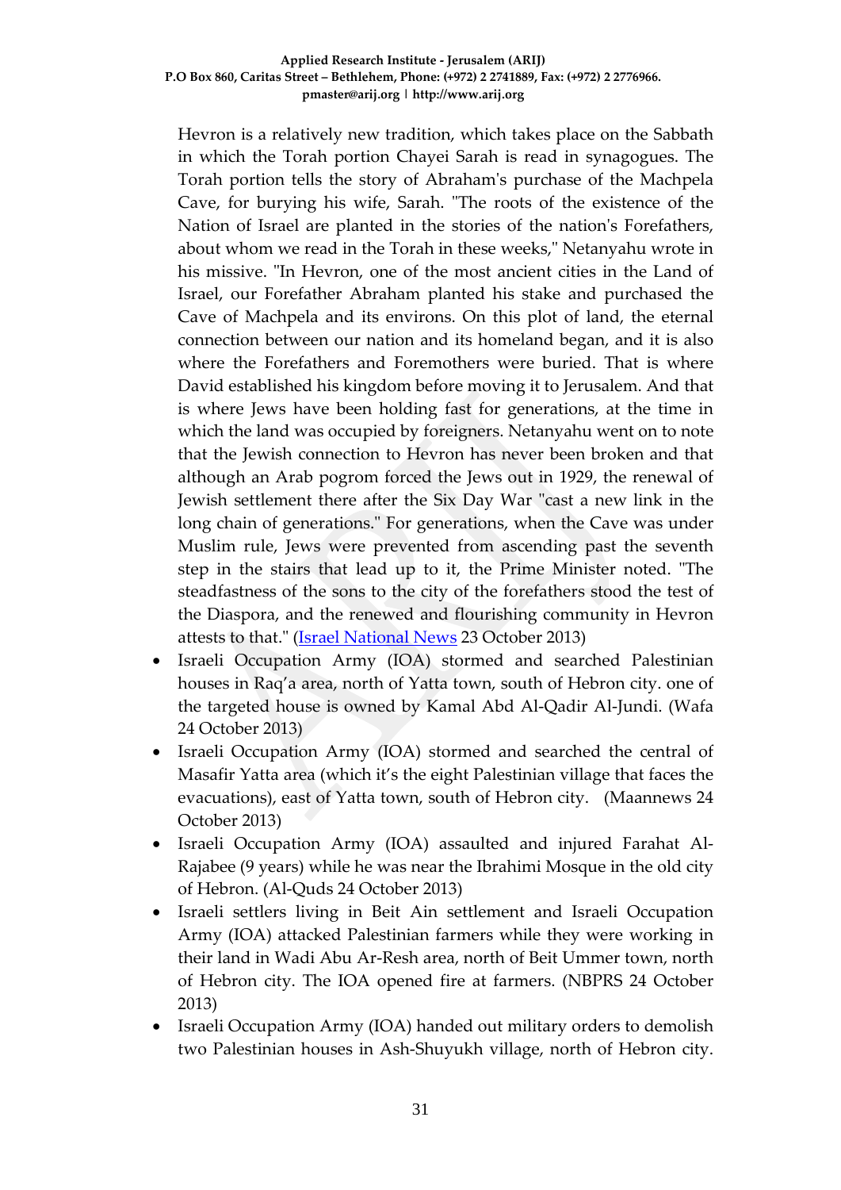Hevron is a relatively new tradition, which takes place on the Sabbath in which the Torah portion Chayei Sarah is read in synagogues. The Torah portion tells the story of Abraham's purchase of the Machpela Cave, for burying his wife, Sarah. "The roots of the existence of the Nation of Israel are planted in the stories of the nation's Forefathers, about whom we read in the Torah in these weeks," Netanyahu wrote in his missive. "In Hevron, one of the most ancient cities in the Land of Israel, our Forefather Abraham planted his stake and purchased the Cave of Machpela and its environs. On this plot of land, the eternal connection between our nation and its homeland began, and it is also where the Forefathers and Foremothers were buried. That is where David established his kingdom before moving it to Jerusalem. And that is where Jews have been holding fast for generations, at the time in which the land was occupied by foreigners. Netanyahu went on to note that the Jewish connection to Hevron has never been broken and that although an Arab pogrom forced the Jews out in 1929, the renewal of Jewish settlement there after the Six Day War "cast a new link in the long chain of generations." For generations, when the Cave was under Muslim rule, Jews were prevented from ascending past the seventh step in the stairs that lead up to it, the Prime Minister noted. "The steadfastness of the sons to the city of the forefathers stood the test of the Diaspora, and the renewed and flourishing community in Hevron attests to that." (Israel National News 23 October 2013)

- Israeli Occupation Army (IOA) stormed and searched Palestinian houses in Raq'a area, north of Yatta town, south of Hebron city. one of the targeted house is owned by Kamal Abd Al-Qadir Al-Jundi. (Wafa 24 October 2013)
- Israeli Occupation Army (IOA) stormed and searched the central of Masafir Yatta area (which it's the eight Palestinian village that faces the evacuations), east of Yatta town, south of Hebron city. (Maannews 24 October 2013)
- Israeli Occupation Army (IOA) assaulted and injured Farahat Al-Rajabee (9 years) while he was near the Ibrahimi Mosque in the old city of Hebron. (Al-Quds 24 October 2013)
- Israeli settlers living in Beit Ain settlement and Israeli Occupation Army (IOA) attacked Palestinian farmers while they were working in their land in Wadi Abu Ar-Resh area, north of Beit Ummer town, north of Hebron city. The IOA opened fire at farmers. (NBPRS 24 October 2013)
- Israeli Occupation Army (IOA) handed out military orders to demolish two Palestinian houses in Ash-Shuyukh village, north of Hebron city.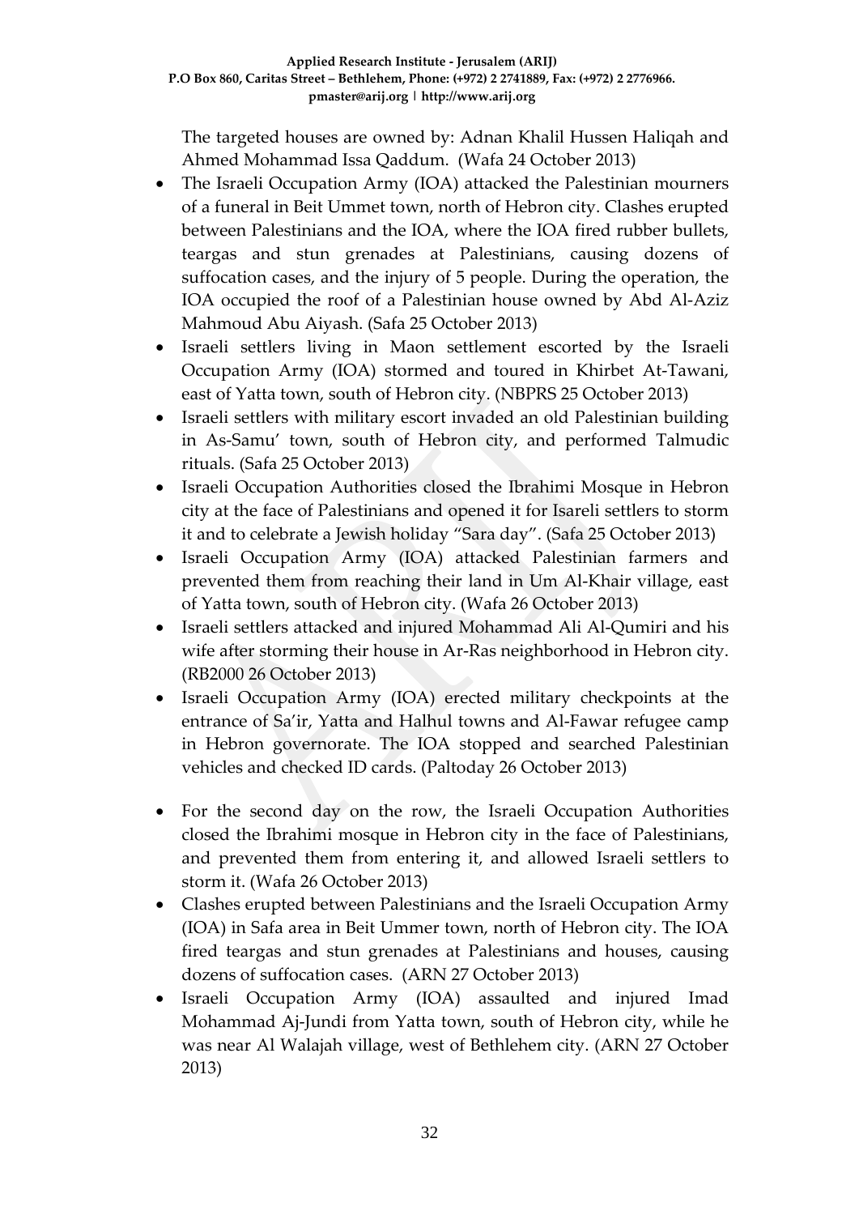The targeted houses are owned by: Adnan Khalil Hussen Haliqah and Ahmed Mohammad Issa Qaddum. (Wafa 24 October 2013)

- The Israeli Occupation Army (IOA) attacked the Palestinian mourners of a funeral in Beit Ummet town, north of Hebron city. Clashes erupted between Palestinians and the IOA, where the IOA fired rubber bullets, teargas and stun grenades at Palestinians, causing dozens of suffocation cases, and the injury of 5 people. During the operation, the IOA occupied the roof of a Palestinian house owned by Abd Al-Aziz Mahmoud Abu Aiyash. (Safa 25 October 2013)
- Israeli settlers living in Maon settlement escorted by the Israeli Occupation Army (IOA) stormed and toured in Khirbet At-Tawani, east of Yatta town, south of Hebron city. (NBPRS 25 October 2013)
- Israeli settlers with military escort invaded an old Palestinian building in As-Samu' town, south of Hebron city, and performed Talmudic rituals. (Safa 25 October 2013)
- Israeli Occupation Authorities closed the Ibrahimi Mosque in Hebron city at the face of Palestinians and opened it for Isareli settlers to storm it and to celebrate a Jewish holiday "Sara day". (Safa 25 October 2013)
- Israeli Occupation Army (IOA) attacked Palestinian farmers and prevented them from reaching their land in Um Al-Khair village, east of Yatta town, south of Hebron city. (Wafa 26 October 2013)
- Israeli settlers attacked and injured Mohammad Ali Al-Qumiri and his wife after storming their house in Ar-Ras neighborhood in Hebron city. (RB2000 26 October 2013)
- Israeli Occupation Army (IOA) erected military checkpoints at the entrance of Sa'ir, Yatta and Halhul towns and Al-Fawar refugee camp in Hebron governorate. The IOA stopped and searched Palestinian vehicles and checked ID cards. (Paltoday 26 October 2013)
- For the second day on the row, the Israeli Occupation Authorities closed the Ibrahimi mosque in Hebron city in the face of Palestinians, and prevented them from entering it, and allowed Israeli settlers to storm it. (Wafa 26 October 2013)
- Clashes erupted between Palestinians and the Israeli Occupation Army (IOA) in Safa area in Beit Ummer town, north of Hebron city. The IOA fired teargas and stun grenades at Palestinians and houses, causing dozens of suffocation cases. (ARN 27 October 2013)
- Israeli Occupation Army (IOA) assaulted and injured Imad Mohammad Aj-Jundi from Yatta town, south of Hebron city, while he was near Al Walajah village, west of Bethlehem city. (ARN 27 October 2013)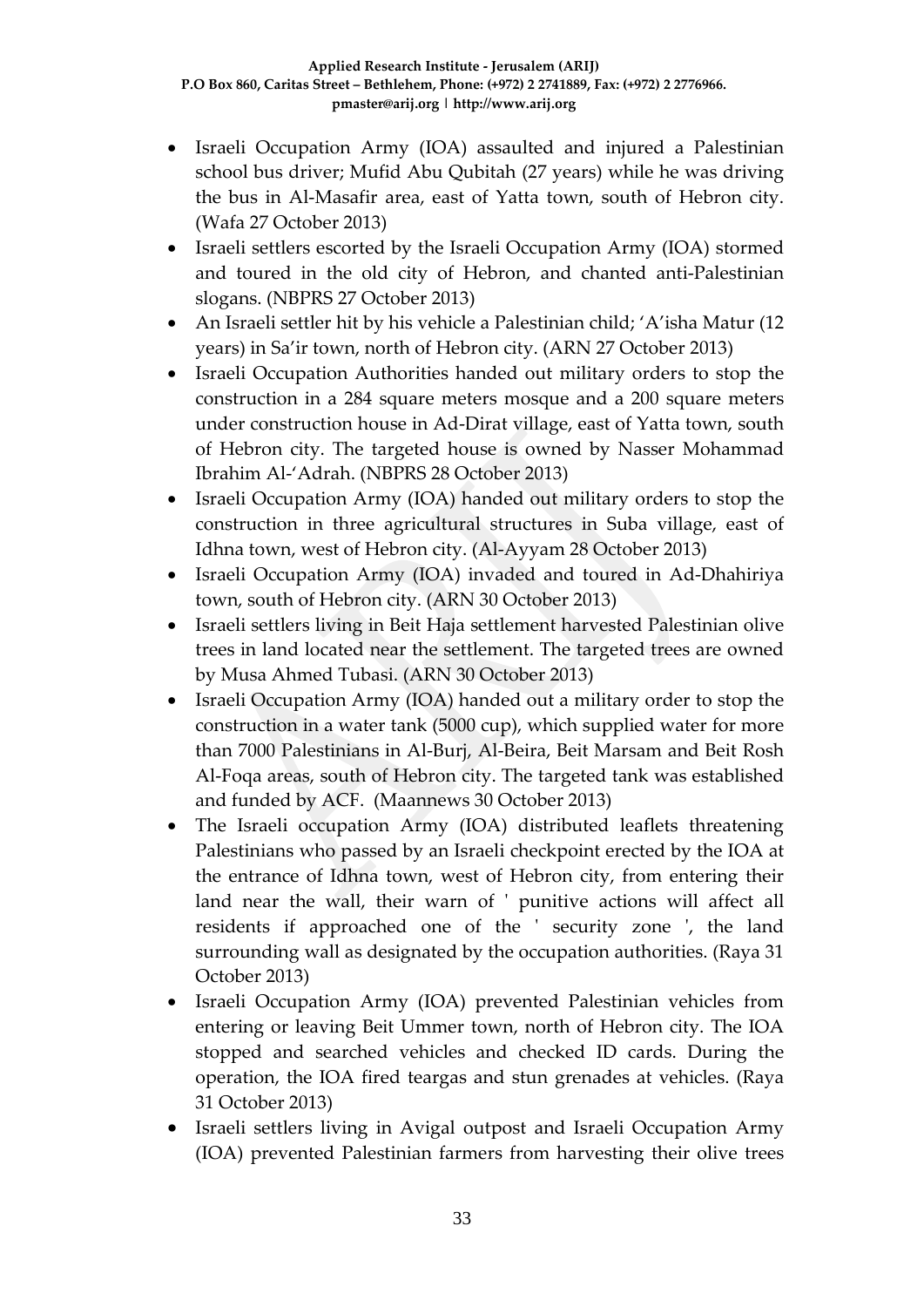- Israeli Occupation Army (IOA) assaulted and injured a Palestinian school bus driver; Mufid Abu Qubitah (27 years) while he was driving the bus in Al-Masafir area, east of Yatta town, south of Hebron city. (Wafa 27 October 2013)
- Israeli settlers escorted by the Israeli Occupation Army (IOA) stormed and toured in the old city of Hebron, and chanted anti-Palestinian slogans. (NBPRS 27 October 2013)
- An Israeli settler hit by his vehicle a Palestinian child; 'A'isha Matur (12 years) in Sa'ir town, north of Hebron city. (ARN 27 October 2013)
- Israeli Occupation Authorities handed out military orders to stop the construction in a 284 square meters mosque and a 200 square meters under construction house in Ad-Dirat village, east of Yatta town, south of Hebron city. The targeted house is owned by Nasser Mohammad Ibrahim Al-'Adrah. (NBPRS 28 October 2013)
- Israeli Occupation Army (IOA) handed out military orders to stop the construction in three agricultural structures in Suba village, east of Idhna town, west of Hebron city. (Al-Ayyam 28 October 2013)
- Israeli Occupation Army (IOA) invaded and toured in Ad-Dhahiriya town, south of Hebron city. (ARN 30 October 2013)
- Israeli settlers living in Beit Haja settlement harvested Palestinian olive trees in land located near the settlement. The targeted trees are owned by Musa Ahmed Tubasi. (ARN 30 October 2013)
- Israeli Occupation Army (IOA) handed out a military order to stop the construction in a water tank (5000 cup), which supplied water for more than 7000 Palestinians in Al-Burj, Al-Beira, Beit Marsam and Beit Rosh Al-Foqa areas, south of Hebron city. The targeted tank was established and funded by ACF. (Maannews 30 October 2013)
- The Israeli occupation Army (IOA) distributed leaflets threatening Palestinians who passed by an Israeli checkpoint erected by the IOA at the entrance of Idhna town, west of Hebron city, from entering their land near the wall, their warn of ' punitive actions will affect all residents if approached one of the ' security zone ', the land surrounding wall as designated by the occupation authorities. (Raya 31 October 2013)
- Israeli Occupation Army (IOA) prevented Palestinian vehicles from entering or leaving Beit Ummer town, north of Hebron city. The IOA stopped and searched vehicles and checked ID cards. During the operation, the IOA fired teargas and stun grenades at vehicles. (Raya 31 October 2013)
- Israeli settlers living in Avigal outpost and Israeli Occupation Army (IOA) prevented Palestinian farmers from harvesting their olive trees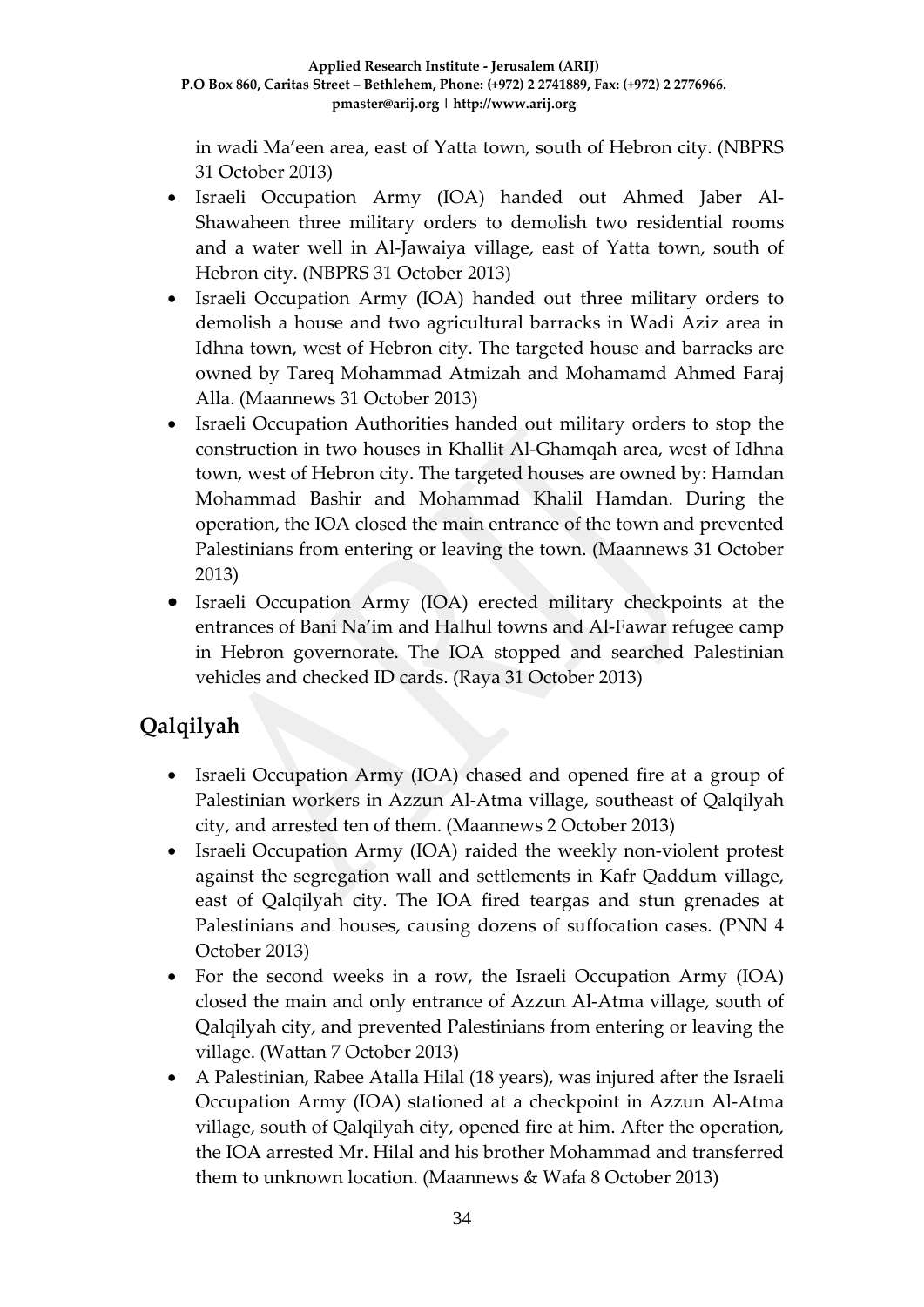in wadi Ma'een area, east of Yatta town, south of Hebron city. (NBPRS 31 October 2013)

- Israeli Occupation Army (IOA) handed out Ahmed Jaber Al-Shawaheen three military orders to demolish two residential rooms and a water well in Al-Jawaiya village, east of Yatta town, south of Hebron city. (NBPRS 31 October 2013)
- Israeli Occupation Army (IOA) handed out three military orders to demolish a house and two agricultural barracks in Wadi Aziz area in Idhna town, west of Hebron city. The targeted house and barracks are owned by Tareq Mohammad Atmizah and Mohamamd Ahmed Faraj Alla. (Maannews 31 October 2013)
- Israeli Occupation Authorities handed out military orders to stop the construction in two houses in Khallit Al-Ghamqah area, west of Idhna town, west of Hebron city. The targeted houses are owned by: Hamdan Mohammad Bashir and Mohammad Khalil Hamdan. During the operation, the IOA closed the main entrance of the town and prevented Palestinians from entering or leaving the town. (Maannews 31 October 2013)
- Israeli Occupation Army (IOA) erected military checkpoints at the entrances of Bani Na'im and Halhul towns and Al-Fawar refugee camp in Hebron governorate. The IOA stopped and searched Palestinian vehicles and checked ID cards. (Raya 31 October 2013)

## Qalqilyah

- Israeli Occupation Army (IOA) chased and opened fire at a group of Palestinian workers in Azzun Al-Atma village, southeast of Qalqilyah city, and arrested ten of them. (Maannews 2 October 2013)
- Israeli Occupation Army (IOA) raided the weekly non-violent protest against the segregation wall and settlements in Kafr Qaddum village, east of Qalqilyah city. The IOA fired teargas and stun grenades at Palestinians and houses, causing dozens of suffocation cases. (PNN 4 October 2013)
- For the second weeks in a row, the Israeli Occupation Army (IOA) closed the main and only entrance of Azzun Al-Atma village, south of Qalqilyah city, and prevented Palestinians from entering or leaving the village. (Wattan 7 October 2013)
- A Palestinian, Rabee Atalla Hilal (18 years), was injured after the Israeli Occupation Army (IOA) stationed at a checkpoint in Azzun Al-Atma village, south of Qalqilyah city, opened fire at him. After the operation, the IOA arrested Mr. Hilal and his brother Mohammad and transferred them to unknown location. (Maannews & Wafa 8 October 2013)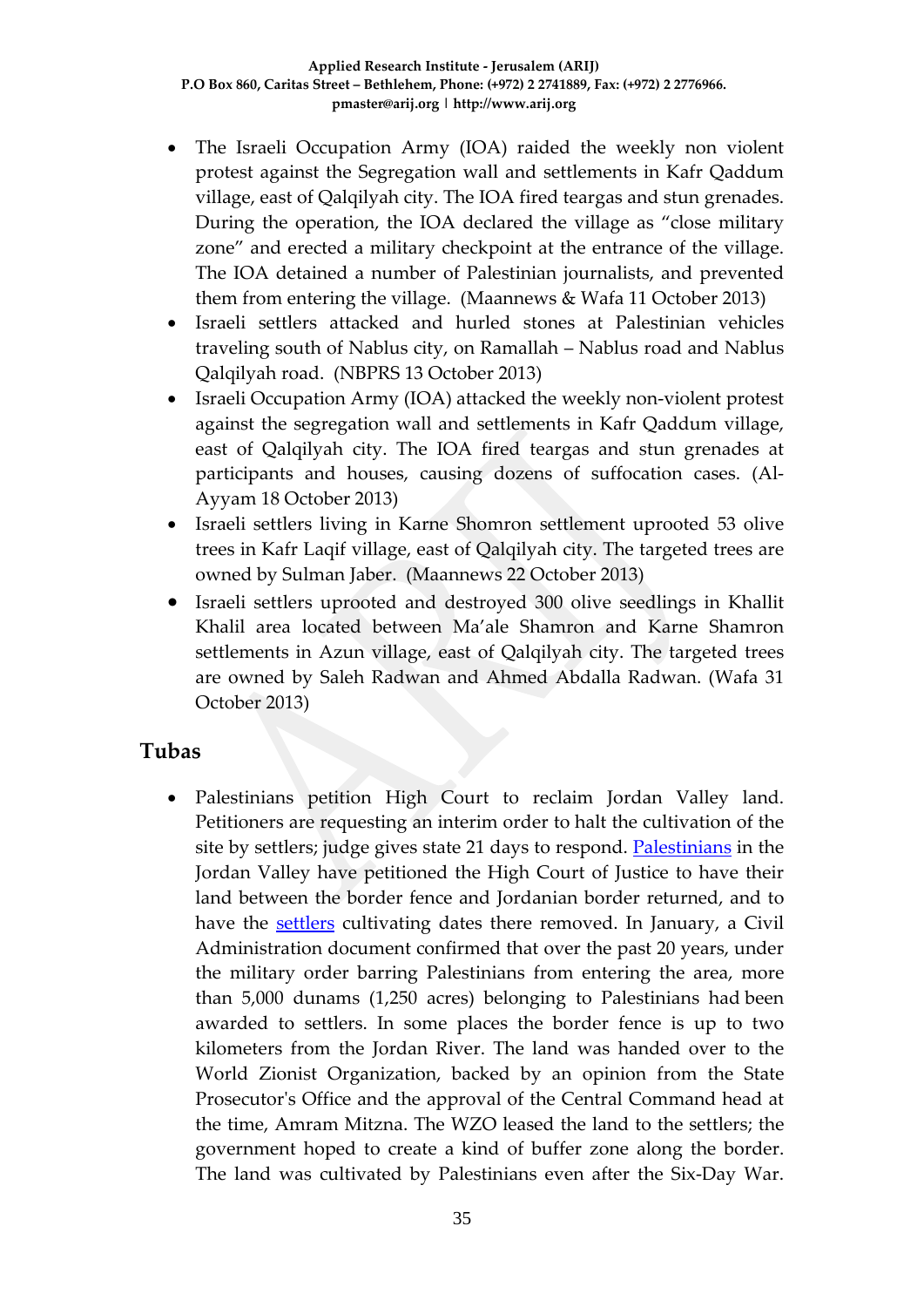- The Israeli Occupation Army (IOA) raided the weekly non violent protest against the Segregation wall and settlements in Kafr Qaddum village, east of Qalqilyah city. The IOA fired teargas and stun grenades. During the operation, the IOA declared the village as "close military zone" and erected a military checkpoint at the entrance of the village. The IOA detained a number of Palestinian journalists, and prevented them from entering the village. (Maannews & Wafa 11 October 2013)
- Israeli settlers attacked and hurled stones at Palestinian vehicles traveling south of Nablus city, on Ramallah – Nablus road and Nablus Qalqilyah road. (NBPRS 13 October 2013)
- Israeli Occupation Army (IOA) attacked the weekly non-violent protest against the segregation wall and settlements in Kafr Qaddum village, east of Qalqilyah city. The IOA fired teargas and stun grenades at participants and houses, causing dozens of suffocation cases. (Al-Ayyam 18 October 2013)
- Israeli settlers living in Karne Shomron settlement uprooted 53 olive trees in Kafr Laqif village, east of Qalqilyah city. The targeted trees are owned by Sulman Jaber. (Maannews 22 October 2013)
- Israeli settlers uprooted and destroyed 300 olive seedlings in Khallit Khalil area located between Ma'ale Shamron and Karne Shamron settlements in Azun village, east of Qalqilyah city. The targeted trees are owned by Saleh Radwan and Ahmed Abdalla Radwan. (Wafa 31 October 2013)

## Tubas

- Palestinians petition High Court to reclaim Jordan Valley land. Petitioners are requesting an interim order to halt the cultivation of the site by settlers; judge gives state 21 days to respond. Palestinians in the Jordan Valley have petitioned the High Court of Justice to have their land between the border fence and Jordanian border returned, and to have the settlers cultivating dates there removed. In January, a Civil Administration document confirmed that over the past 20 years, under the military order barring Palestinians from entering the area, more than 5,000 dunams (1,250 acres) belonging to Palestinians had been awarded to settlers. In some places the border fence is up to two kilometers from the Jordan River. The land was handed over to the World Zionist Organization, backed by an opinion from the State Prosecutor's Office and the approval of the Central Command head at the time, Amram Mitzna. The WZO leased the land to the settlers; the government hoped to create a kind of buffer zone along the border. The land was cultivated by Palestinians even after the Six-Day War.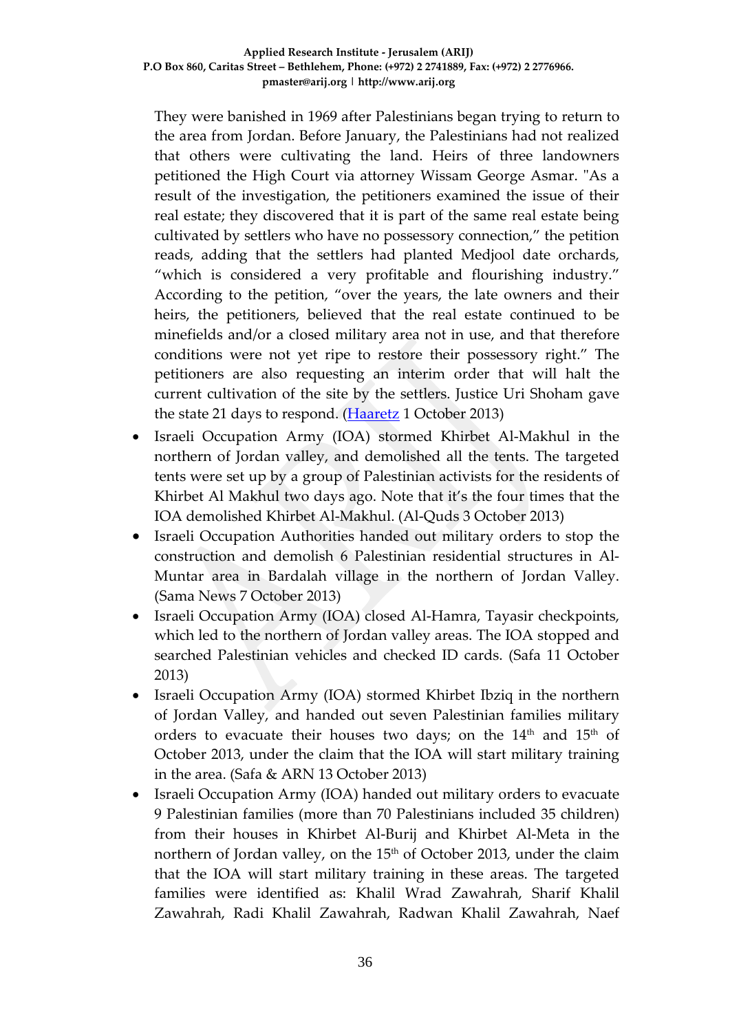They were banished in 1969 after Palestinians began trying to return to the area from Jordan. Before January, the Palestinians had not realized that others were cultivating the land. Heirs of three landowners petitioned the High Court via attorney Wissam George Asmar. "As a result of the investigation, the petitioners examined the issue of their real estate; they discovered that it is part of the same real estate being cultivated by settlers who have no possessory connection," the petition reads, adding that the settlers had planted Medjool date orchards, "which is considered a very profitable and flourishing industry." According to the petition, "over the years, the late owners and their heirs, the petitioners, believed that the real estate continued to be minefields and/or a closed military area not in use, and that therefore conditions were not yet ripe to restore their possessory right." The petitioners are also requesting an interim order that will halt the current cultivation of the site by the settlers. Justice Uri Shoham gave the state 21 days to respond. (Haaretz 1 October 2013)

- Israeli Occupation Army (IOA) stormed Khirbet Al-Makhul in the northern of Jordan valley, and demolished all the tents. The targeted tents were set up by a group of Palestinian activists for the residents of Khirbet Al Makhul two days ago. Note that it's the four times that the IOA demolished Khirbet Al-Makhul. (Al-Quds 3 October 2013)
- Israeli Occupation Authorities handed out military orders to stop the construction and demolish 6 Palestinian residential structures in Al-Muntar area in Bardalah village in the northern of Jordan Valley. (Sama News 7 October 2013)
- Israeli Occupation Army (IOA) closed Al-Hamra, Tayasir checkpoints, which led to the northern of Jordan valley areas. The IOA stopped and searched Palestinian vehicles and checked ID cards. (Safa 11 October 2013)
- Israeli Occupation Army (IOA) stormed Khirbet Ibziq in the northern of Jordan Valley, and handed out seven Palestinian families military orders to evacuate their houses two days; on the 14th and 15th of October 2013, under the claim that the IOA will start military training in the area. (Safa & ARN 13 October 2013)
- Israeli Occupation Army (IOA) handed out military orders to evacuate 9 Palestinian families (more than 70 Palestinians included 35 children) from their houses in Khirbet Al-Burij and Khirbet Al-Meta in the northern of Jordan valley, on the 15th of October 2013, under the claim that the IOA will start military training in these areas. The targeted families were identified as: Khalil Wrad Zawahrah, Sharif Khalil Zawahrah, Radi Khalil Zawahrah, Radwan Khalil Zawahrah, Naef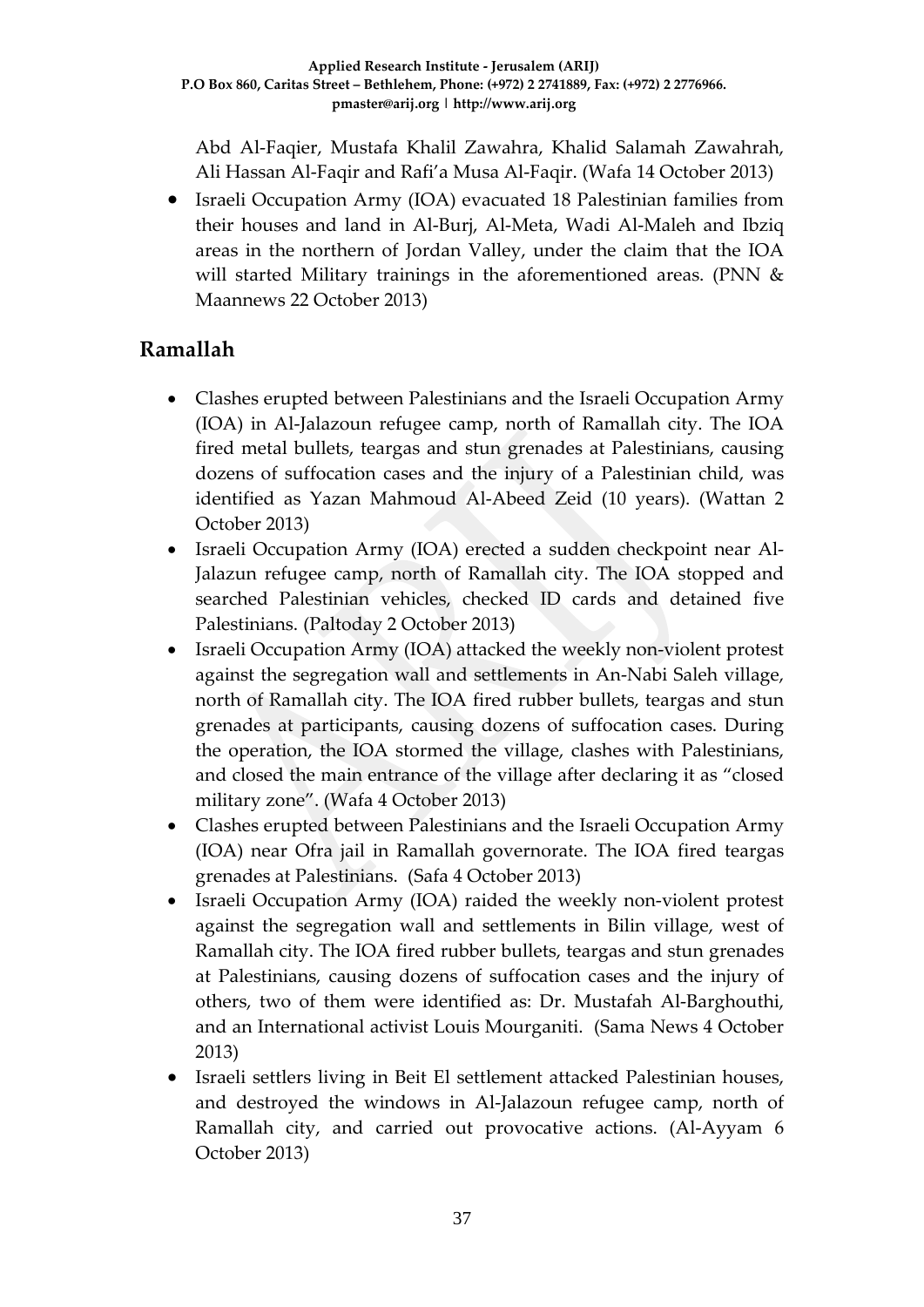Abd Al-Faqier, Mustafa Khalil Zawahra, Khalid Salamah Zawahrah, Ali Hassan Al-Faqir and Rafi'a Musa Al-Faqir. (Wafa 14 October 2013)

- Israeli Occupation Army (IOA) evacuated 18 Palestinian families from their houses and land in Al-Burj, Al-Meta, Wadi Al-Maleh and Ibziq areas in the northern of Jordan Valley, under the claim that the IOA will started Military trainings in the aforementioned areas. (PNN & Maannews 22 October 2013)

## Ramallah

- Clashes erupted between Palestinians and the Israeli Occupation Army (IOA) in Al-Jalazoun refugee camp, north of Ramallah city. The IOA fired metal bullets, teargas and stun grenades at Palestinians, causing dozens of suffocation cases and the injury of a Palestinian child, was identified as Yazan Mahmoud Al-Abeed Zeid (10 years). (Wattan 2 October 2013)
- Israeli Occupation Army (IOA) erected a sudden checkpoint near Al-Jalazun refugee camp, north of Ramallah city. The IOA stopped and searched Palestinian vehicles, checked ID cards and detained five Palestinians. (Paltoday 2 October 2013)
- Israeli Occupation Army (IOA) attacked the weekly non-violent protest against the segregation wall and settlements in An-Nabi Saleh village, north of Ramallah city. The IOA fired rubber bullets, teargas and stun grenades at participants, causing dozens of suffocation cases. During the operation, the IOA stormed the village, clashes with Palestinians, and closed the main entrance of the village after declaring it as "closed military zone". (Wafa 4 October 2013)
- Clashes erupted between Palestinians and the Israeli Occupation Army (IOA) near Ofra jail in Ramallah governorate. The IOA fired teargas grenades at Palestinians. (Safa 4 October 2013)
- Israeli Occupation Army (IOA) raided the weekly non-violent protest against the segregation wall and settlements in Bilin village, west of Ramallah city. The IOA fired rubber bullets, teargas and stun grenades at Palestinians, causing dozens of suffocation cases and the injury of others, two of them were identified as: Dr. Mustafah Al-Barghouthi, and an International activist Louis Mourganiti. (Sama News 4 October 2013)
- Israeli settlers living in Beit El settlement attacked Palestinian houses, and destroyed the windows in Al-Jalazoun refugee camp, north of Ramallah city, and carried out provocative actions. (Al-Ayyam 6 October 2013)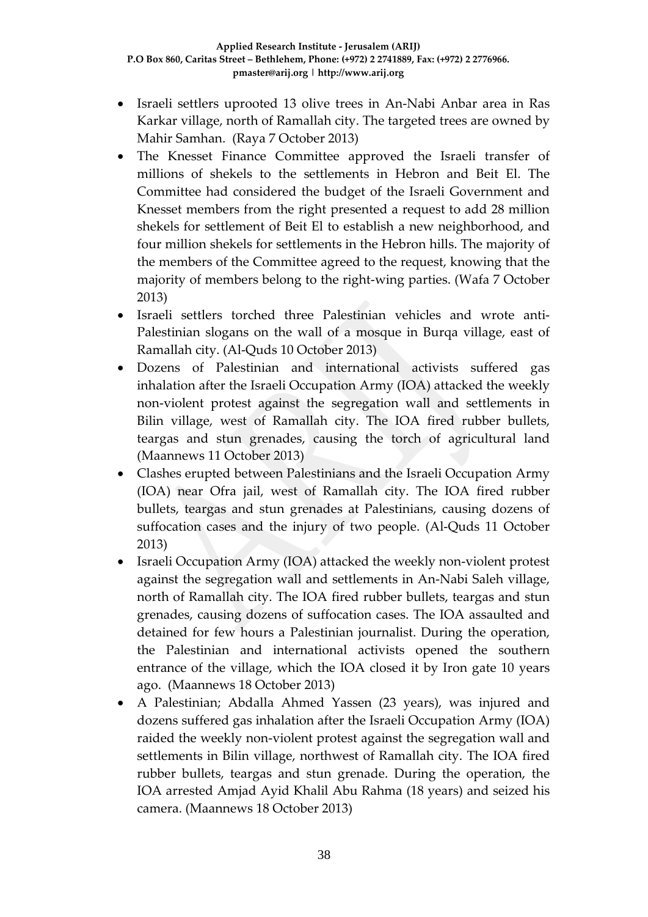- Israeli settlers uprooted 13 olive trees in An-Nabi Anbar area in Ras Karkar village, north of Ramallah city. The targeted trees are owned by Mahir Samhan. (Raya 7 October 2013)
- The Knesset Finance Committee approved the Israeli transfer of millions of shekels to the settlements in Hebron and Beit El. The Committee had considered the budget of the Israeli Government and Knesset members from the right presented a request to add 28 million shekels for settlement of Beit El to establish a new neighborhood, and four million shekels for settlements in the Hebron hills. The majority of the members of the Committee agreed to the request, knowing that the majority of members belong to the right-wing parties. (Wafa 7 October 2013)
- Israeli settlers torched three Palestinian vehicles and wrote anti-Palestinian slogans on the wall of a mosque in Burqa village, east of Ramallah city. (Al-Quds 10 October 2013)
- Dozens of Palestinian and international activists suffered gas inhalation after the Israeli Occupation Army (IOA) attacked the weekly non-violent protest against the segregation wall and settlements in Bilin village, west of Ramallah city. The IOA fired rubber bullets, teargas and stun grenades, causing the torch of agricultural land (Maannews 11 October 2013)
- Clashes erupted between Palestinians and the Israeli Occupation Army (IOA) near Ofra jail, west of Ramallah city. The IOA fired rubber bullets, teargas and stun grenades at Palestinians, causing dozens of suffocation cases and the injury of two people. (Al-Quds 11 October 2013)
- Israeli Occupation Army (IOA) attacked the weekly non-violent protest against the segregation wall and settlements in An-Nabi Saleh village, north of Ramallah city. The IOA fired rubber bullets, teargas and stun grenades, causing dozens of suffocation cases. The IOA assaulted and detained for few hours a Palestinian journalist. During the operation, the Palestinian and international activists opened the southern entrance of the village, which the IOA closed it by Iron gate 10 years ago. (Maannews 18 October 2013)
- A Palestinian; Abdalla Ahmed Yassen (23 years), was injured and dozens suffered gas inhalation after the Israeli Occupation Army (IOA) raided the weekly non-violent protest against the segregation wall and settlements in Bilin village, northwest of Ramallah city. The IOA fired rubber bullets, teargas and stun grenade. During the operation, the IOA arrested Amjad Ayid Khalil Abu Rahma (18 years) and seized his camera. (Maannews 18 October 2013)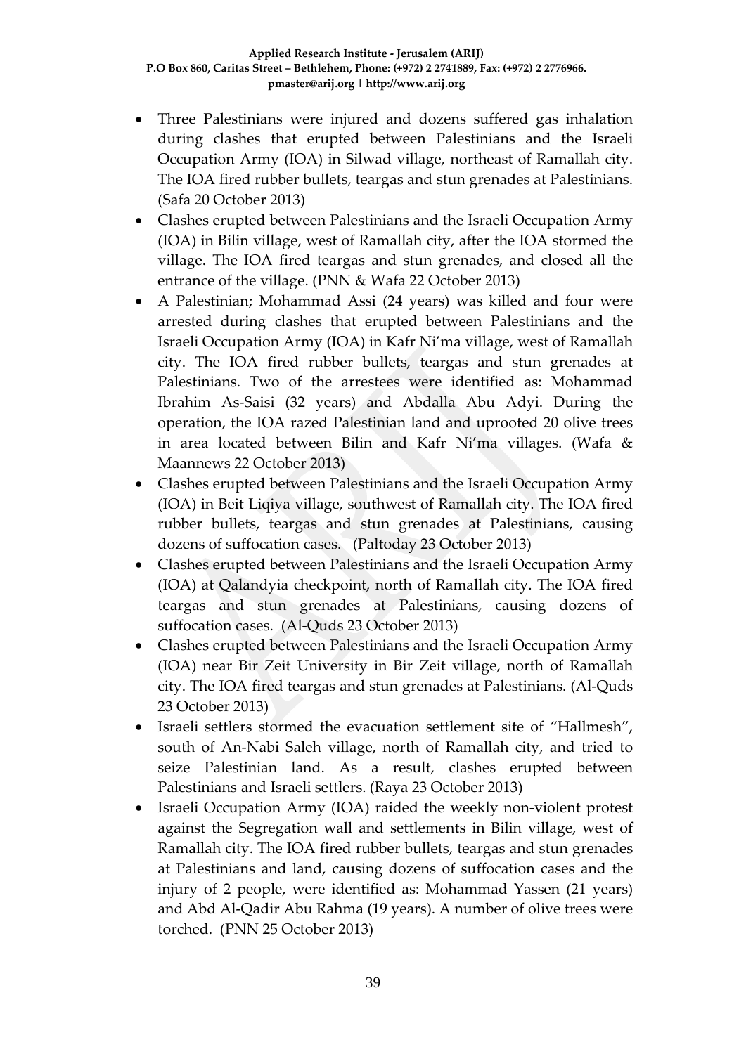- Three Palestinians were injured and dozens suffered gas inhalation during clashes that erupted between Palestinians and the Israeli Occupation Army (IOA) in Silwad village, northeast of Ramallah city. The IOA fired rubber bullets, teargas and stun grenades at Palestinians. (Safa 20 October 2013)
- Clashes erupted between Palestinians and the Israeli Occupation Army (IOA) in Bilin village, west of Ramallah city, after the IOA stormed the village. The IOA fired teargas and stun grenades, and closed all the entrance of the village. (PNN & Wafa 22 October 2013)
- A Palestinian; Mohammad Assi (24 years) was killed and four were arrested during clashes that erupted between Palestinians and the Israeli Occupation Army (IOA) in Kafr Ni'ma village, west of Ramallah city. The IOA fired rubber bullets, teargas and stun grenades at Palestinians. Two of the arrestees were identified as: Mohammad Ibrahim As-Saisi (32 years) and Abdalla Abu Adyi. During the operation, the IOA razed Palestinian land and uprooted 20 olive trees in area located between Bilin and Kafr Ni'ma villages. (Wafa & Maannews 22 October 2013)
- Clashes erupted between Palestinians and the Israeli Occupation Army (IOA) in Beit Liqiya village, southwest of Ramallah city. The IOA fired rubber bullets, teargas and stun grenades at Palestinians, causing dozens of suffocation cases. (Paltoday 23 October 2013)
- Clashes erupted between Palestinians and the Israeli Occupation Army (IOA) at Qalandyia checkpoint, north of Ramallah city. The IOA fired teargas and stun grenades at Palestinians, causing dozens of suffocation cases. (Al-Quds 23 October 2013)
- Clashes erupted between Palestinians and the Israeli Occupation Army (IOA) near Bir Zeit University in Bir Zeit village, north of Ramallah city. The IOA fired teargas and stun grenades at Palestinians. (Al-Quds 23 October 2013)
- Israeli settlers stormed the evacuation settlement site of "Hallmesh", south of An-Nabi Saleh village, north of Ramallah city, and tried to seize Palestinian land. As a result, clashes erupted between Palestinians and Israeli settlers. (Raya 23 October 2013)
- Israeli Occupation Army (IOA) raided the weekly non-violent protest against the Segregation wall and settlements in Bilin village, west of Ramallah city. The IOA fired rubber bullets, teargas and stun grenades at Palestinians and land, causing dozens of suffocation cases and the injury of 2 people, were identified as: Mohammad Yassen (21 years) and Abd Al-Qadir Abu Rahma (19 years). A number of olive trees were torched. (PNN 25 October 2013)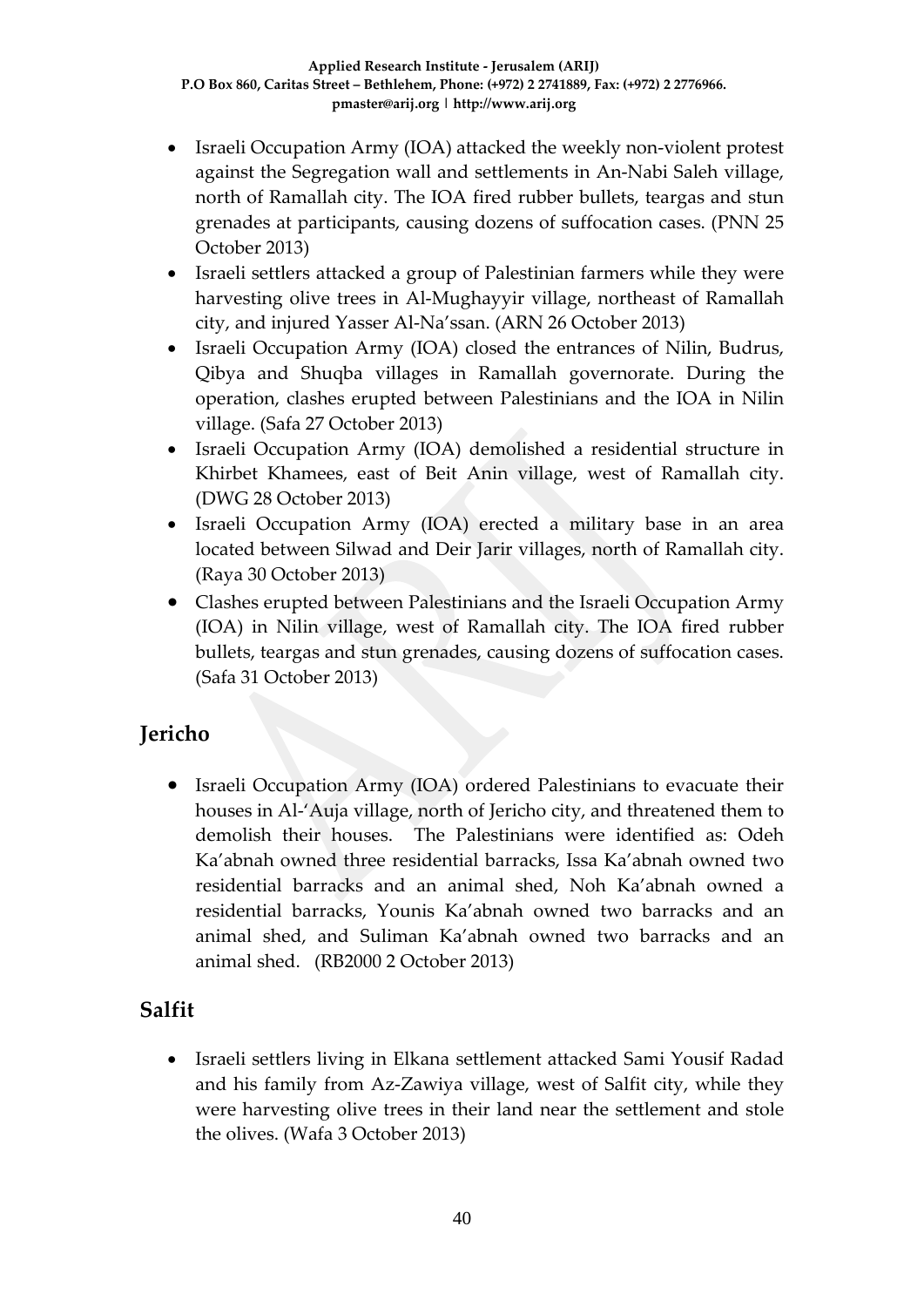- Israeli Occupation Army (IOA) attacked the weekly non-violent protest against the Segregation wall and settlements in An-Nabi Saleh village, north of Ramallah city. The IOA fired rubber bullets, teargas and stun grenades at participants, causing dozens of suffocation cases. (PNN 25 October 2013)
- Israeli settlers attacked a group of Palestinian farmers while they were harvesting olive trees in Al-Mughayyir village, northeast of Ramallah city, and injured Yasser Al-Na'ssan. (ARN 26 October 2013)
- Israeli Occupation Army (IOA) closed the entrances of Nilin, Budrus, Qibya and Shuqba villages in Ramallah governorate. During the operation, clashes erupted between Palestinians and the IOA in Nilin village. (Safa 27 October 2013)
- Israeli Occupation Army (IOA) demolished a residential structure in Khirbet Khamees, east of Beit Anin village, west of Ramallah city. (DWG 28 October 2013)
- Israeli Occupation Army (IOA) erected a military base in an area located between Silwad and Deir Jarir villages, north of Ramallah city. (Raya 30 October 2013)
- Clashes erupted between Palestinians and the Israeli Occupation Army (IOA) in Nilin village, west of Ramallah city. The IOA fired rubber bullets, teargas and stun grenades, causing dozens of suffocation cases. (Safa 31 October 2013)

## Jericho

- Israeli Occupation Army (IOA) ordered Palestinians to evacuate their houses in Al-'Auja village, north of Jericho city, and threatened them to demolish their houses. The Palestinians were identified as: Odeh Ka'abnah owned three residential barracks, Issa Ka'abnah owned two residential barracks and an animal shed, Noh Ka'abnah owned a residential barracks, Younis Ka'abnah owned two barracks and an animal shed, and Suliman Ka'abnah owned two barracks and an animal shed. (RB2000 2 October 2013)

## Salfit

- Israeli settlers living in Elkana settlement attacked Sami Yousif Radad and his family from Az-Zawiya village, west of Salfit city, while they were harvesting olive trees in their land near the settlement and stole the olives. (Wafa 3 October 2013)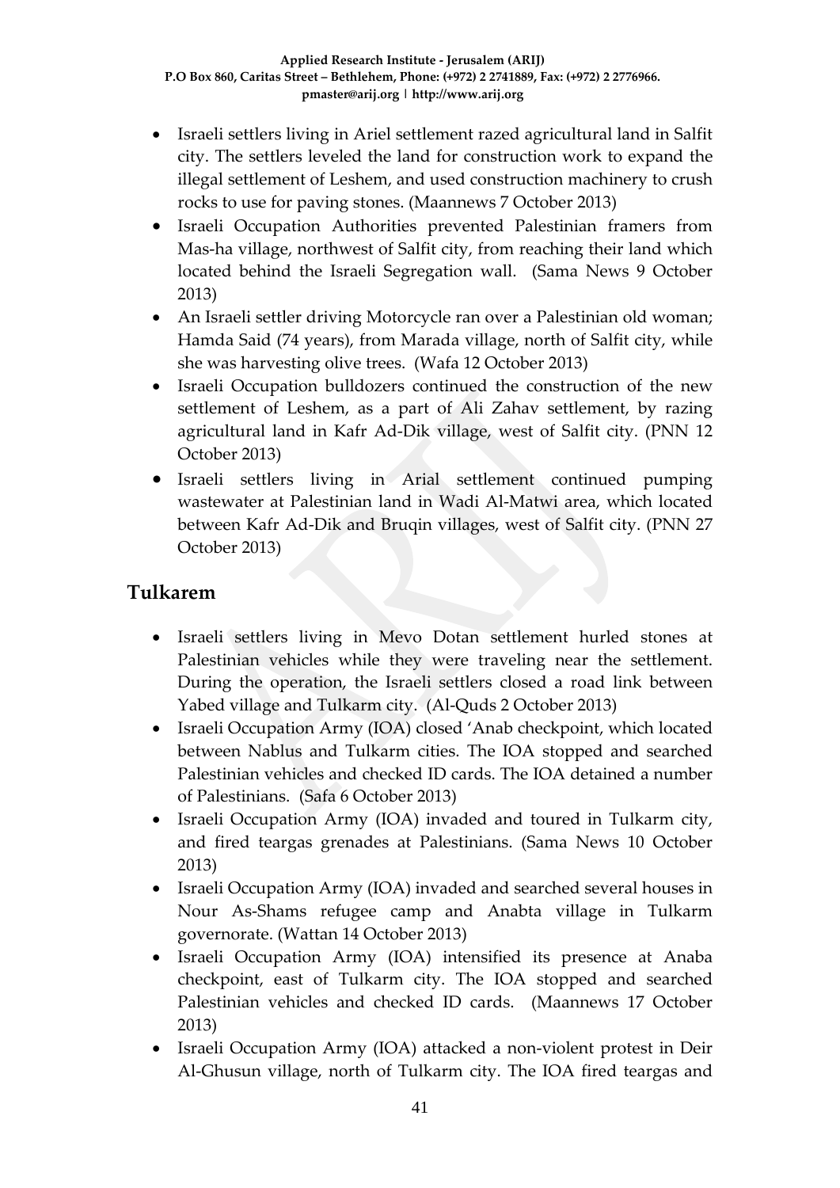- Israeli settlers living in Ariel settlement razed agricultural land in Salfit city. The settlers leveled the land for construction work to expand the illegal settlement of Leshem, and used construction machinery to crush rocks to use for paving stones. (Maannews 7 October 2013)
- Israeli Occupation Authorities prevented Palestinian framers from Mas-ha village, northwest of Salfit city, from reaching their land which located behind the Israeli Segregation wall. (Sama News 9 October 2013)
- An Israeli settler driving Motorcycle ran over a Palestinian old woman; Hamda Said (74 years), from Marada village, north of Salfit city, while she was harvesting olive trees. (Wafa 12 October 2013)
- Israeli Occupation bulldozers continued the construction of the new settlement of Leshem, as a part of Ali Zahav settlement, by razing agricultural land in Kafr Ad-Dik village, west of Salfit city. (PNN 12 October 2013)
- Israeli settlers living in Arial settlement continued pumping wastewater at Palestinian land in Wadi Al-Matwi area, which located between Kafr Ad-Dik and Bruqin villages, west of Salfit city. (PNN 27 October 2013)

## Tulkarem

- Israeli settlers living in Mevo Dotan settlement hurled stones at Palestinian vehicles while they were traveling near the settlement. During the operation, the Israeli settlers closed a road link between Yabed village and Tulkarm city. (Al-Quds 2 October 2013)
- Israeli Occupation Army (IOA) closed 'Anab checkpoint, which located between Nablus and Tulkarm cities. The IOA stopped and searched Palestinian vehicles and checked ID cards. The IOA detained a number of Palestinians. (Safa 6 October 2013)
- Israeli Occupation Army (IOA) invaded and toured in Tulkarm city, and fired teargas grenades at Palestinians. (Sama News 10 October 2013)
- Israeli Occupation Army (IOA) invaded and searched several houses in Nour As-Shams refugee camp and Anabta village in Tulkarm governorate. (Wattan 14 October 2013)
- Israeli Occupation Army (IOA) intensified its presence at Anaba checkpoint, east of Tulkarm city. The IOA stopped and searched Palestinian vehicles and checked ID cards. (Maannews 17 October 2013)
- Israeli Occupation Army (IOA) attacked a non-violent protest in Deir Al-Ghusun village, north of Tulkarm city. The IOA fired teargas and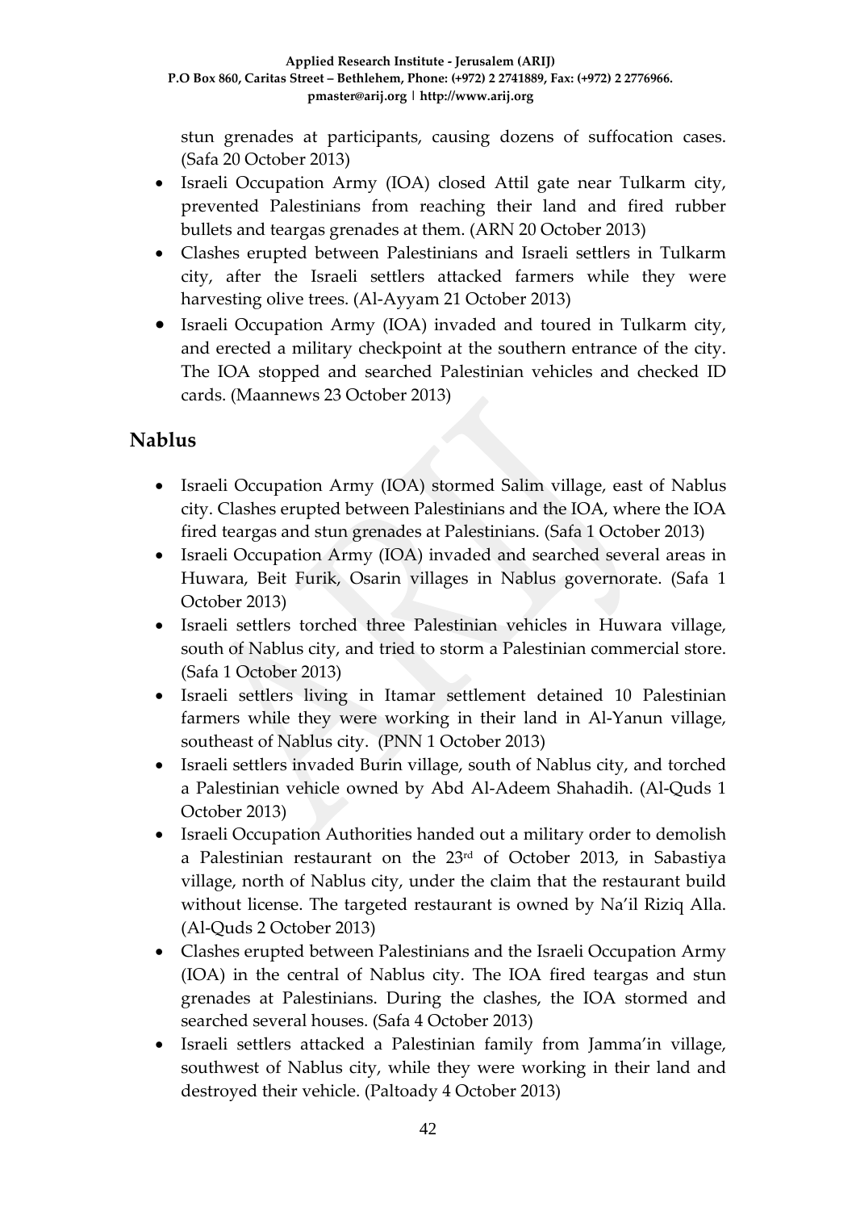stun grenades at participants, causing dozens of suffocation cases. (Safa 20 October 2013)

- Israeli Occupation Army (IOA) closed Attil gate near Tulkarm city, prevented Palestinians from reaching their land and fired rubber bullets and teargas grenades at them. (ARN 20 October 2013)
- Clashes erupted between Palestinians and Israeli settlers in Tulkarm city, after the Israeli settlers attacked farmers while they were harvesting olive trees. (Al-Ayyam 21 October 2013)
- Israeli Occupation Army (IOA) invaded and toured in Tulkarm city, and erected a military checkpoint at the southern entrance of the city. The IOA stopped and searched Palestinian vehicles and checked ID cards. (Maannews 23 October 2013)

## Nablus

- Israeli Occupation Army (IOA) stormed Salim village, east of Nablus city. Clashes erupted between Palestinians and the IOA, where the IOA fired teargas and stun grenades at Palestinians. (Safa 1 October 2013)
- Israeli Occupation Army (IOA) invaded and searched several areas in Huwara, Beit Furik, Osarin villages in Nablus governorate. (Safa 1 October 2013)
- Israeli settlers torched three Palestinian vehicles in Huwara village, south of Nablus city, and tried to storm a Palestinian commercial store. (Safa 1 October 2013)
- Israeli settlers living in Itamar settlement detained 10 Palestinian farmers while they were working in their land in Al-Yanun village, southeast of Nablus city. (PNN 1 October 2013)
- Israeli settlers invaded Burin village, south of Nablus city, and torched a Palestinian vehicle owned by Abd Al-Adeem Shahadih. (Al-Quds 1 October 2013)
- Israeli Occupation Authorities handed out a military order to demolish a Palestinian restaurant on the 23rd of October 2013, in Sabastiya village, north of Nablus city, under the claim that the restaurant build without license. The targeted restaurant is owned by Na'il Riziq Alla. (Al-Quds 2 October 2013)
- Clashes erupted between Palestinians and the Israeli Occupation Army (IOA) in the central of Nablus city. The IOA fired teargas and stun grenades at Palestinians. During the clashes, the IOA stormed and searched several houses. (Safa 4 October 2013)
- Israeli settlers attacked a Palestinian family from Jamma'in village, southwest of Nablus city, while they were working in their land and destroyed their vehicle. (Paltoady 4 October 2013)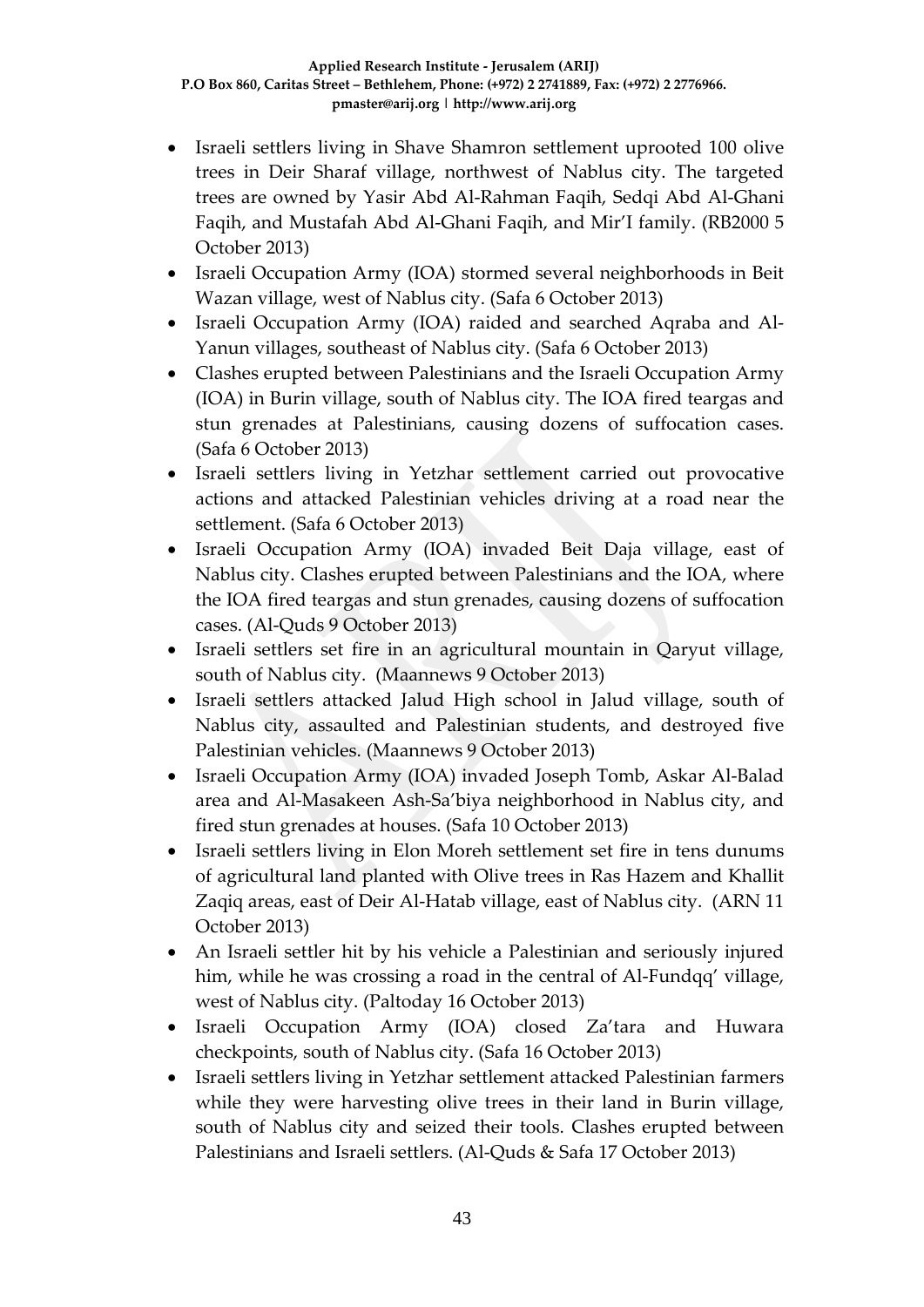- Israeli settlers living in Shave Shamron settlement uprooted 100 olive trees in Deir Sharaf village, northwest of Nablus city. The targeted trees are owned by Yasir Abd Al-Rahman Faqih, Sedqi Abd Al-Ghani Faqih, and Mustafah Abd Al-Ghani Faqih, and Mir'I family. (RB2000 5 October 2013)
- Israeli Occupation Army (IOA) stormed several neighborhoods in Beit Wazan village, west of Nablus city. (Safa 6 October 2013)
- Israeli Occupation Army (IOA) raided and searched Aqraba and Al-Yanun villages, southeast of Nablus city. (Safa 6 October 2013)
- Clashes erupted between Palestinians and the Israeli Occupation Army (IOA) in Burin village, south of Nablus city. The IOA fired teargas and stun grenades at Palestinians, causing dozens of suffocation cases. (Safa 6 October 2013)
- Israeli settlers living in Yetzhar settlement carried out provocative actions and attacked Palestinian vehicles driving at a road near the settlement. (Safa 6 October 2013)
- Israeli Occupation Army (IOA) invaded Beit Daja village, east of Nablus city. Clashes erupted between Palestinians and the IOA, where the IOA fired teargas and stun grenades, causing dozens of suffocation cases. (Al-Quds 9 October 2013)
- Israeli settlers set fire in an agricultural mountain in Qaryut village, south of Nablus city. (Maannews 9 October 2013)
- Israeli settlers attacked Jalud High school in Jalud village, south of Nablus city, assaulted and Palestinian students, and destroyed five Palestinian vehicles. (Maannews 9 October 2013)
- Israeli Occupation Army (IOA) invaded Joseph Tomb, Askar Al-Balad area and Al-Masakeen Ash-Sa'biya neighborhood in Nablus city, and fired stun grenades at houses. (Safa 10 October 2013)
- Israeli settlers living in Elon Moreh settlement set fire in tens dunums of agricultural land planted with Olive trees in Ras Hazem and Khallit Zaqiq areas, east of Deir Al-Hatab village, east of Nablus city. (ARN 11 October 2013)
- An Israeli settler hit by his vehicle a Palestinian and seriously injured him, while he was crossing a road in the central of Al-Fundqq' village, west of Nablus city. (Paltoday 16 October 2013)
- Israeli Occupation Army (IOA) closed Za'tara and Huwara checkpoints, south of Nablus city. (Safa 16 October 2013)
- Israeli settlers living in Yetzhar settlement attacked Palestinian farmers while they were harvesting olive trees in their land in Burin village, south of Nablus city and seized their tools. Clashes erupted between Palestinians and Israeli settlers. (Al-Quds & Safa 17 October 2013)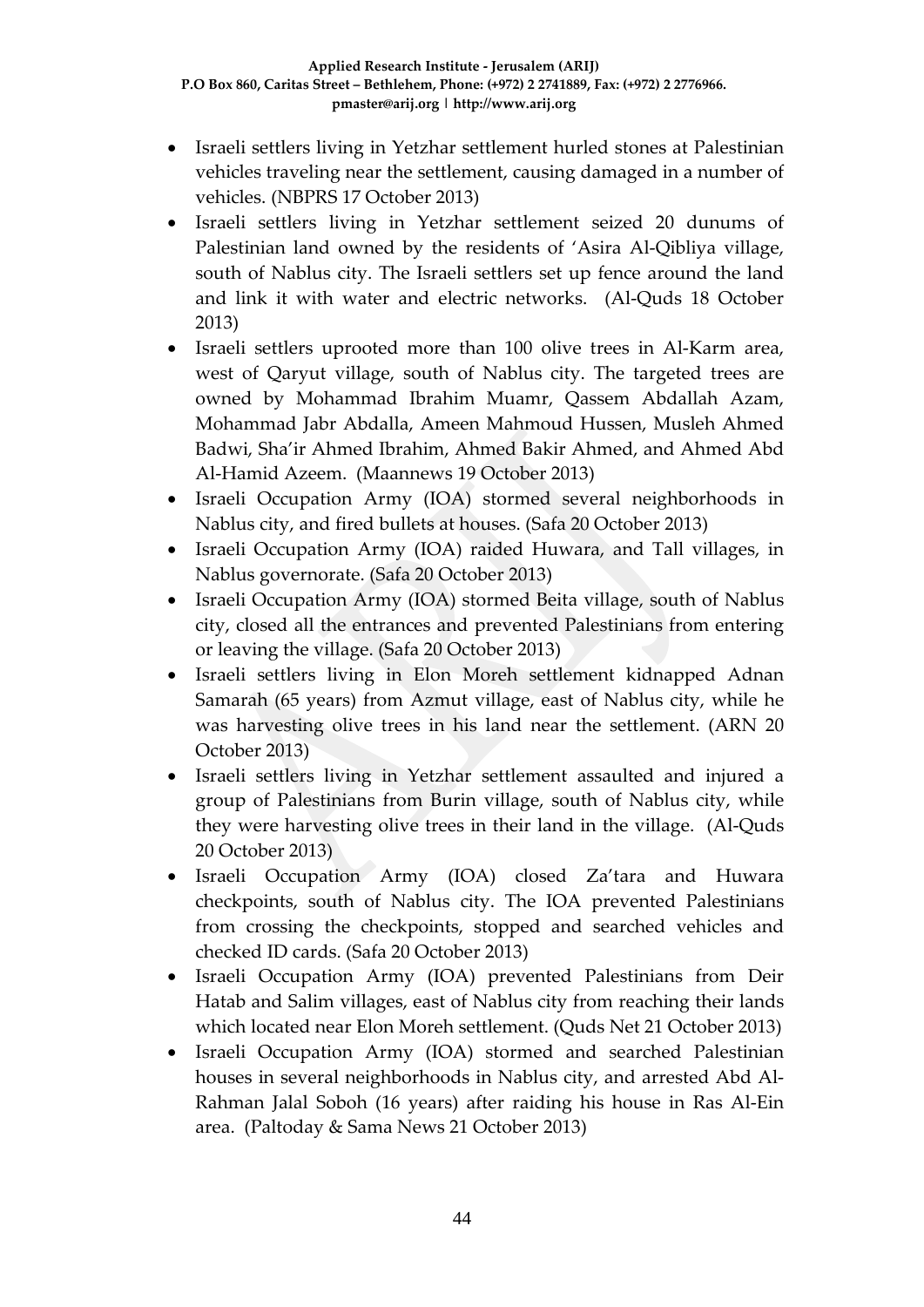- Israeli settlers living in Yetzhar settlement hurled stones at Palestinian vehicles traveling near the settlement, causing damaged in a number of vehicles. (NBPRS 17 October 2013)
- Israeli settlers living in Yetzhar settlement seized 20 dunums of Palestinian land owned by the residents of 'Asira Al-Qibliya village, south of Nablus city. The Israeli settlers set up fence around the land and link it with water and electric networks. (Al-Quds 18 October 2013)
- Israeli settlers uprooted more than 100 olive trees in Al-Karm area, west of Qaryut village, south of Nablus city. The targeted trees are owned by Mohammad Ibrahim Muamr, Qassem Abdallah Azam, Mohammad Jabr Abdalla, Ameen Mahmoud Hussen, Musleh Ahmed Badwi, Sha'ir Ahmed Ibrahim, Ahmed Bakir Ahmed, and Ahmed Abd Al-Hamid Azeem. (Maannews 19 October 2013)
- Israeli Occupation Army (IOA) stormed several neighborhoods in Nablus city, and fired bullets at houses. (Safa 20 October 2013)
- Israeli Occupation Army (IOA) raided Huwara, and Tall villages, in Nablus governorate. (Safa 20 October 2013)
- Israeli Occupation Army (IOA) stormed Beita village, south of Nablus city, closed all the entrances and prevented Palestinians from entering or leaving the village. (Safa 20 October 2013)
- Israeli settlers living in Elon Moreh settlement kidnapped Adnan Samarah (65 years) from Azmut village, east of Nablus city, while he was harvesting olive trees in his land near the settlement. (ARN 20 October 2013)
- Israeli settlers living in Yetzhar settlement assaulted and injured a group of Palestinians from Burin village, south of Nablus city, while they were harvesting olive trees in their land in the village. (Al-Quds 20 October 2013)
- Israeli Occupation Army (IOA) closed Za'tara and Huwara checkpoints, south of Nablus city. The IOA prevented Palestinians from crossing the checkpoints, stopped and searched vehicles and checked ID cards. (Safa 20 October 2013)
- Israeli Occupation Army (IOA) prevented Palestinians from Deir Hatab and Salim villages, east of Nablus city from reaching their lands which located near Elon Moreh settlement. (Quds Net 21 October 2013)
- Israeli Occupation Army (IOA) stormed and searched Palestinian houses in several neighborhoods in Nablus city, and arrested Abd Al-Rahman Jalal Soboh (16 years) after raiding his house in Ras Al-Ein area. (Paltoday & Sama News 21 October 2013)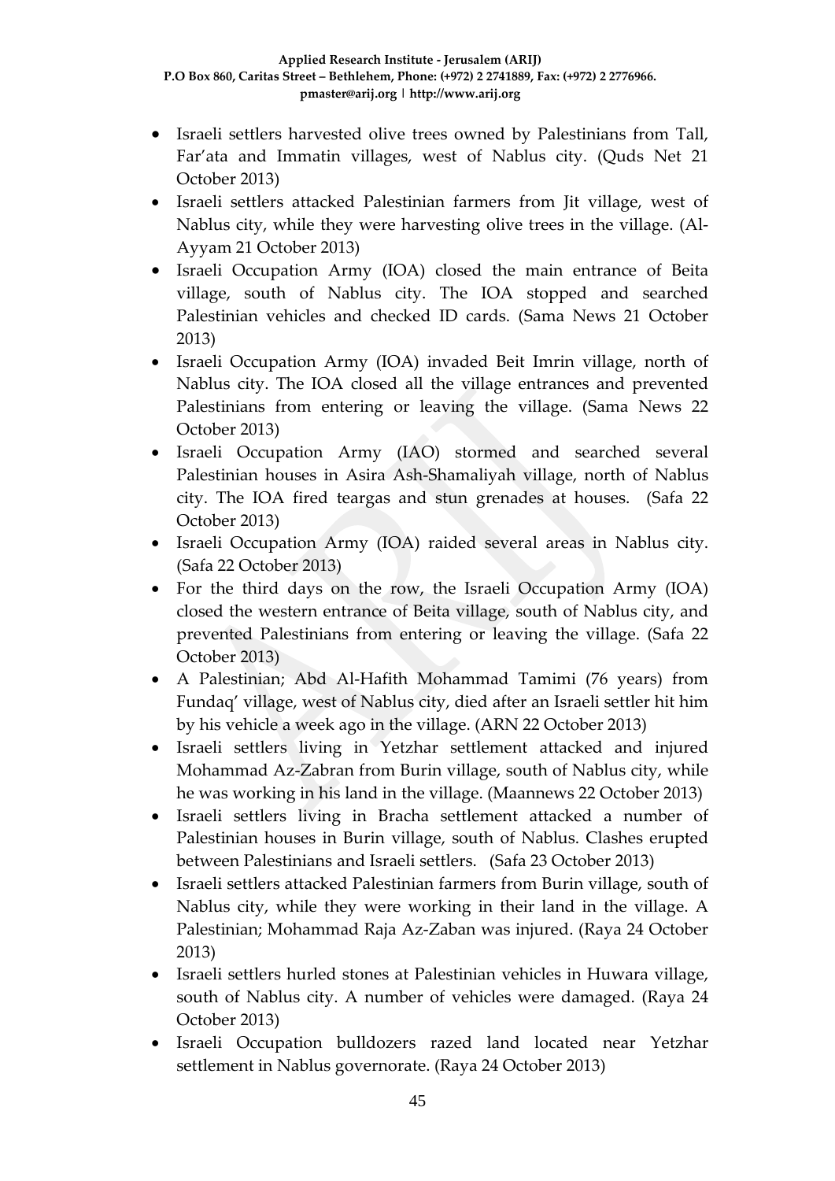- Israeli settlers harvested olive trees owned by Palestinians from Tall, Far'ata and Immatin villages, west of Nablus city. (Quds Net 21 October 2013)
- Israeli settlers attacked Palestinian farmers from Jit village, west of Nablus city, while they were harvesting olive trees in the village. (Al-Ayyam 21 October 2013)
- Israeli Occupation Army (IOA) closed the main entrance of Beita village, south of Nablus city. The IOA stopped and searched Palestinian vehicles and checked ID cards. (Sama News 21 October 2013)
- Israeli Occupation Army (IOA) invaded Beit Imrin village, north of Nablus city. The IOA closed all the village entrances and prevented Palestinians from entering or leaving the village. (Sama News 22 October 2013)
- Israeli Occupation Army (IAO) stormed and searched several Palestinian houses in Asira Ash-Shamaliyah village, north of Nablus city. The IOA fired teargas and stun grenades at houses. (Safa 22 October 2013)
- Israeli Occupation Army (IOA) raided several areas in Nablus city. (Safa 22 October 2013)
- For the third days on the row, the Israeli Occupation Army (IOA) closed the western entrance of Beita village, south of Nablus city, and prevented Palestinians from entering or leaving the village. (Safa 22 October 2013)
- A Palestinian; Abd Al-Hafith Mohammad Tamimi (76 years) from Fundaq' village, west of Nablus city, died after an Israeli settler hit him by his vehicle a week ago in the village. (ARN 22 October 2013)
- Israeli settlers living in Yetzhar settlement attacked and injured Mohammad Az-Zabran from Burin village, south of Nablus city, while he was working in his land in the village. (Maannews 22 October 2013)
- Israeli settlers living in Bracha settlement attacked a number of Palestinian houses in Burin village, south of Nablus. Clashes erupted between Palestinians and Israeli settlers. (Safa 23 October 2013)
- Israeli settlers attacked Palestinian farmers from Burin village, south of Nablus city, while they were working in their land in the village. A Palestinian; Mohammad Raja Az-Zaban was injured. (Raya 24 October 2013)
- Israeli settlers hurled stones at Palestinian vehicles in Huwara village, south of Nablus city. A number of vehicles were damaged. (Raya 24 October 2013)
- Israeli Occupation bulldozers razed land located near Yetzhar settlement in Nablus governorate. (Raya 24 October 2013)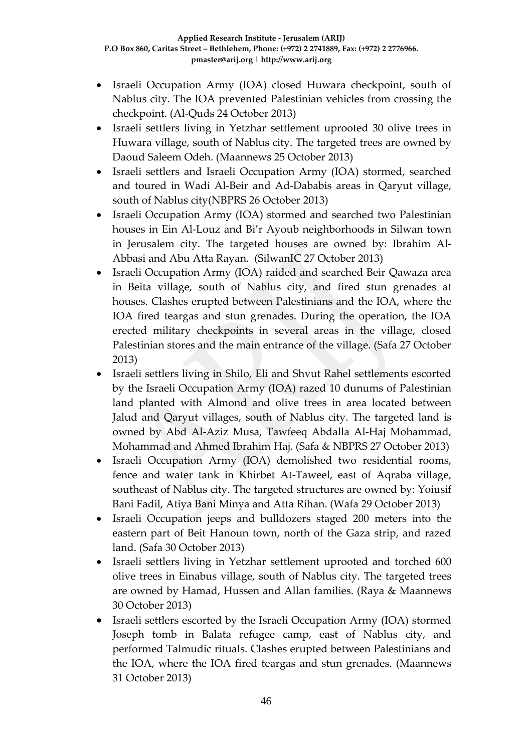- Israeli Occupation Army (IOA) closed Huwara checkpoint, south of Nablus city. The IOA prevented Palestinian vehicles from crossing the checkpoint. (Al-Quds 24 October 2013)
- Israeli settlers living in Yetzhar settlement uprooted 30 olive trees in Huwara village, south of Nablus city. The targeted trees are owned by Daoud Saleem Odeh. (Maannews 25 October 2013)
- Israeli settlers and Israeli Occupation Army (IOA) stormed, searched and toured in Wadi Al-Beir and Ad-Dababis areas in Qaryut village, south of Nablus city(NBPRS 26 October 2013)
- Israeli Occupation Army (IOA) stormed and searched two Palestinian houses in Ein Al-Louz and Bi'r Ayoub neighborhoods in Silwan town in Jerusalem city. The targeted houses are owned by: Ibrahim Al-Abbasi and Abu Atta Rayan. (SilwanIC 27 October 2013)
- Israeli Occupation Army (IOA) raided and searched Beir Qawaza area in Beita village, south of Nablus city, and fired stun grenades at houses. Clashes erupted between Palestinians and the IOA, where the IOA fired teargas and stun grenades. During the operation, the IOA erected military checkpoints in several areas in the village, closed Palestinian stores and the main entrance of the village. (Safa 27 October 2013)
- Israeli settlers living in Shilo, Eli and Shvut Rahel settlements escorted by the Israeli Occupation Army (IOA) razed 10 dunums of Palestinian land planted with Almond and olive trees in area located between Jalud and Qaryut villages, south of Nablus city. The targeted land is owned by Abd Al-Aziz Musa, Tawfeeq Abdalla Al-Haj Mohammad, Mohammad and Ahmed Ibrahim Haj. (Safa & NBPRS 27 October 2013)
- Israeli Occupation Army (IOA) demolished two residential rooms, fence and water tank in Khirbet At-Taweel, east of Aqraba village, southeast of Nablus city. The targeted structures are owned by: Yoiusif Bani Fadil, Atiya Bani Minya and Atta Rihan. (Wafa 29 October 2013)
- Israeli Occupation jeeps and bulldozers staged 200 meters into the eastern part of Beit Hanoun town, north of the Gaza strip, and razed land. (Safa 30 October 2013)
- Israeli settlers living in Yetzhar settlement uprooted and torched 600 olive trees in Einabus village, south of Nablus city. The targeted trees are owned by Hamad, Hussen and Allan families. (Raya & Maannews 30 October 2013)
- Israeli settlers escorted by the Israeli Occupation Army (IOA) stormed Joseph tomb in Balata refugee camp, east of Nablus city, and performed Talmudic rituals. Clashes erupted between Palestinians and the IOA, where the IOA fired teargas and stun grenades. (Maannews 31 October 2013)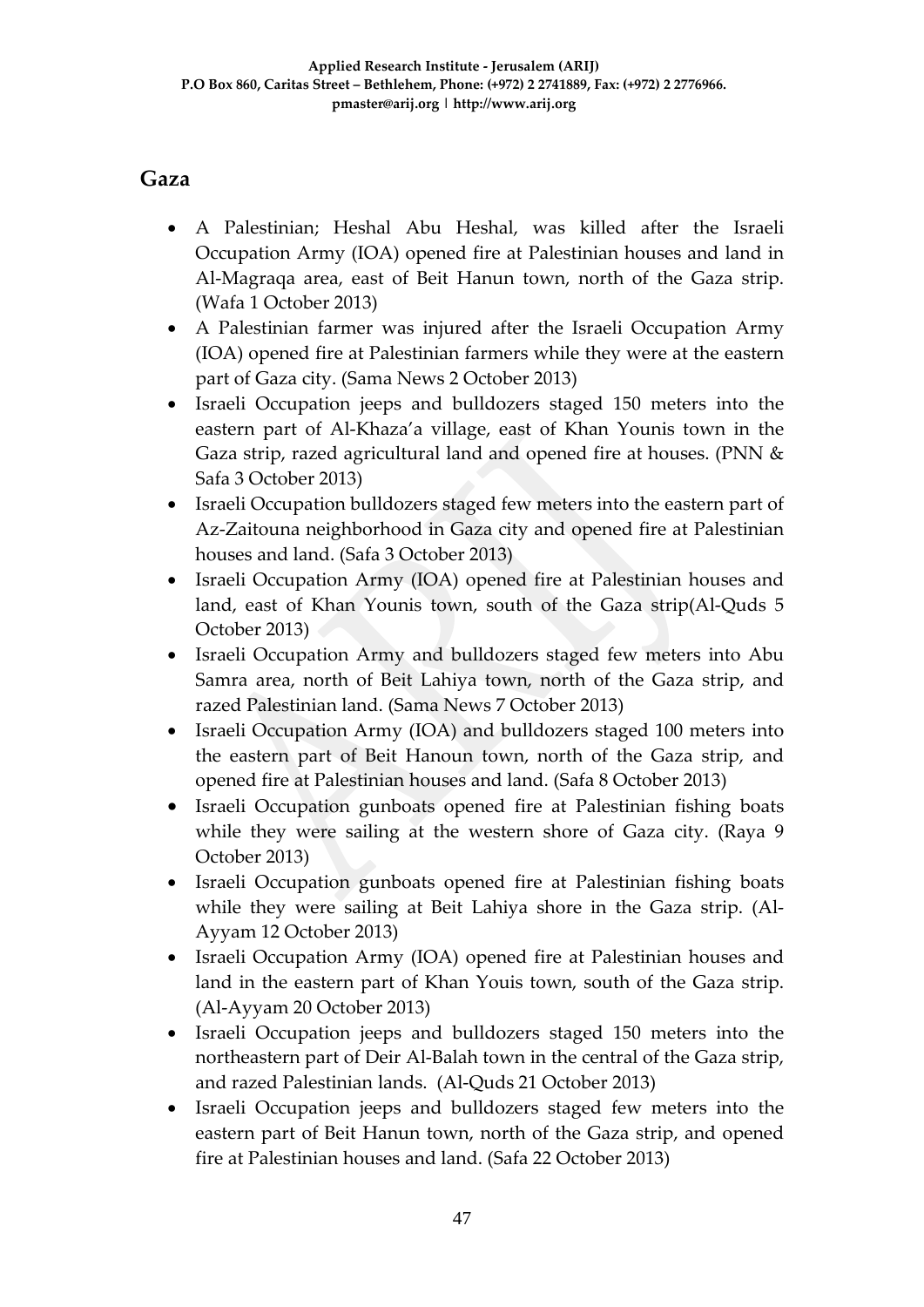## Gaza

- A Palestinian; Heshal Abu Heshal, was killed after the Israeli Occupation Army (IOA) opened fire at Palestinian houses and land in Al-Magraqa area, east of Beit Hanun town, north of the Gaza strip. (Wafa 1 October 2013)
- A Palestinian farmer was injured after the Israeli Occupation Army (IOA) opened fire at Palestinian farmers while they were at the eastern part of Gaza city. (Sama News 2 October 2013)
- Israeli Occupation jeeps and bulldozers staged 150 meters into the eastern part of Al-Khaza'a village, east of Khan Younis town in the Gaza strip, razed agricultural land and opened fire at houses. (PNN & Safa 3 October 2013)
- Israeli Occupation bulldozers staged few meters into the eastern part of Az-Zaitouna neighborhood in Gaza city and opened fire at Palestinian houses and land. (Safa 3 October 2013)
- Israeli Occupation Army (IOA) opened fire at Palestinian houses and land, east of Khan Younis town, south of the Gaza strip(Al-Quds 5 October 2013)
- Israeli Occupation Army and bulldozers staged few meters into Abu Samra area, north of Beit Lahiya town, north of the Gaza strip, and razed Palestinian land. (Sama News 7 October 2013)
- Israeli Occupation Army (IOA) and bulldozers staged 100 meters into the eastern part of Beit Hanoun town, north of the Gaza strip, and opened fire at Palestinian houses and land. (Safa 8 October 2013)
- Israeli Occupation gunboats opened fire at Palestinian fishing boats while they were sailing at the western shore of Gaza city. (Raya 9 October 2013)
- Israeli Occupation gunboats opened fire at Palestinian fishing boats while they were sailing at Beit Lahiya shore in the Gaza strip. (Al-Ayyam 12 October 2013)
- Israeli Occupation Army (IOA) opened fire at Palestinian houses and land in the eastern part of Khan Youis town, south of the Gaza strip. (Al-Ayyam 20 October 2013)
- Israeli Occupation jeeps and bulldozers staged 150 meters into the northeastern part of Deir Al-Balah town in the central of the Gaza strip, and razed Palestinian lands. (Al-Quds 21 October 2013)
- Israeli Occupation jeeps and bulldozers staged few meters into the eastern part of Beit Hanun town, north of the Gaza strip, and opened fire at Palestinian houses and land. (Safa 22 October 2013)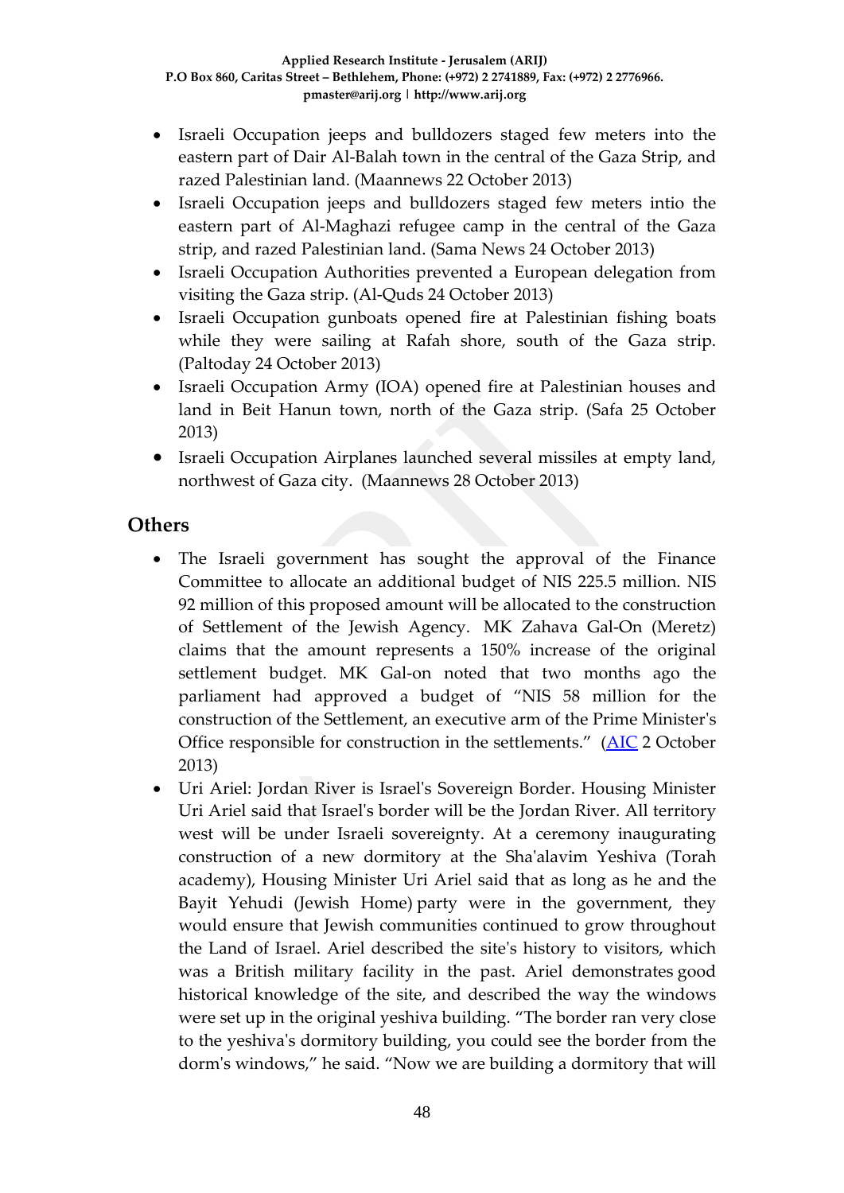- Israeli Occupation jeeps and bulldozers staged few meters into the eastern part of Dair Al-Balah town in the central of the Gaza Strip, and razed Palestinian land. (Maannews 22 October 2013)
- Israeli Occupation jeeps and bulldozers staged few meters intio the eastern part of Al-Maghazi refugee camp in the central of the Gaza strip, and razed Palestinian land. (Sama News 24 October 2013)
- Israeli Occupation Authorities prevented a European delegation from visiting the Gaza strip. (Al-Quds 24 October 2013)
- Israeli Occupation gunboats opened fire at Palestinian fishing boats while they were sailing at Rafah shore, south of the Gaza strip. (Paltoday 24 October 2013)
- Israeli Occupation Army (IOA) opened fire at Palestinian houses and land in Beit Hanun town, north of the Gaza strip. (Safa 25 October 2013)
- Israeli Occupation Airplanes launched several missiles at empty land, northwest of Gaza city. (Maannews 28 October 2013)

## Others

- The Israeli government has sought the approval of the Finance Committee to allocate an additional budget of NIS 225.5 million. NIS 92 million of this proposed amount will be allocated to the construction of Settlement of the Jewish Agency. MK Zahava Gal-On (Meretz) claims that the amount represents a 150% increase of the original settlement budget. MK Gal-on noted that two months ago the parliament had approved a budget of "NIS 58 million for the construction of the Settlement, an executive arm of the Prime Minister's Office responsible for construction in the settlements." (AIC 2 October 2013)
- Uri Ariel: Jordan River is Israel's Sovereign Border. Housing Minister Uri Ariel said that Israel's border will be the Jordan River. All territory west will be under Israeli sovereignty. At a ceremony inaugurating construction of a new dormitory at the Sha'alavim Yeshiva (Torah academy), Housing Minister Uri Ariel said that as long as he and the Bayit Yehudi (Jewish Home) party were in the government, they would ensure that Jewish communities continued to grow throughout the Land of Israel. Ariel described the site's history to visitors, which was a British military facility in the past. Ariel demonstrates good historical knowledge of the site, and described the way the windows were set up in the original yeshiva building. "The border ran very close to the yeshiva's dormitory building, you could see the border from the dorm's windows," he said. "Now we are building a dormitory that will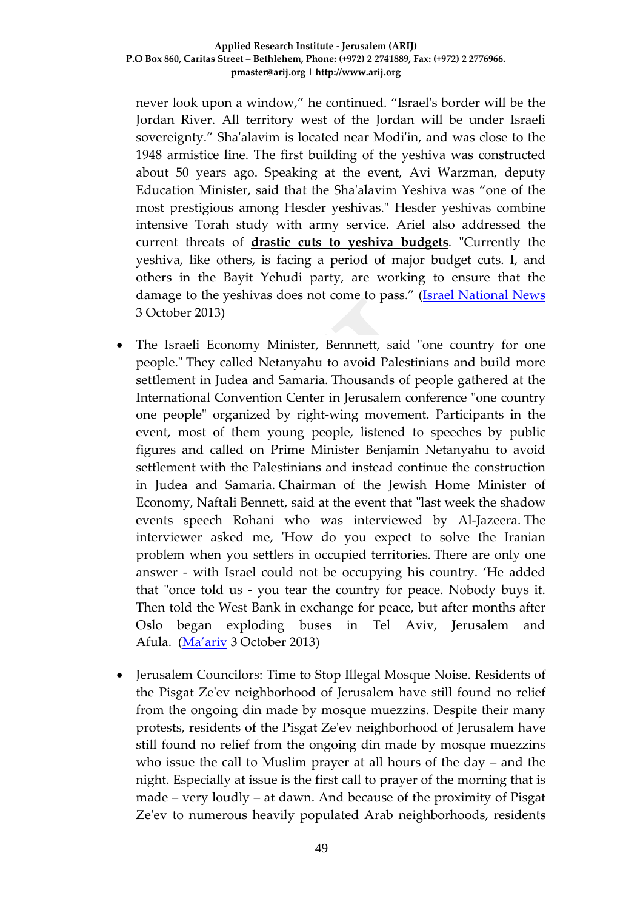never look upon a window," he continued. "Israel's border will be the Jordan River. All territory west of the Jordan will be under Israeli sovereignty." Sha'alavim is located near Modi'in, and was close to the 1948 armistice line. The first building of the yeshiva was constructed about 50 years ago. Speaking at the event, Avi Warzman, deputy Education Minister, said that the Sha'alavim Yeshiva was "one of the most prestigious among Hesder yeshivas." Hesder yeshivas combine intensive Torah study with army service. Ariel also addressed the current threats of **drastic cuts to yeshiva budgets**. "Currently the yeshiva, like others, is facing a period of major budget cuts. I, and others in the Bayit Yehudi party, are working to ensure that the damage to the yeshivas does not come to pass." (Israel National News 3 October 2013)

- The Israeli Economy Minister, Bennnett, said "one country for one people." They called Netanyahu to avoid Palestinians and build more settlement in Judea and Samaria. Thousands of people gathered at the International Convention Center in Jerusalem conference "one country one people" organized by right-wing movement. Participants in the event, most of them young people, listened to speeches by public figures and called on Prime Minister Benjamin Netanyahu to avoid settlement with the Palestinians and instead continue the construction in Judea and Samaria. Chairman of the Jewish Home Minister of Economy, Naftali Bennett, said at the event that "last week the shadow events speech Rohani who was interviewed by Al-Jazeera. The interviewer asked me, 'How do you expect to solve the Iranian problem when you settlers in occupied territories. There are only one answer - with Israel could not be occupying his country. 'He added that "once told us - you tear the country for peace. Nobody buys it. Then told the West Bank in exchange for peace, but after months after Oslo began exploding buses in Tel Aviv, Jerusalem and Afula. (Ma'ariv 3 October 2013)

- Jerusalem Councilors: Time to Stop Illegal Mosque Noise. Residents of the Pisgat Ze'ev neighborhood of Jerusalem have still found no relief from the ongoing din made by mosque muezzins. Despite their many protests, residents of the Pisgat Ze'ev neighborhood of Jerusalem have still found no relief from the ongoing din made by mosque muezzins who issue the call to Muslim prayer at all hours of the day – and the night. Especially at issue is the first call to prayer of the morning that is made – very loudly – at dawn. And because of the proximity of Pisgat Ze'ev to numerous heavily populated Arab neighborhoods, residents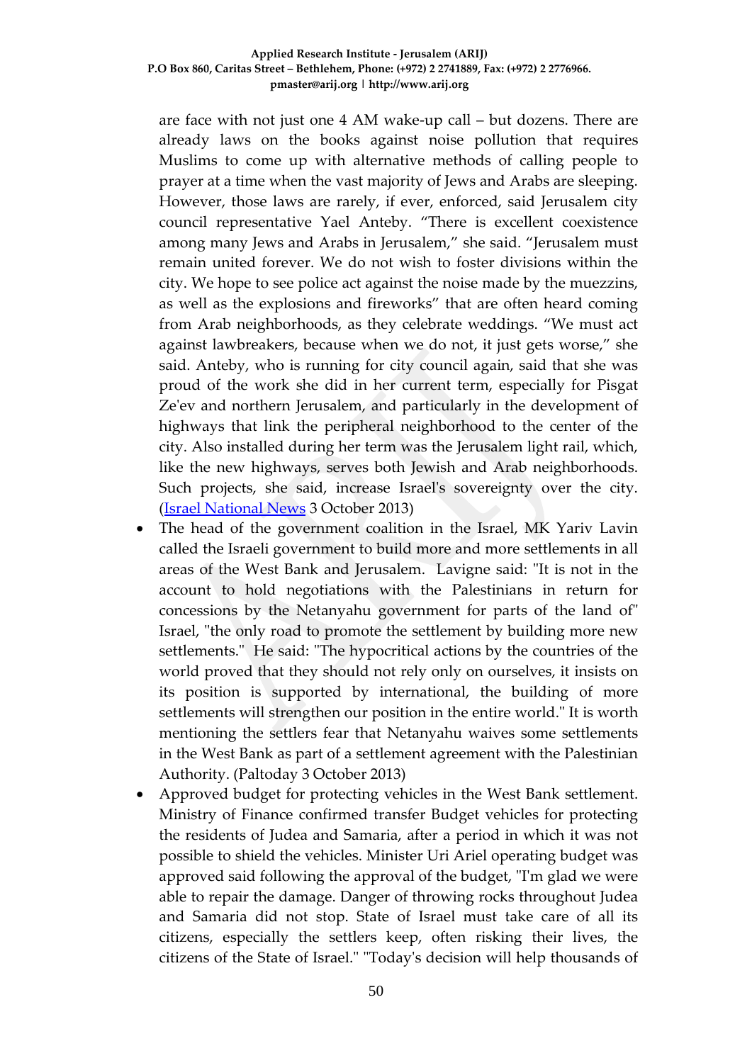are face with not just one 4 AM wake-up call – but dozens. There are already laws on the books against noise pollution that requires Muslims to come up with alternative methods of calling people to prayer at a time when the vast majority of Jews and Arabs are sleeping. However, those laws are rarely, if ever, enforced, said Jerusalem city council representative Yael Anteby. "There is excellent coexistence among many Jews and Arabs in Jerusalem," she said. "Jerusalem must remain united forever. We do not wish to foster divisions within the city. We hope to see police act against the noise made by the muezzins, as well as the explosions and fireworks" that are often heard coming from Arab neighborhoods, as they celebrate weddings. "We must act against lawbreakers, because when we do not, it just gets worse," she said. Anteby, who is running for city council again, said that she was proud of the work she did in her current term, especially for Pisgat Ze'ev and northern Jerusalem, and particularly in the development of highways that link the peripheral neighborhood to the center of the city. Also installed during her term was the Jerusalem light rail, which, like the new highways, serves both Jewish and Arab neighborhoods. Such projects, she said, increase Israel's sovereignty over the city. (Israel National News 3 October 2013)

- The head of the government coalition in the Israel, MK Yariv Lavin called the Israeli government to build more and more settlements in all areas of the West Bank and Jerusalem. Lavigne said: "It is not in the account to hold negotiations with the Palestinians in return for concessions by the Netanyahu government for parts of the land of" Israel, "the only road to promote the settlement by building more new settlements." He said: "The hypocritical actions by the countries of the world proved that they should not rely only on ourselves, it insists on its position is supported by international, the building of more settlements will strengthen our position in the entire world." It is worth mentioning the settlers fear that Netanyahu waives some settlements in the West Bank as part of a settlement agreement with the Palestinian Authority. (Paltoday 3 October 2013)
- Approved budget for protecting vehicles in the West Bank settlement. Ministry of Finance confirmed transfer Budget vehicles for protecting the residents of Judea and Samaria, after a period in which it was not possible to shield the vehicles. Minister Uri Ariel operating budget was approved said following the approval of the budget, "I'm glad we were able to repair the damage. Danger of throwing rocks throughout Judea and Samaria did not stop. State of Israel must take care of all its citizens, especially the settlers keep, often risking their lives, the citizens of the State of Israel." "Today's decision will help thousands of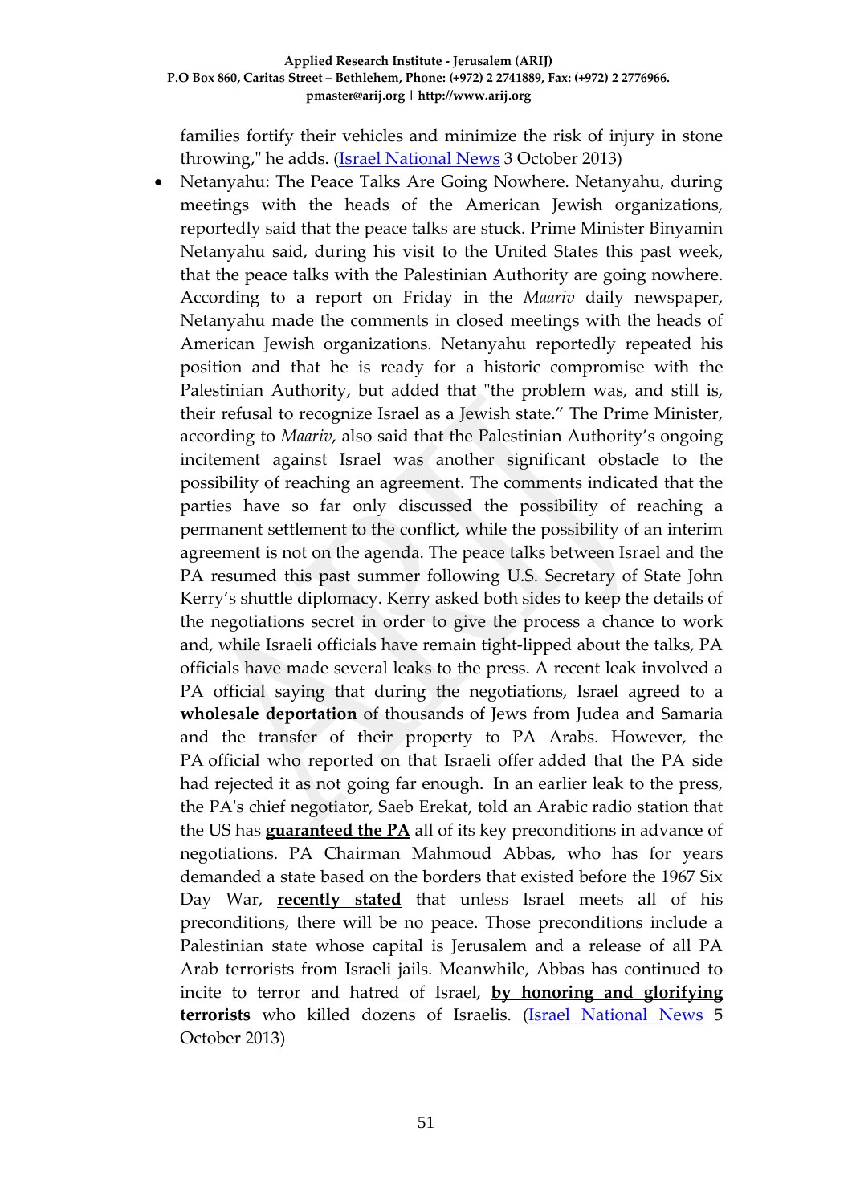families fortify their vehicles and minimize the risk of injury in stone throwing," he adds. (Israel National News 3 October 2013)

- Netanyahu: The Peace Talks Are Going Nowhere. Netanyahu, during meetings with the heads of the American Jewish organizations, reportedly said that the peace talks are stuck. Prime Minister Binyamin Netanyahu said, during his visit to the United States this past week, that the peace talks with the Palestinian Authority are going nowhere. According to a report on Friday in the *Maariv* daily newspaper, Netanyahu made the comments in closed meetings with the heads of American Jewish organizations. Netanyahu reportedly repeated his position and that he is ready for a historic compromise with the Palestinian Authority, but added that "the problem was, and still is, their refusal to recognize Israel as a Jewish state." The Prime Minister, according to *Maariv*, also said that the Palestinian Authority's ongoing incitement against Israel was another significant obstacle to the possibility of reaching an agreement. The comments indicated that the parties have so far only discussed the possibility of reaching a permanent settlement to the conflict, while the possibility of an interim agreement is not on the agenda. The peace talks between Israel and the PA resumed this past summer following U.S. Secretary of State John Kerry's shuttle diplomacy. Kerry asked both sides to keep the details of the negotiations secret in order to give the process a chance to work and, while Israeli officials have remain tight-lipped about the talks, PA officials have made several leaks to the press. A recent leak involved a PA official saying that during the negotiations, Israel agreed to a **wholesale deportation** of thousands of Jews from Judea and Samaria and the transfer of their property to PA Arabs. However, the PA official who reported on that Israeli offer added that the PA side had rejected it as not going far enough. In an earlier leak to the press, the PA's chief negotiator, Saeb Erekat, told an Arabic radio station that the US has **guaranteed the PA** all of its key preconditions in advance of negotiations. PA Chairman Mahmoud Abbas, who has for years demanded a state based on the borders that existed before the 1967 Six Day War, **recently stated** that unless Israel meets all of his preconditions, there will be no peace. Those preconditions include a Palestinian state whose capital is Jerusalem and a release of all PA Arab terrorists from Israeli jails. Meanwhile, Abbas has continued to incite to terror and hatred of Israel, **by honoring and glorifying terrorists** who killed dozens of Israelis. (Israel National News 5 October 2013)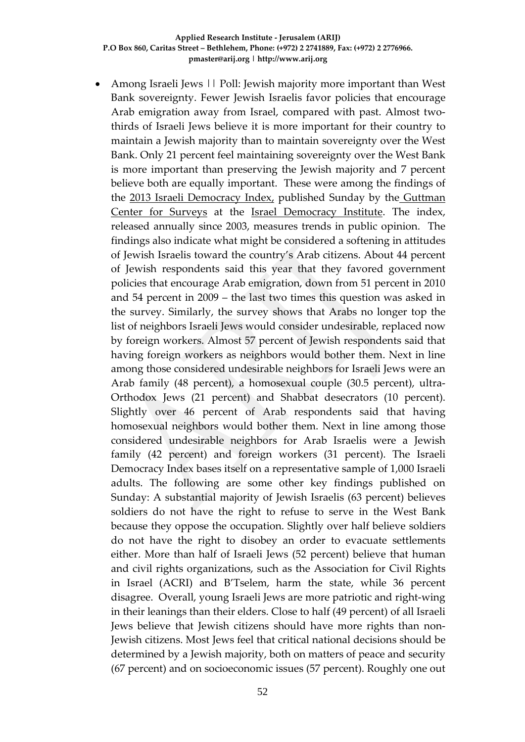- Among Israeli Jews || Poll: Jewish majority more important than West Bank sovereignty. Fewer Jewish Israelis favor policies that encourage Arab emigration away from Israel, compared with past. Almost two-thirds of Israeli Jews believe it is more important for their country to maintain a Jewish majority than to maintain sovereignty over the West Bank. Only 21 percent feel maintaining sovereignty over the West Bank is more important than preserving the Jewish majority and 7 percent believe both are equally important. These were among the findings of the 2013 Israeli Democracy Index, published Sunday by the Guttman Center for Surveys at the Israel Democracy Institute. The index, released annually since 2003, measures trends in public opinion. The findings also indicate what might be considered a softening in attitudes of Jewish Israelis toward the country's Arab citizens. About 44 percent of Jewish respondents said this year that they favored government policies that encourage Arab emigration, down from 51 percent in 2010 and 54 percent in 2009 – the last two times this question was asked in the survey. Similarly, the survey shows that Arabs no longer top the list of neighbors Israeli Jews would consider undesirable, replaced now by foreign workers. Almost 57 percent of Jewish respondents said that having foreign workers as neighbors would bother them. Next in line among those considered undesirable neighbors for Israeli Jews were an Arab family (48 percent), a homosexual couple (30.5 percent), ultra-Orthodox Jews (21 percent) and Shabbat desecrators (10 percent). Slightly over 46 percent of Arab respondents said that having homosexual neighbors would bother them. Next in line among those considered undesirable neighbors for Arab Israelis were a Jewish family (42 percent) and foreign workers (31 percent). The Israeli Democracy Index bases itself on a representative sample of 1,000 Israeli adults. The following are some other key findings published on Sunday: A substantial majority of Jewish Israelis (63 percent) believes soldiers do not have the right to refuse to serve in the West Bank because they oppose the occupation. Slightly over half believe soldiers do not have the right to disobey an order to evacuate settlements either. More than half of Israeli Jews (52 percent) believe that human and civil rights organizations, such as the Association for Civil Rights in Israel (ACRI) and B'Tselem, harm the state, while 36 percent disagree. Overall, young Israeli Jews are more patriotic and right-wing in their leanings than their elders. Close to half (49 percent) of all Israeli Jews believe that Jewish citizens should have more rights than non-Jewish citizens. Most Jews feel that critical national decisions should be determined by a Jewish majority, both on matters of peace and security (67 percent) and on socioeconomic issues (57 percent). Roughly one out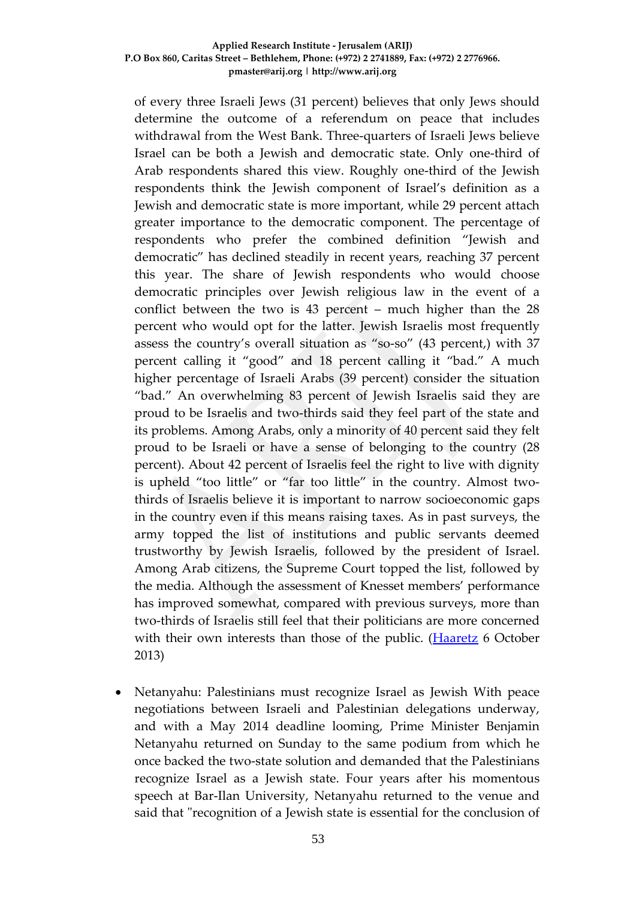of every three Israeli Jews (31 percent) believes that only Jews should determine the outcome of a referendum on peace that includes withdrawal from the West Bank. Three-quarters of Israeli Jews believe Israel can be both a Jewish and democratic state. Only one-third of Arab respondents shared this view. Roughly one-third of the Jewish respondents think the Jewish component of Israel's definition as a Jewish and democratic state is more important, while 29 percent attach greater importance to the democratic component. The percentage of respondents who prefer the combined definition "Jewish and democratic" has declined steadily in recent years, reaching 37 percent this year. The share of Jewish respondents who would choose democratic principles over Jewish religious law in the event of a conflict between the two is 43 percent – much higher than the 28 percent who would opt for the latter. Jewish Israelis most frequently assess the country's overall situation as "so-so" (43 percent,) with 37 percent calling it "good" and 18 percent calling it "bad." A much higher percentage of Israeli Arabs (39 percent) consider the situation "bad." An overwhelming 83 percent of Jewish Israelis said they are proud to be Israelis and two-thirds said they feel part of the state and its problems. Among Arabs, only a minority of 40 percent said they felt proud to be Israeli or have a sense of belonging to the country (28 percent). About 42 percent of Israelis feel the right to live with dignity is upheld "too little" or "far too little" in the country. Almost two-thirds of Israelis believe it is important to narrow socioeconomic gaps in the country even if this means raising taxes. As in past surveys, the army topped the list of institutions and public servants deemed trustworthy by Jewish Israelis, followed by the president of Israel. Among Arab citizens, the Supreme Court topped the list, followed by the media. Although the assessment of Knesset members' performance has improved somewhat, compared with previous surveys, more than two-thirds of Israelis still feel that their politicians are more concerned with their own interests than those of the public. (Haaretz 6 October 2013)

- Netanyahu: Palestinians must recognize Israel as Jewish With peace negotiations between Israeli and Palestinian delegations underway, and with a May 2014 deadline looming, Prime Minister Benjamin Netanyahu returned on Sunday to the same podium from which he once backed the two-state solution and demanded that the Palestinians recognize Israel as a Jewish state. Four years after his momentous speech at Bar-Ilan University, Netanyahu returned to the venue and said that "recognition of a Jewish state is essential for the conclusion of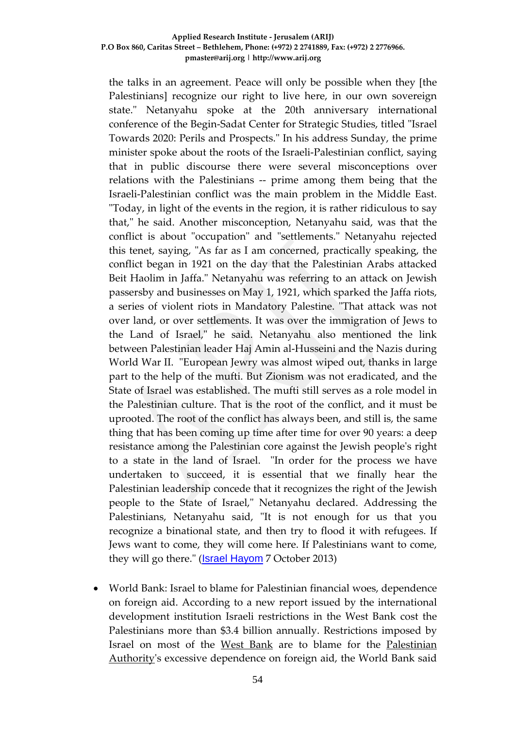the talks in an agreement. Peace will only be possible when they [the Palestinians] recognize our right to live here, in our own sovereign state." Netanyahu spoke at the 20th anniversary international conference of the Begin-Sadat Center for Strategic Studies, titled "Israel Towards 2020: Perils and Prospects." In his address Sunday, the prime minister spoke about the roots of the Israeli-Palestinian conflict, saying that in public discourse there were several misconceptions over relations with the Palestinians -- prime among them being that the Israeli-Palestinian conflict was the main problem in the Middle East. "Today, in light of the events in the region, it is rather ridiculous to say that," he said. Another misconception, Netanyahu said, was that the conflict is about "occupation" and "settlements." Netanyahu rejected this tenet, saying, "As far as I am concerned, practically speaking, the conflict began in 1921 on the day that the Palestinian Arabs attacked Beit Haolim in Jaffa." Netanyahu was referring to an attack on Jewish passersby and businesses on May 1, 1921, which sparked the Jaffa riots, a series of violent riots in Mandatory Palestine. "That attack was not over land, or over settlements. It was over the immigration of Jews to the Land of Israel," he said. Netanyahu also mentioned the link between Palestinian leader Haj Amin al-Husseini and the Nazis during World War II. "European Jewry was almost wiped out, thanks in large part to the help of the mufti. But Zionism was not eradicated, and the State of Israel was established. The mufti still serves as a role model in the Palestinian culture. That is the root of the conflict, and it must be uprooted. The root of the conflict has always been, and still is, the same thing that has been coming up time after time for over 90 years: a deep resistance among the Palestinian core against the Jewish people's right to a state in the land of Israel. "In order for the process we have undertaken to succeed, it is essential that we finally hear the Palestinian leadership concede that it recognizes the right of the Jewish people to the State of Israel," Netanyahu declared. Addressing the Palestinians, Netanyahu said, "It is not enough for us that you recognize a binational state, and then try to flood it with refugees. If Jews want to come, they will come here. If Palestinians want to come, they will go there." (Israel Hayom 7 October 2013)

- World Bank: Israel to blame for Palestinian financial woes, dependence on foreign aid. According to a new report issued by the international development institution Israeli restrictions in the West Bank cost the Palestinians more than $3.4 billion annually. Restrictions imposed by Israel on most of the West Bank are to blame for the Palestinian Authority's excessive dependence on foreign aid, the World Bank said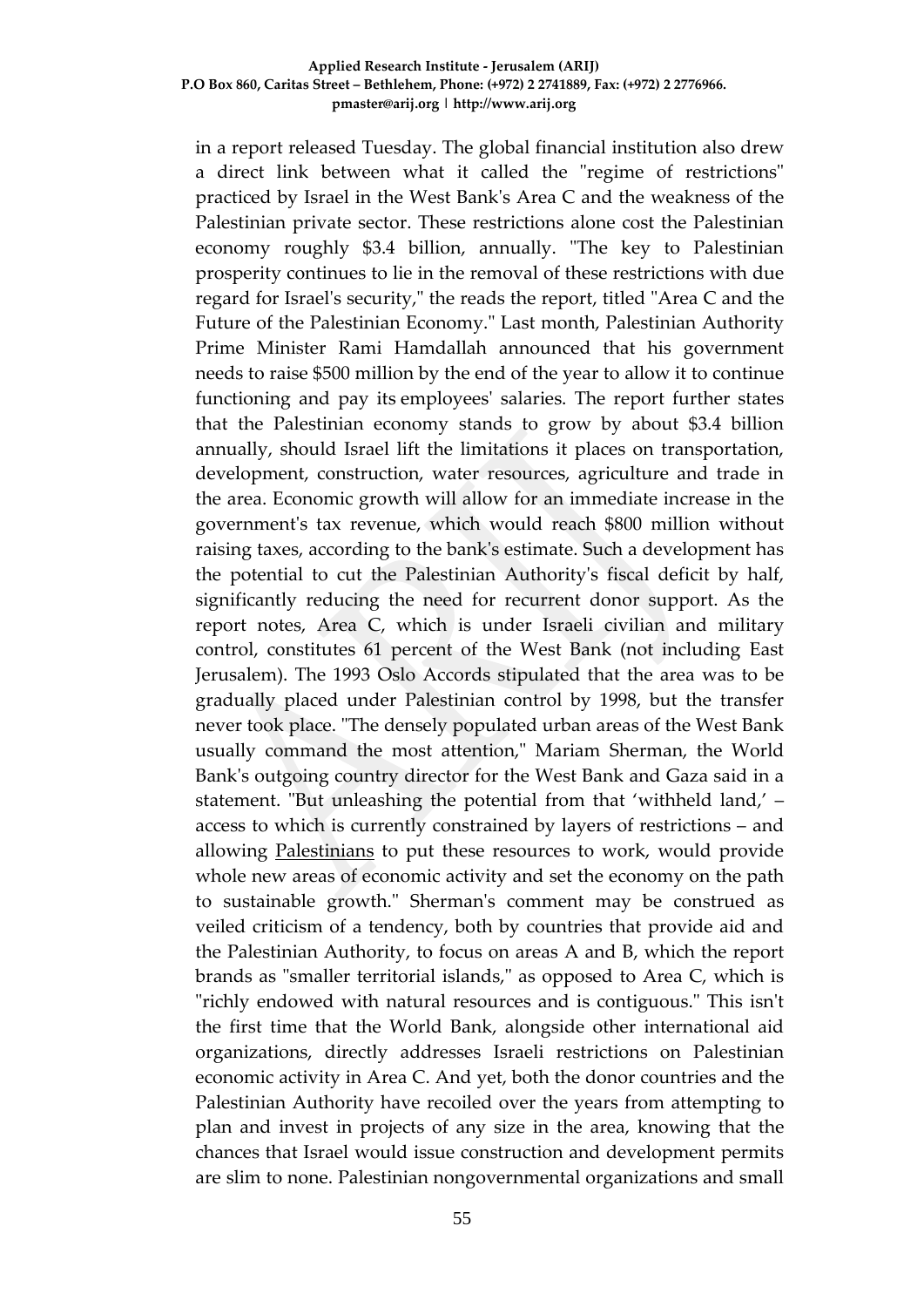in a report released Tuesday. The global financial institution also drew a direct link between what it called the "regime of restrictions" practiced by Israel in the West Bank's Area C and the weakness of the Palestinian private sector. These restrictions alone cost the Palestinian economy roughly $3.4 billion, annually. "The key to Palestinian prosperity continues to lie in the removal of these restrictions with due regard for Israel's security," the reads the report, titled "Area C and the Future of the Palestinian Economy." Last month, Palestinian Authority Prime Minister Rami Hamdallah announced that his government needs to raise $500 million by the end of the year to allow it to continue functioning and pay its employees' salaries. The report further states that the Palestinian economy stands to grow by about $3.4 billion annually, should Israel lift the limitations it places on transportation, development, construction, water resources, agriculture and trade in the area. Economic growth will allow for an immediate increase in the government's tax revenue, which would reach $800 million without raising taxes, according to the bank's estimate. Such a development has the potential to cut the Palestinian Authority's fiscal deficit by half, significantly reducing the need for recurrent donor support. As the report notes, Area C, which is under Israeli civilian and military control, constitutes 61 percent of the West Bank (not including East Jerusalem). The 1993 Oslo Accords stipulated that the area was to be gradually placed under Palestinian control by 1998, but the transfer never took place. "The densely populated urban areas of the West Bank usually command the most attention," Mariam Sherman, the World Bank's outgoing country director for the West Bank and Gaza said in a statement. "But unleashing the potential from that 'withheld land,' – access to which is currently constrained by layers of restrictions – and allowing Palestinians to put these resources to work, would provide whole new areas of economic activity and set the economy on the path to sustainable growth." Sherman's comment may be construed as veiled criticism of a tendency, both by countries that provide aid and the Palestinian Authority, to focus on areas A and B, which the report brands as "smaller territorial islands," as opposed to Area C, which is "richly endowed with natural resources and is contiguous." This isn't the first time that the World Bank, alongside other international aid organizations, directly addresses Israeli restrictions on Palestinian economic activity in Area C. And yet, both the donor countries and the Palestinian Authority have recoiled over the years from attempting to plan and invest in projects of any size in the area, knowing that the chances that Israel would issue construction and development permits are slim to none. Palestinian nongovernmental organizations and small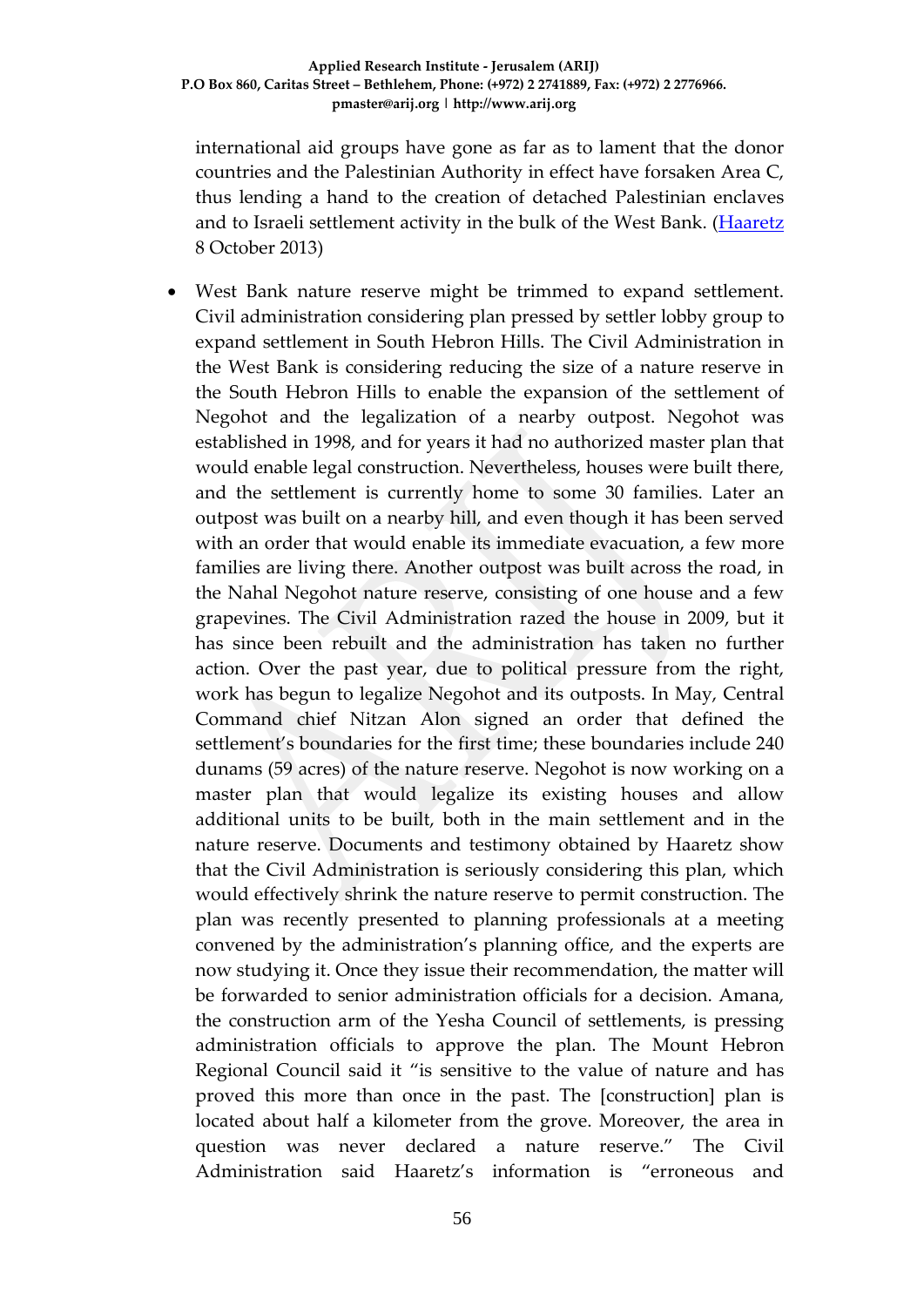international aid groups have gone as far as to lament that the donor countries and the Palestinian Authority in effect have forsaken Area C, thus lending a hand to the creation of detached Palestinian enclaves and to Israeli settlement activity in the bulk of the West Bank. (Haaretz 8 October 2013)

- West Bank nature reserve might be trimmed to expand settlement. Civil administration considering plan pressed by settler lobby group to expand settlement in South Hebron Hills. The Civil Administration in the West Bank is considering reducing the size of a nature reserve in the South Hebron Hills to enable the expansion of the settlement of Negohot and the legalization of a nearby outpost. Negohot was established in 1998, and for years it had no authorized master plan that would enable legal construction. Nevertheless, houses were built there, and the settlement is currently home to some 30 families. Later an outpost was built on a nearby hill, and even though it has been served with an order that would enable its immediate evacuation, a few more families are living there. Another outpost was built across the road, in the Nahal Negohot nature reserve, consisting of one house and a few grapevines. The Civil Administration razed the house in 2009, but it has since been rebuilt and the administration has taken no further action. Over the past year, due to political pressure from the right, work has begun to legalize Negohot and its outposts. In May, Central Command chief Nitzan Alon signed an order that defined the settlement's boundaries for the first time; these boundaries include 240 dunams (59 acres) of the nature reserve. Negohot is now working on a master plan that would legalize its existing houses and allow additional units to be built, both in the main settlement and in the nature reserve. Documents and testimony obtained by Haaretz show that the Civil Administration is seriously considering this plan, which would effectively shrink the nature reserve to permit construction. The plan was recently presented to planning professionals at a meeting convened by the administration's planning office, and the experts are now studying it. Once they issue their recommendation, the matter will be forwarded to senior administration officials for a decision. Amana, the construction arm of the Yesha Council of settlements, is pressing administration officials to approve the plan. The Mount Hebron Regional Council said it "is sensitive to the value of nature and has proved this more than once in the past. The [construction] plan is located about half a kilometer from the grove. Moreover, the area in question was never declared a nature reserve." The Civil Administration said Haaretz's information is "erroneous and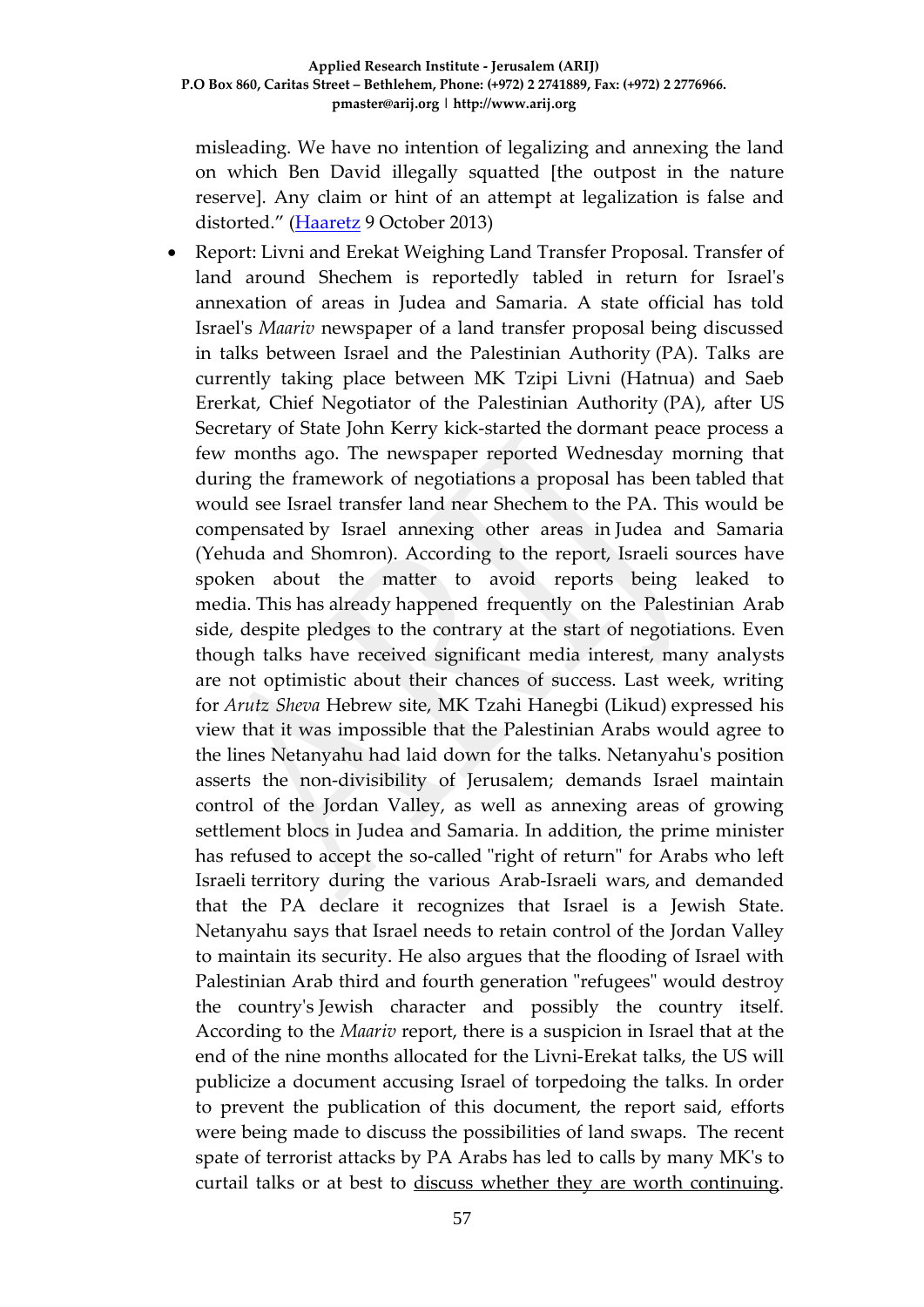misleading. We have no intention of legalizing and annexing the land on which Ben David illegally squatted [the outpost in the nature reserve]. Any claim or hint of an attempt at legalization is false and distorted." (Haaretz 9 October 2013)

- Report: Livni and Erekat Weighing Land Transfer Proposal. Transfer of land around Shechem is reportedly tabled in return for Israel's annexation of areas in Judea and Samaria. A state official has told Israel's *Maariv* newspaper of a land transfer proposal being discussed in talks between Israel and the Palestinian Authority (PA). Talks are currently taking place between MK Tzipi Livni (Hatnua) and Saeb Ererkat, Chief Negotiator of the Palestinian Authority (PA), after US Secretary of State John Kerry kick-started the dormant peace process a few months ago. The newspaper reported Wednesday morning that during the framework of negotiations a proposal has been tabled that would see Israel transfer land near Shechem to the PA. This would be compensated by Israel annexing other areas in Judea and Samaria (Yehuda and Shomron). According to the report, Israeli sources have spoken about the matter to avoid reports being leaked to media. This has already happened frequently on the Palestinian Arab side, despite pledges to the contrary at the start of negotiations. Even though talks have received significant media interest, many analysts are not optimistic about their chances of success. Last week, writing for *Arutz Sheva* Hebrew site, MK Tzahi Hanegbi (Likud) expressed his view that it was impossible that the Palestinian Arabs would agree to the lines Netanyahu had laid down for the talks. Netanyahu's position asserts the non-divisibility of Jerusalem; demands Israel maintain control of the Jordan Valley, as well as annexing areas of growing settlement blocs in Judea and Samaria. In addition, the prime minister has refused to accept the so-called "right of return" for Arabs who left Israeli territory during the various Arab-Israeli wars, and demanded that the PA declare it recognizes that Israel is a Jewish State. Netanyahu says that Israel needs to retain control of the Jordan Valley to maintain its security. He also argues that the flooding of Israel with Palestinian Arab third and fourth generation "refugees" would destroy the country's Jewish character and possibly the country itself. According to the *Maariv* report, there is a suspicion in Israel that at the end of the nine months allocated for the Livni-Erekat talks, the US will publicize a document accusing Israel of torpedoing the talks. In order to prevent the publication of this document, the report said, efforts were being made to discuss the possibilities of land swaps. The recent spate of terrorist attacks by PA Arabs has led to calls by many MK's to curtail talks or at best to discuss whether they are worth continuing.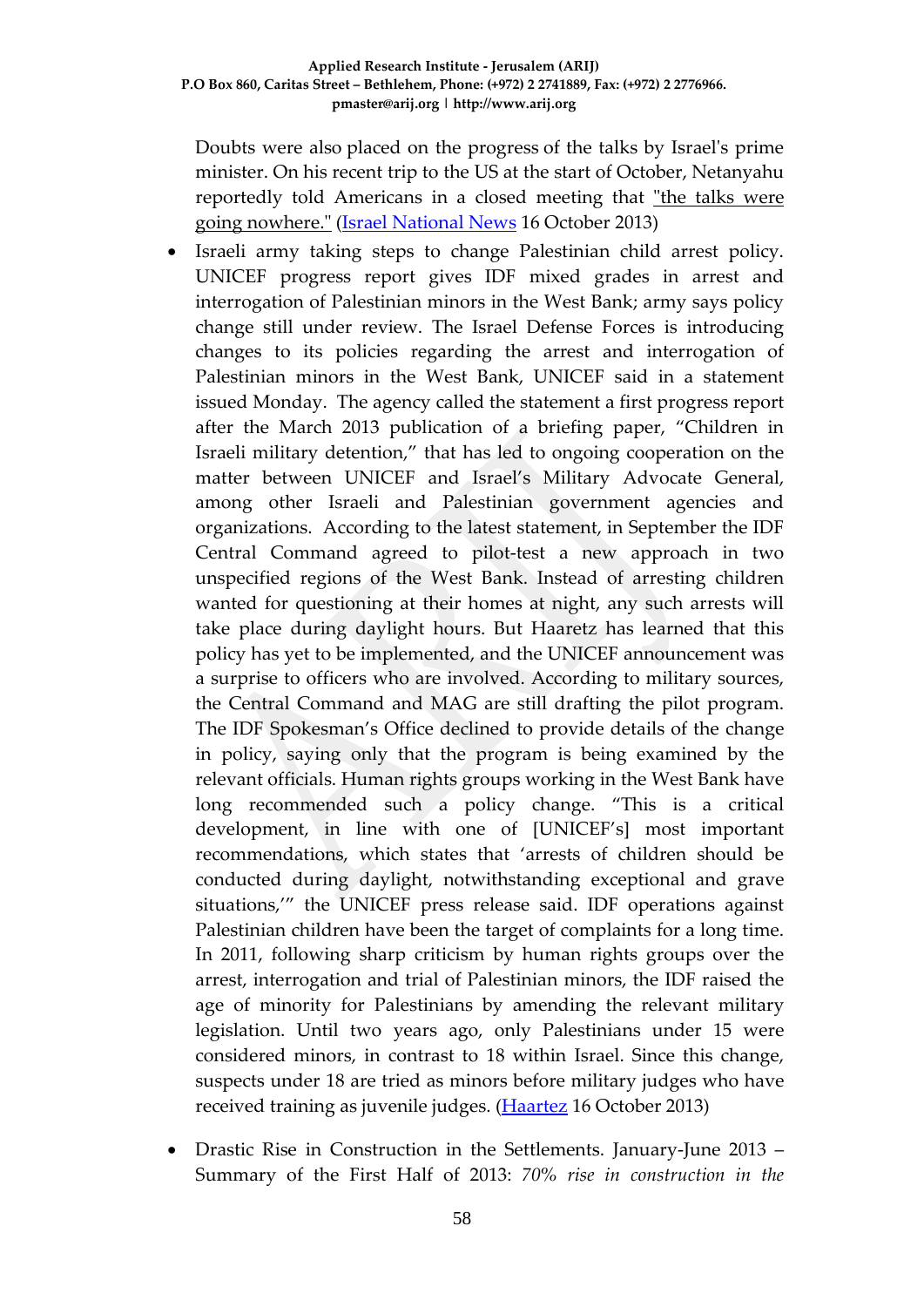Doubts were also placed on the progress of the talks by Israel's prime minister. On his recent trip to the US at the start of October, Netanyahu reportedly told Americans in a closed meeting that "the talks were going nowhere." (Israel National News 16 October 2013)

- Israeli army taking steps to change Palestinian child arrest policy. UNICEF progress report gives IDF mixed grades in arrest and interrogation of Palestinian minors in the West Bank; army says policy change still under review. The Israel Defense Forces is introducing changes to its policies regarding the arrest and interrogation of Palestinian minors in the West Bank, UNICEF said in a statement issued Monday. The agency called the statement a first progress report after the March 2013 publication of a briefing paper, "Children in Israeli military detention," that has led to ongoing cooperation on the matter between UNICEF and Israel's Military Advocate General, among other Israeli and Palestinian government agencies and organizations. According to the latest statement, in September the IDF Central Command agreed to pilot-test a new approach in two unspecified regions of the West Bank. Instead of arresting children wanted for questioning at their homes at night, any such arrests will take place during daylight hours. But Haaretz has learned that this policy has yet to be implemented, and the UNICEF announcement was a surprise to officers who are involved. According to military sources, the Central Command and MAG are still drafting the pilot program. The IDF Spokesman's Office declined to provide details of the change in policy, saying only that the program is being examined by the relevant officials. Human rights groups working in the West Bank have long recommended such a policy change. "This is a critical development, in line with one of [UNICEF's] most important recommendations, which states that 'arrests of children should be conducted during daylight, notwithstanding exceptional and grave situations,'" the UNICEF press release said. IDF operations against Palestinian children have been the target of complaints for a long time. In 2011, following sharp criticism by human rights groups over the arrest, interrogation and trial of Palestinian minors, the IDF raised the age of minority for Palestinians by amending the relevant military legislation. Until two years ago, only Palestinians under 15 were considered minors, in contrast to 18 within Israel. Since this change, suspects under 18 are tried as minors before military judges who have received training as juvenile judges. (Haartez 16 October 2013)

- Drastic Rise in Construction in the Settlements. January-June 2013 – Summary of the First Half of 2013: *70% rise in construction in the*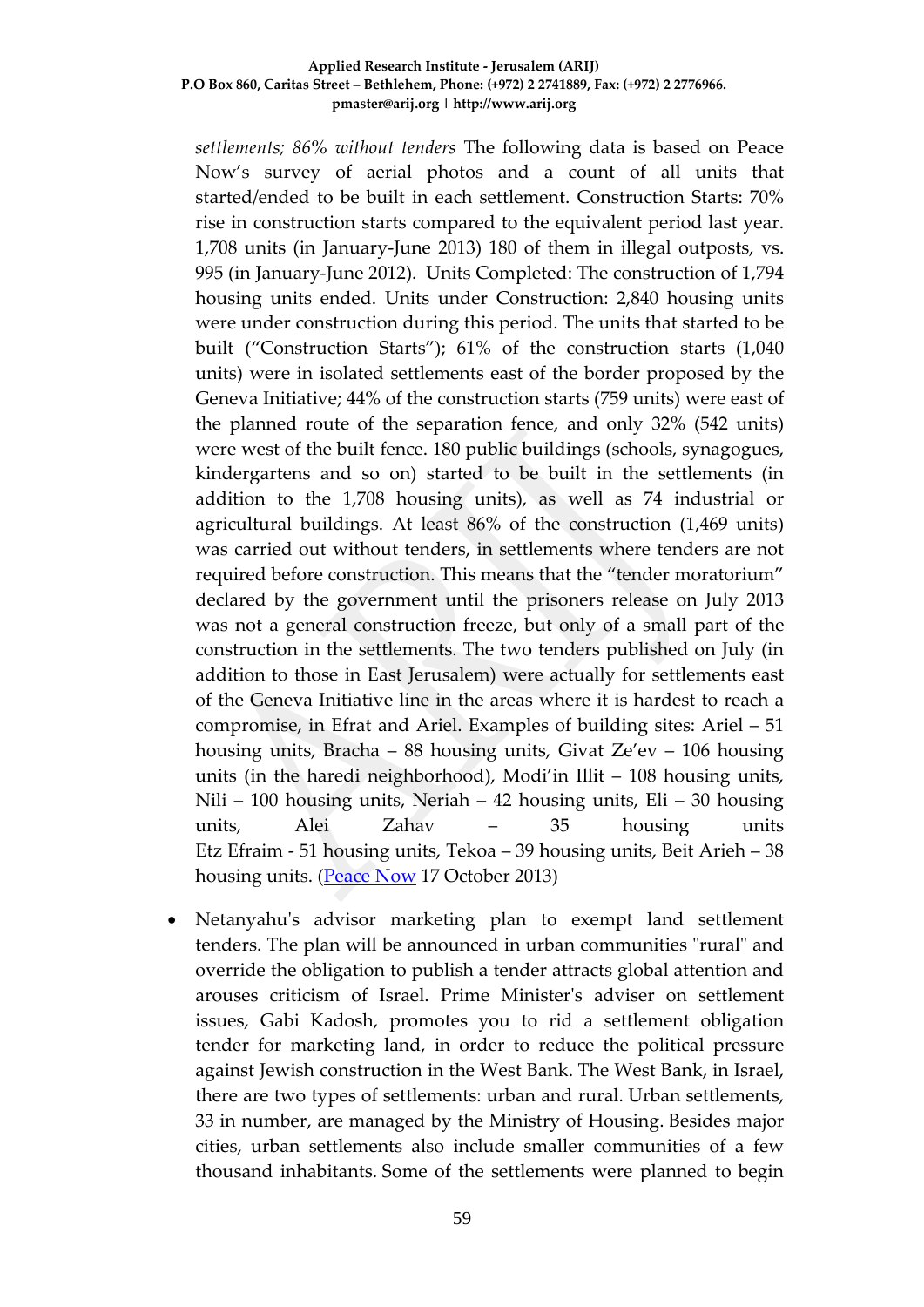*settlements; 86% without tenders* The following data is based on Peace Now's survey of aerial photos and a count of all units that started/ended to be built in each settlement. Construction Starts: 70% rise in construction starts compared to the equivalent period last year. 1,708 units (in January-June 2013) 180 of them in illegal outposts, vs. 995 (in January-June 2012). Units Completed: The construction of 1,794 housing units ended. Units under Construction: 2,840 housing units were under construction during this period. The units that started to be built ("Construction Starts"); 61% of the construction starts (1,040 units) were in isolated settlements east of the border proposed by the Geneva Initiative; 44% of the construction starts (759 units) were east of the planned route of the separation fence, and only 32% (542 units) were west of the built fence. 180 public buildings (schools, synagogues, kindergartens and so on) started to be built in the settlements (in addition to the 1,708 housing units), as well as 74 industrial or agricultural buildings. At least 86% of the construction (1,469 units) was carried out without tenders, in settlements where tenders are not required before construction. This means that the "tender moratorium" declared by the government until the prisoners release on July 2013 was not a general construction freeze, but only of a small part of the construction in the settlements. The two tenders published on July (in addition to those in East Jerusalem) were actually for settlements east of the Geneva Initiative line in the areas where it is hardest to reach a compromise, in Efrat and Ariel. Examples of building sites: Ariel – 51 housing units, Bracha – 88 housing units, Givat Ze'ev – 106 housing units (in the haredi neighborhood), Modi'in Illit – 108 housing units, Nili – 100 housing units, Neriah – 42 housing units, Eli – 30 housing units, Alei Zahav – 35 housing units Etz Efraim - 51 housing units, Tekoa – 39 housing units, Beit Arieh – 38 housing units. ([Peace Now](#) 17 October 2013)

- Netanyahu's advisor marketing plan to exempt land settlement tenders. The plan will be announced in urban communities "rural" and override the obligation to publish a tender attracts global attention and arouses criticism of Israel. Prime Minister's adviser on settlement issues, Gabi Kadosh, promotes you to rid a settlement obligation tender for marketing land, in order to reduce the political pressure against Jewish construction in the West Bank. The West Bank, in Israel, there are two types of settlements: urban and rural. Urban settlements, 33 in number, are managed by the Ministry of Housing. Besides major cities, urban settlements also include smaller communities of a few thousand inhabitants. Some of the settlements were planned to begin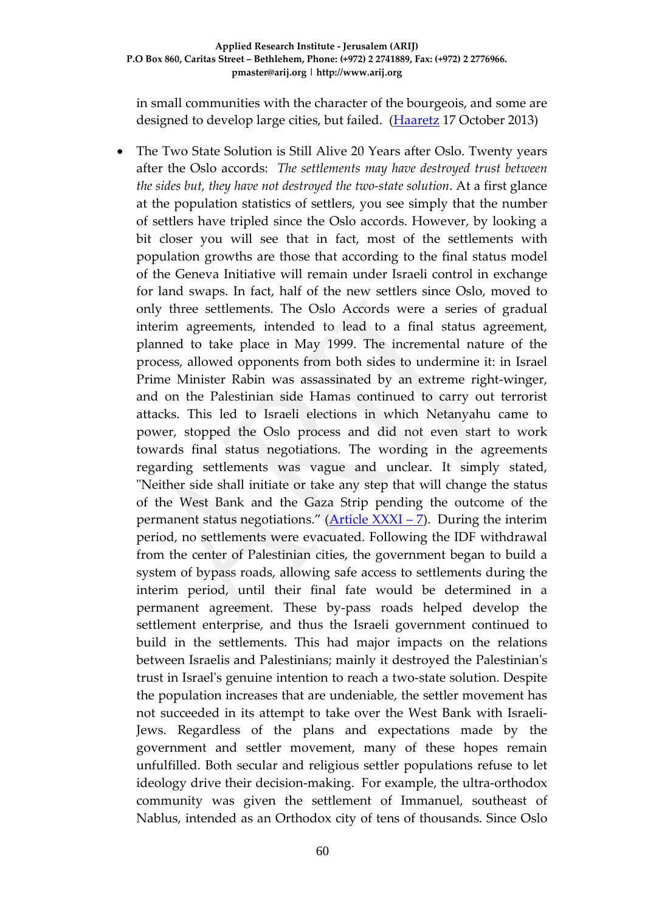in small communities with the character of the bourgeois, and some are designed to develop large cities, but failed. ([Haaretz](#) 17 October 2013)

- The Two State Solution is Still Alive 20 Years after Oslo. Twenty years after the Oslo accords: *The settlements may have destroyed trust between the sides but, they have not destroyed the two-state solution*. At a first glance at the population statistics of settlers, you see simply that the number of settlers have tripled since the Oslo accords. However, by looking a bit closer you will see that in fact, most of the settlements with population growths are those that according to the final status model of the Geneva Initiative will remain under Israeli control in exchange for land swaps. In fact, half of the new settlers since Oslo, moved to only three settlements. The Oslo Accords were a series of gradual interim agreements, intended to lead to a final status agreement, planned to take place in May 1999. The incremental nature of the process, allowed opponents from both sides to undermine it: in Israel Prime Minister Rabin was assassinated by an extreme right-winger, and on the Palestinian side Hamas continued to carry out terrorist attacks. This led to Israeli elections in which Netanyahu came to power, stopped the Oslo process and did not even start to work towards final status negotiations. The wording in the agreements regarding settlements was vague and unclear. It simply stated, "Neither side shall initiate or take any step that will change the status of the West Bank and the Gaza Strip pending the outcome of the permanent status negotiations." ([Article XXXI – 7](#)). During the interim period, no settlements were evacuated. Following the IDF withdrawal from the center of Palestinian cities, the government began to build a system of bypass roads, allowing safe access to settlements during the interim period, until their final fate would be determined in a permanent agreement. These by-pass roads helped develop the settlement enterprise, and thus the Israeli government continued to build in the settlements. This had major impacts on the relations between Israelis and Palestinians; mainly it destroyed the Palestinian's trust in Israel's genuine intention to reach a two-state solution. Despite the population increases that are undeniable, the settler movement has not succeeded in its attempt to take over the West Bank with Israeli-Jews. Regardless of the plans and expectations made by the government and settler movement, many of these hopes remain unfulfilled. Both secular and religious settler populations refuse to let ideology drive their decision-making. For example, the ultra-orthodox community was given the settlement of Immanuel, southeast of Nablus, intended as an Orthodox city of tens of thousands. Since Oslo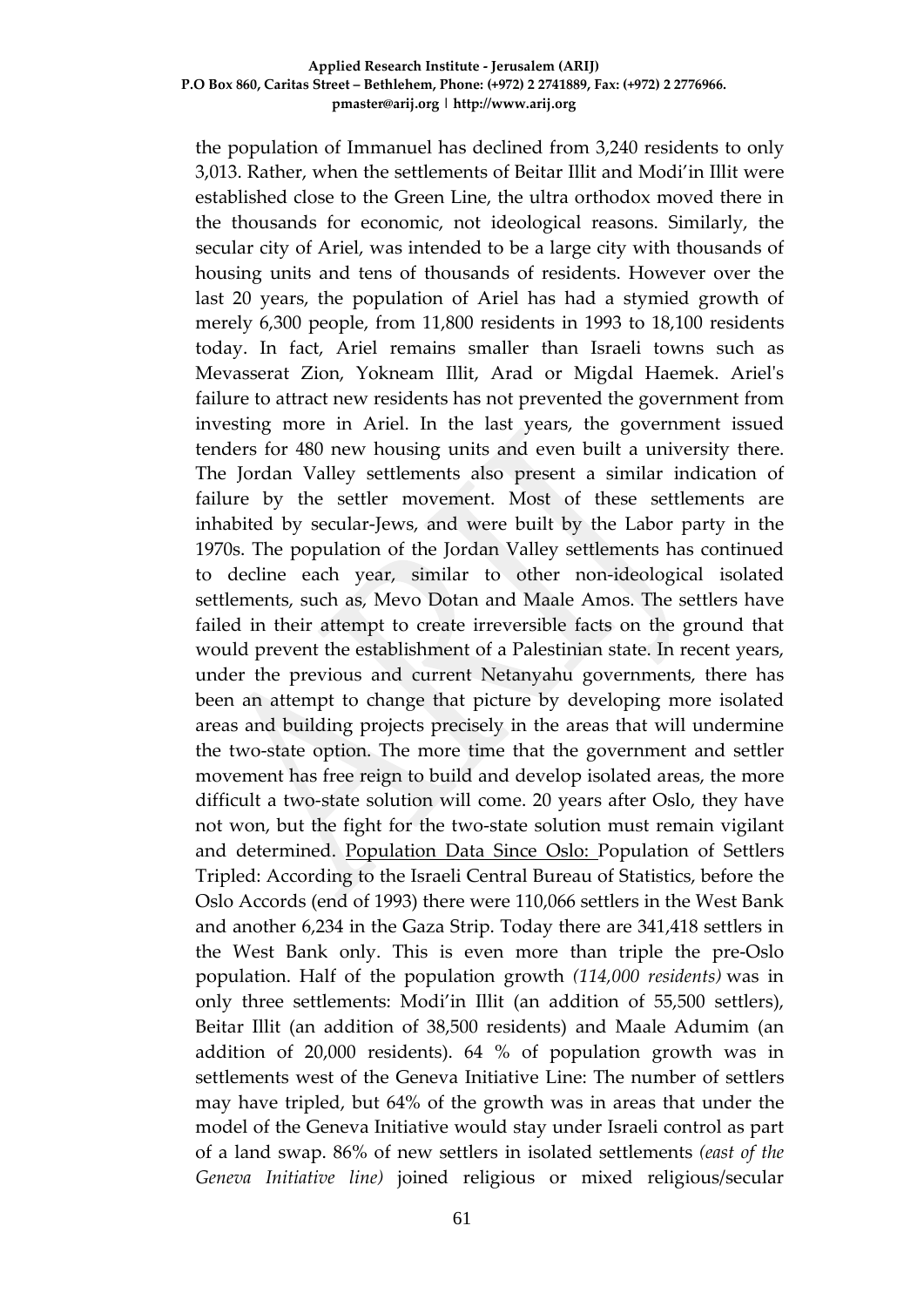the population of Immanuel has declined from 3,240 residents to only 3,013. Rather, when the settlements of Beitar Illit and Modi'in Illit were established close to the Green Line, the ultra orthodox moved there in the thousands for economic, not ideological reasons. Similarly, the secular city of Ariel, was intended to be a large city with thousands of housing units and tens of thousands of residents. However over the last 20 years, the population of Ariel has had a stymied growth of merely 6,300 people, from 11,800 residents in 1993 to 18,100 residents today. In fact, Ariel remains smaller than Israeli towns such as Mevasserat Zion, Yokneam Illit, Arad or Migdal Haemek. Ariel's failure to attract new residents has not prevented the government from investing more in Ariel. In the last years, the government issued tenders for 480 new housing units and even built a university there. The Jordan Valley settlements also present a similar indication of failure by the settler movement. Most of these settlements are inhabited by secular-Jews, and were built by the Labor party in the 1970s. The population of the Jordan Valley settlements has continued to decline each year, similar to other non-ideological isolated settlements, such as, Mevo Dotan and Maale Amos. The settlers have failed in their attempt to create irreversible facts on the ground that would prevent the establishment of a Palestinian state. In recent years, under the previous and current Netanyahu governments, there has been an attempt to change that picture by developing more isolated areas and building projects precisely in the areas that will undermine the two-state option. The more time that the government and settler movement has free reign to build and develop isolated areas, the more difficult a two-state solution will come. 20 years after Oslo, they have not won, but the fight for the two-state solution must remain vigilant and determined. Population Data Since Oslo: Population of Settlers Tripled: According to the Israeli Central Bureau of Statistics, before the Oslo Accords (end of 1993) there were 110,066 settlers in the West Bank and another 6,234 in the Gaza Strip. Today there are 341,418 settlers in the West Bank only. This is even more than triple the pre-Oslo population. Half of the population growth *(114,000 residents)* was in only three settlements: Modi'in Illit (an addition of 55,500 settlers), Beitar Illit (an addition of 38,500 residents) and Maale Adumim (an addition of 20,000 residents). 64 % of population growth was in settlements west of the Geneva Initiative Line: The number of settlers may have tripled, but 64% of the growth was in areas that under the model of the Geneva Initiative would stay under Israeli control as part of a land swap. 86% of new settlers in isolated settlements *(east of the Geneva Initiative line)* joined religious or mixed religious/secular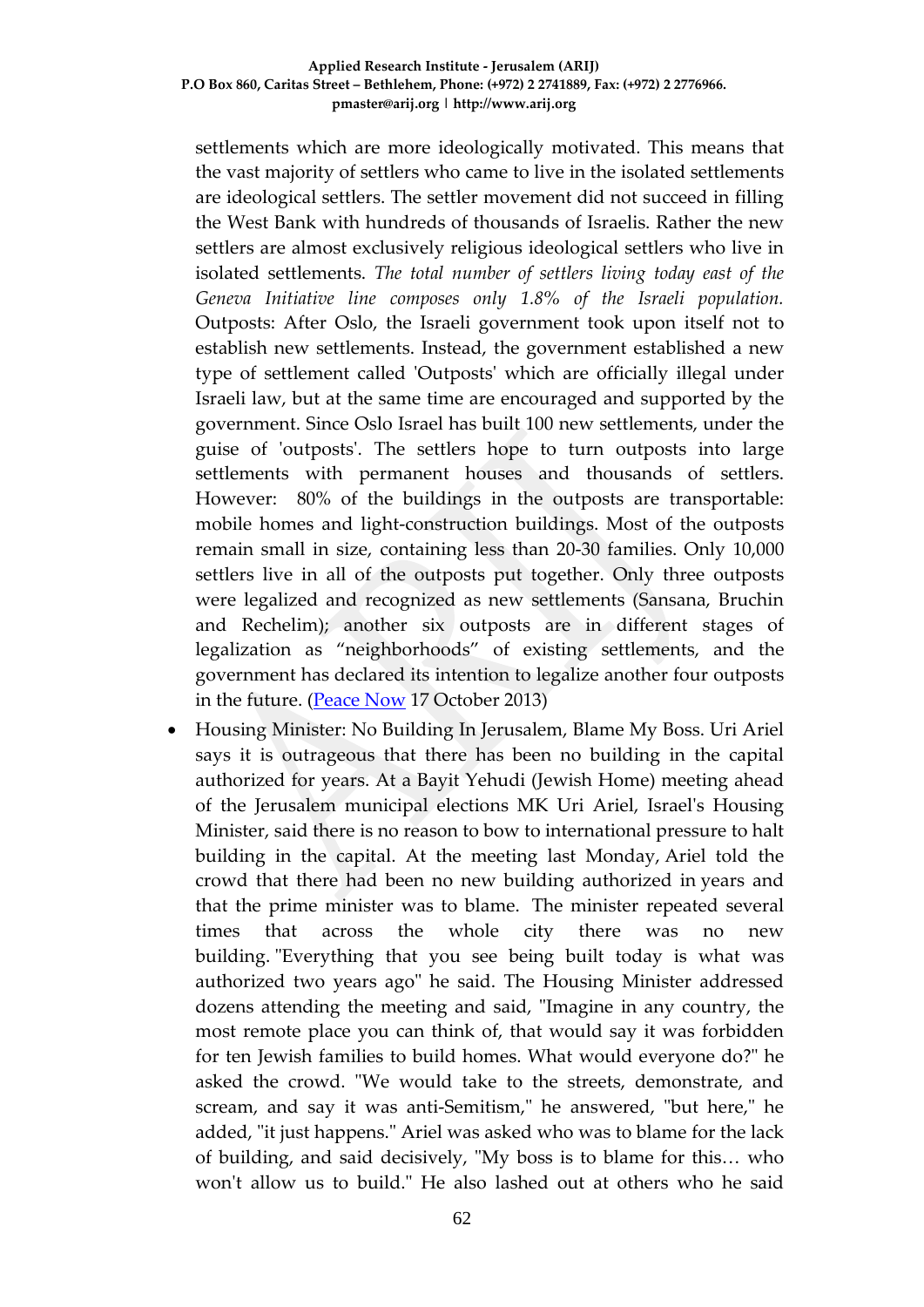settlements which are more ideologically motivated. This means that the vast majority of settlers who came to live in the isolated settlements are ideological settlers. The settler movement did not succeed in filling the West Bank with hundreds of thousands of Israelis. Rather the new settlers are almost exclusively religious ideological settlers who live in isolated settlements. *The total number of settlers living today east of the Geneva Initiative line composes only 1.8% of the Israeli population.* Outposts: After Oslo, the Israeli government took upon itself not to establish new settlements. Instead, the government established a new type of settlement called 'Outposts' which are officially illegal under Israeli law, but at the same time are encouraged and supported by the government. Since Oslo Israel has built 100 new settlements, under the guise of 'outposts'. The settlers hope to turn outposts into large settlements with permanent houses and thousands of settlers. However: 80% of the buildings in the outposts are transportable: mobile homes and light-construction buildings. Most of the outposts remain small in size, containing less than 20-30 families. Only 10,000 settlers live in all of the outposts put together. Only three outposts were legalized and recognized as new settlements (Sansana, Bruchin and Rechelim); another six outposts are in different stages of legalization as "neighborhoods" of existing settlements, and the government has declared its intention to legalize another four outposts in the future. ([Peace Now](#) 17 October 2013)

- Housing Minister: No Building In Jerusalem, Blame My Boss. Uri Ariel says it is outrageous that there has been no building in the capital authorized for years. At a Bayit Yehudi (Jewish Home) meeting ahead of the Jerusalem municipal elections MK Uri Ariel, Israel's Housing Minister, said there is no reason to bow to international pressure to halt building in the capital. At the meeting last Monday, Ariel told the crowd that there had been no new building authorized in years and that the prime minister was to blame. The minister repeated several times that across the whole city there was no new building. "Everything that you see being built today is what was authorized two years ago" he said. The Housing Minister addressed dozens attending the meeting and said, "Imagine in any country, the most remote place you can think of, that would say it was forbidden for ten Jewish families to build homes. What would everyone do?" he asked the crowd. "We would take to the streets, demonstrate, and scream, and say it was anti-Semitism," he answered, "but here," he added, "it just happens." Ariel was asked who was to blame for the lack of building, and said decisively, "My boss is to blame for this… who won't allow us to build." He also lashed out at others who he said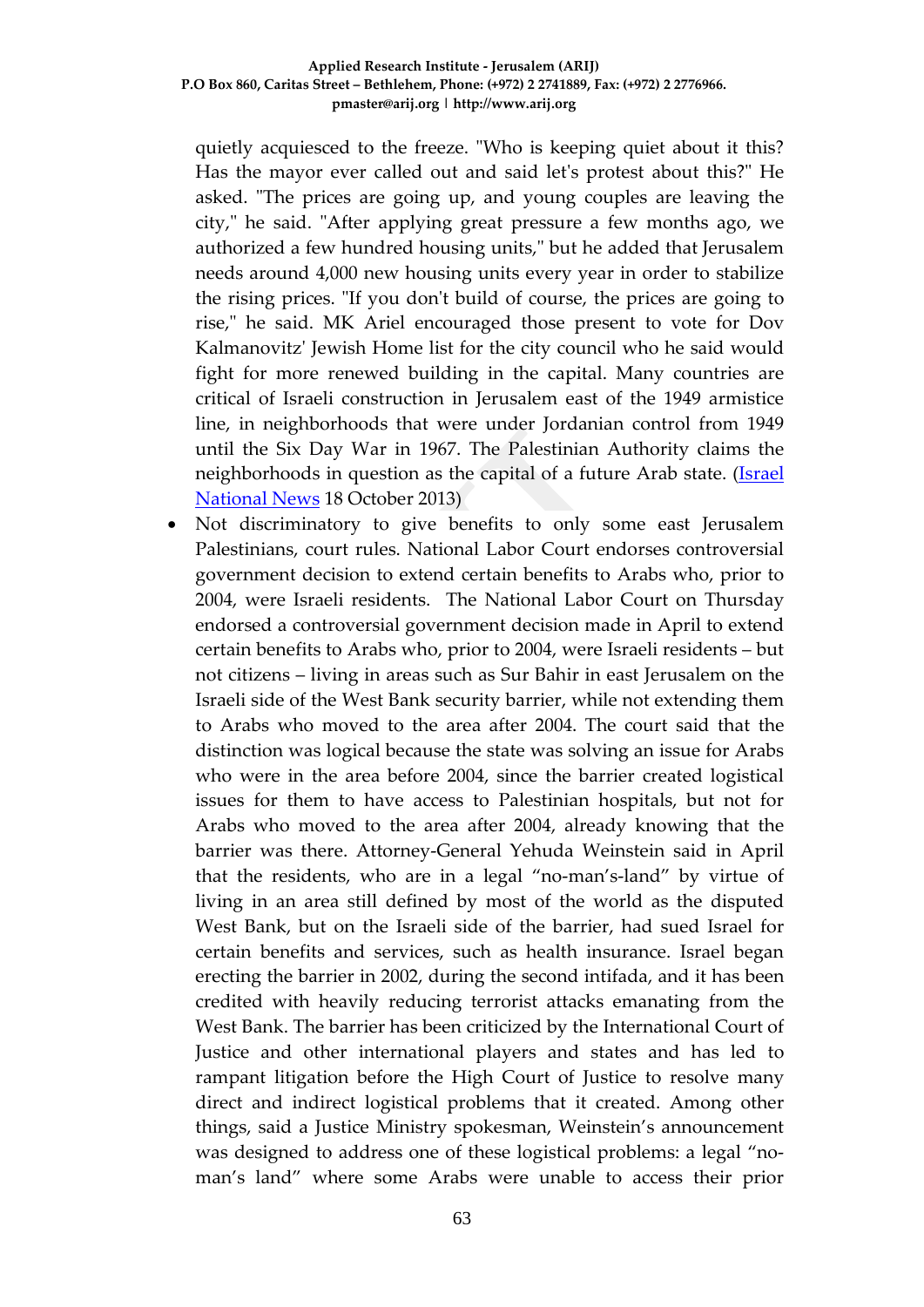quietly acquiesced to the freeze. "Who is keeping quiet about it this? Has the mayor ever called out and said let's protest about this?" He asked. "The prices are going up, and young couples are leaving the city," he said. "After applying great pressure a few months ago, we authorized a few hundred housing units," but he added that Jerusalem needs around 4,000 new housing units every year in order to stabilize the rising prices. "If you don't build of course, the prices are going to rise," he said. MK Ariel encouraged those present to vote for Dov Kalmanovitz' Jewish Home list for the city council who he said would fight for more renewed building in the capital. Many countries are critical of Israeli construction in Jerusalem east of the 1949 armistice line, in neighborhoods that were under Jordanian control from 1949 until the Six Day War in 1967. The Palestinian Authority claims the neighborhoods in question as the capital of a future Arab state. (Israel National News 18 October 2013)

- Not discriminatory to give benefits to only some east Jerusalem Palestinians, court rules. National Labor Court endorses controversial government decision to extend certain benefits to Arabs who, prior to 2004, were Israeli residents. The National Labor Court on Thursday endorsed a controversial government decision made in April to extend certain benefits to Arabs who, prior to 2004, were Israeli residents – but not citizens – living in areas such as Sur Bahir in east Jerusalem on the Israeli side of the West Bank security barrier, while not extending them to Arabs who moved to the area after 2004. The court said that the distinction was logical because the state was solving an issue for Arabs who were in the area before 2004, since the barrier created logistical issues for them to have access to Palestinian hospitals, but not for Arabs who moved to the area after 2004, already knowing that the barrier was there. Attorney-General Yehuda Weinstein said in April that the residents, who are in a legal "no-man's-land" by virtue of living in an area still defined by most of the world as the disputed West Bank, but on the Israeli side of the barrier, had sued Israel for certain benefits and services, such as health insurance. Israel began erecting the barrier in 2002, during the second intifada, and it has been credited with heavily reducing terrorist attacks emanating from the West Bank. The barrier has been criticized by the International Court of Justice and other international players and states and has led to rampant litigation before the High Court of Justice to resolve many direct and indirect logistical problems that it created. Among other things, said a Justice Ministry spokesman, Weinstein's announcement was designed to address one of these logistical problems: a legal "no-man's land" where some Arabs were unable to access their prior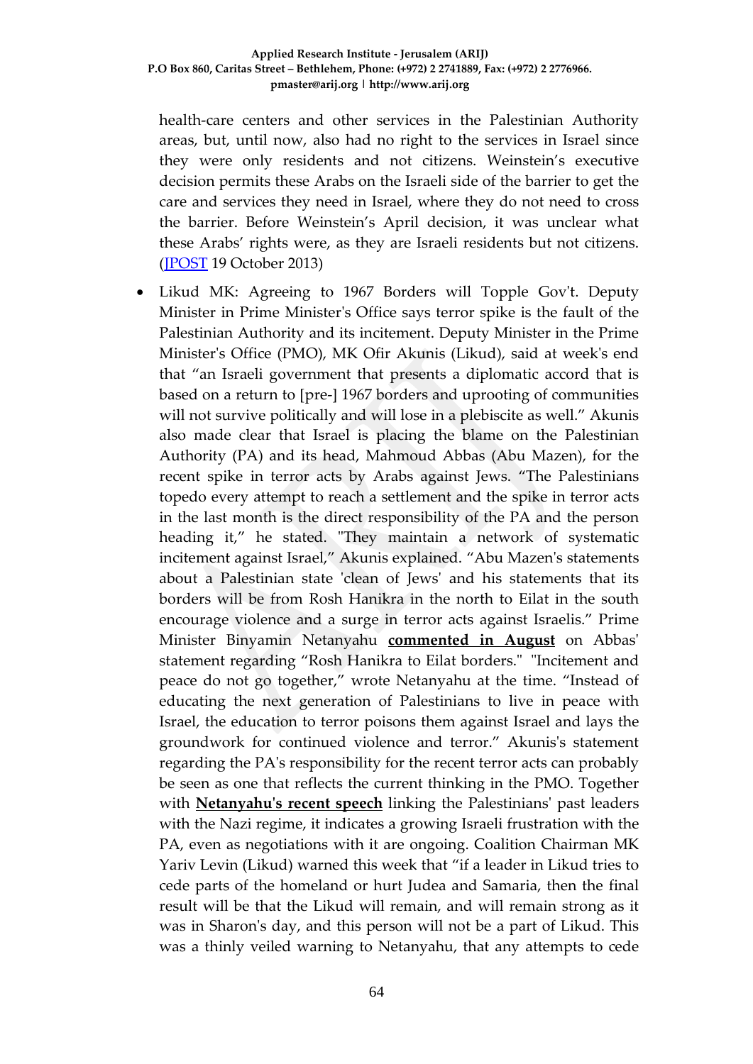health-care centers and other services in the Palestinian Authority areas, but, until now, also had no right to the services in Israel since they were only residents and not citizens. Weinstein's executive decision permits these Arabs on the Israeli side of the barrier to get the care and services they need in Israel, where they do not need to cross the barrier. Before Weinstein's April decision, it was unclear what these Arabs' rights were, as they are Israeli residents but not citizens. (JPOST 19 October 2013)

- Likud MK: Agreeing to 1967 Borders will Topple Gov't. Deputy Minister in Prime Minister's Office says terror spike is the fault of the Palestinian Authority and its incitement. Deputy Minister in the Prime Minister's Office (PMO), MK Ofir Akunis (Likud), said at week's end that "an Israeli government that presents a diplomatic accord that is based on a return to [pre-] 1967 borders and uprooting of communities will not survive politically and will lose in a plebiscite as well." Akunis also made clear that Israel is placing the blame on the Palestinian Authority (PA) and its head, Mahmoud Abbas (Abu Mazen), for the recent spike in terror acts by Arabs against Jews. "The Palestinians topedo every attempt to reach a settlement and the spike in terror acts in the last month is the direct responsibility of the PA and the person heading it," he stated. "They maintain a network of systematic incitement against Israel," Akunis explained. "Abu Mazen's statements about a Palestinian state 'clean of Jews' and his statements that its borders will be from Rosh Hanikra in the north to Eilat in the south encourage violence and a surge in terror acts against Israelis." Prime Minister Binyamin Netanyahu **commented in August** on Abbas' statement regarding "Rosh Hanikra to Eilat borders." "Incitement and peace do not go together," wrote Netanyahu at the time. "Instead of educating the next generation of Palestinians to live in peace with Israel, the education to terror poisons them against Israel and lays the groundwork for continued violence and terror." Akunis's statement regarding the PA's responsibility for the recent terror acts can probably be seen as one that reflects the current thinking in the PMO. Together with **Netanyahu's recent speech** linking the Palestinians' past leaders with the Nazi regime, it indicates a growing Israeli frustration with the PA, even as negotiations with it are ongoing. Coalition Chairman MK Yariv Levin (Likud) warned this week that "if a leader in Likud tries to cede parts of the homeland or hurt Judea and Samaria, then the final result will be that the Likud will remain, and will remain strong as it was in Sharon's day, and this person will not be a part of Likud. This was a thinly veiled warning to Netanyahu, that any attempts to cede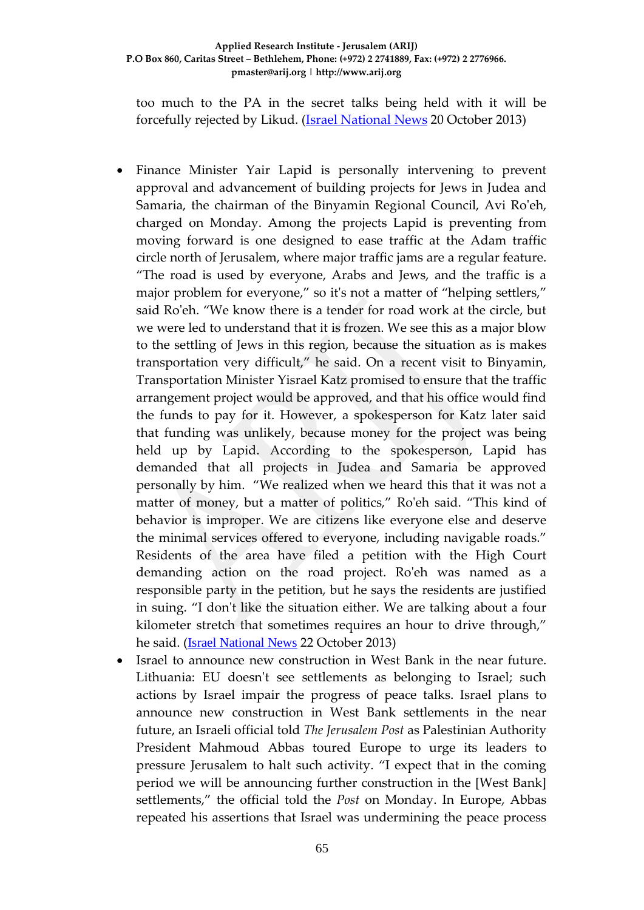too much to the PA in the secret talks being held with it will be forcefully rejected by Likud. (Israel National News 20 October 2013)

- Finance Minister Yair Lapid is personally intervening to prevent approval and advancement of building projects for Jews in Judea and Samaria, the chairman of the Binyamin Regional Council, Avi Ro'eh, charged on Monday. Among the projects Lapid is preventing from moving forward is one designed to ease traffic at the Adam traffic circle north of Jerusalem, where major traffic jams are a regular feature. "The road is used by everyone, Arabs and Jews, and the traffic is a major problem for everyone," so it's not a matter of "helping settlers," said Ro'eh. "We know there is a tender for road work at the circle, but we were led to understand that it is frozen. We see this as a major blow to the settling of Jews in this region, because the situation as is makes transportation very difficult," he said. On a recent visit to Binyamin, Transportation Minister Yisrael Katz promised to ensure that the traffic arrangement project would be approved, and that his office would find the funds to pay for it. However, a spokesperson for Katz later said that funding was unlikely, because money for the project was being held up by Lapid. According to the spokesperson, Lapid has demanded that all projects in Judea and Samaria be approved personally by him. "We realized when we heard this that it was not a matter of money, but a matter of politics," Ro'eh said. "This kind of behavior is improper. We are citizens like everyone else and deserve the minimal services offered to everyone, including navigable roads." Residents of the area have filed a petition with the High Court demanding action on the road project. Ro'eh was named as a responsible party in the petition, but he says the residents are justified in suing. "I don't like the situation either. We are talking about a four kilometer stretch that sometimes requires an hour to drive through," he said. (Israel National News 22 October 2013)
- Israel to announce new construction in West Bank in the near future. Lithuania: EU doesn't see settlements as belonging to Israel; such actions by Israel impair the progress of peace talks. Israel plans to announce new construction in West Bank settlements in the near future, an Israeli official told *The Jerusalem Post* as Palestinian Authority President Mahmoud Abbas toured Europe to urge its leaders to pressure Jerusalem to halt such activity. "I expect that in the coming period we will be announcing further construction in the [West Bank] settlements," the official told the *Post* on Monday. In Europe, Abbas repeated his assertions that Israel was undermining the peace process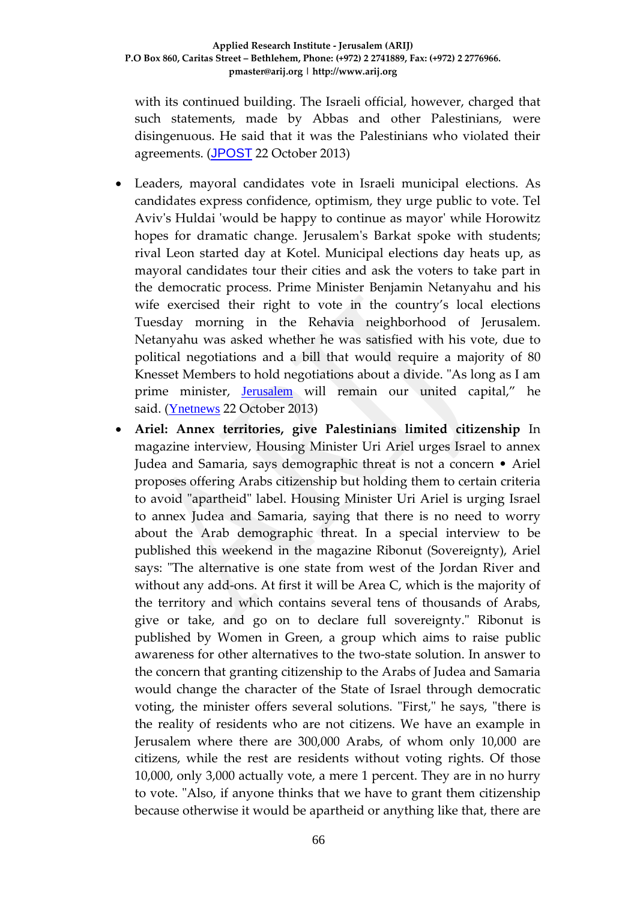with its continued building. The Israeli official, however, charged that such statements, made by Abbas and other Palestinians, were disingenuous. He said that it was the Palestinians who violated their agreements. (JPOST 22 October 2013)

- Leaders, mayoral candidates vote in Israeli municipal elections. As candidates express confidence, optimism, they urge public to vote. Tel Aviv's Huldai 'would be happy to continue as mayor' while Horowitz hopes for dramatic change. Jerusalem's Barkat spoke with students; rival Leon started day at Kotel. Municipal elections day heats up, as mayoral candidates tour their cities and ask the voters to take part in the democratic process. Prime Minister Benjamin Netanyahu and his wife exercised their right to vote in the country's local elections Tuesday morning in the Rehavia neighborhood of Jerusalem. Netanyahu was asked whether he was satisfied with his vote, due to political negotiations and a bill that would require a majority of 80 Knesset Members to hold negotiations about a divide. "As long as I am prime minister, Jerusalem will remain our united capital," he said. (Ynetnews 22 October 2013)
- **Ariel: Annex territories, give Palestinians limited citizenship** In magazine interview, Housing Minister Uri Ariel urges Israel to annex Judea and Samaria, says demographic threat is not a concern • Ariel proposes offering Arabs citizenship but holding them to certain criteria to avoid "apartheid" label. Housing Minister Uri Ariel is urging Israel to annex Judea and Samaria, saying that there is no need to worry about the Arab demographic threat. In a special interview to be published this weekend in the magazine Ribonut (Sovereignty), Ariel says: "The alternative is one state from west of the Jordan River and without any add-ons. At first it will be Area C, which is the majority of the territory and which contains several tens of thousands of Arabs, give or take, and go on to declare full sovereignty." Ribonut is published by Women in Green, a group which aims to raise public awareness for other alternatives to the two-state solution. In answer to the concern that granting citizenship to the Arabs of Judea and Samaria would change the character of the State of Israel through democratic voting, the minister offers several solutions. "First," he says, "there is the reality of residents who are not citizens. We have an example in Jerusalem where there are 300,000 Arabs, of whom only 10,000 are citizens, while the rest are residents without voting rights. Of those 10,000, only 3,000 actually vote, a mere 1 percent. They are in no hurry to vote. "Also, if anyone thinks that we have to grant them citizenship because otherwise it would be apartheid or anything like that, there are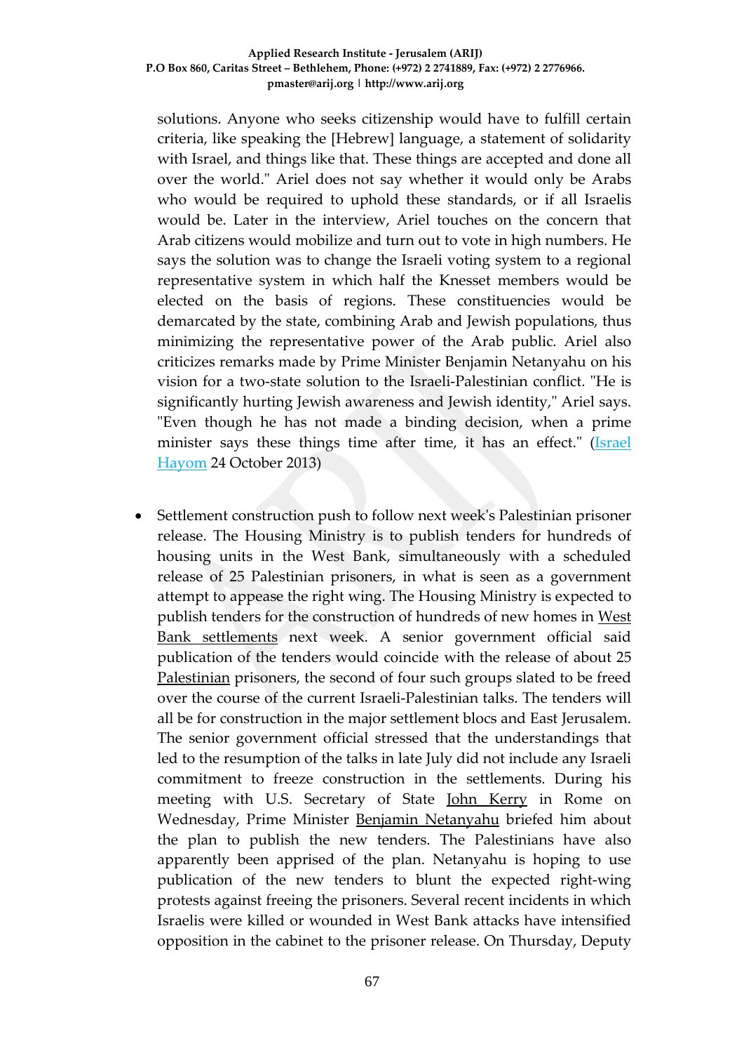solutions. Anyone who seeks citizenship would have to fulfill certain criteria, like speaking the [Hebrew] language, a statement of solidarity with Israel, and things like that. These things are accepted and done all over the world." Ariel does not say whether it would only be Arabs who would be required to uphold these standards, or if all Israelis would be. Later in the interview, Ariel touches on the concern that Arab citizens would mobilize and turn out to vote in high numbers. He says the solution was to change the Israeli voting system to a regional representative system in which half the Knesset members would be elected on the basis of regions. These constituencies would be demarcated by the state, combining Arab and Jewish populations, thus minimizing the representative power of the Arab public. Ariel also criticizes remarks made by Prime Minister Benjamin Netanyahu on his vision for a two-state solution to the Israeli-Palestinian conflict. "He is significantly hurting Jewish awareness and Jewish identity," Ariel says. "Even though he has not made a binding decision, when a prime minister says these things time after time, it has an effect." (Israel Hayom 24 October 2013)

- Settlement construction push to follow next week's Palestinian prisoner release. The Housing Ministry is to publish tenders for hundreds of housing units in the West Bank, simultaneously with a scheduled release of 25 Palestinian prisoners, in what is seen as a government attempt to appease the right wing. The Housing Ministry is expected to publish tenders for the construction of hundreds of new homes in West Bank settlements next week. A senior government official said publication of the tenders would coincide with the release of about 25 Palestinian prisoners, the second of four such groups slated to be freed over the course of the current Israeli-Palestinian talks. The tenders will all be for construction in the major settlement blocs and East Jerusalem. The senior government official stressed that the understandings that led to the resumption of the talks in late July did not include any Israeli commitment to freeze construction in the settlements. During his meeting with U.S. Secretary of State John Kerry in Rome on Wednesday, Prime Minister Benjamin Netanyahu briefed him about the plan to publish the new tenders. The Palestinians have also apparently been apprised of the plan. Netanyahu is hoping to use publication of the new tenders to blunt the expected right-wing protests against freeing the prisoners. Several recent incidents in which Israelis were killed or wounded in West Bank attacks have intensified opposition in the cabinet to the prisoner release. On Thursday, Deputy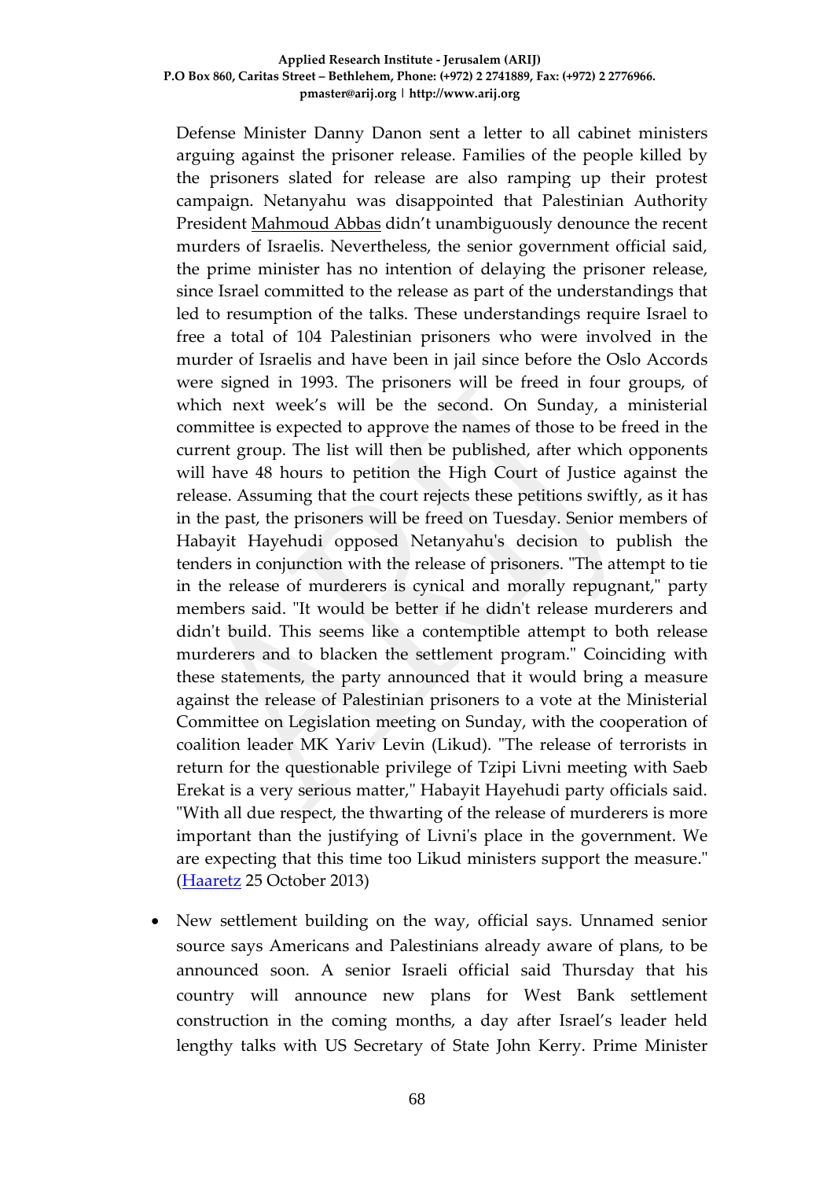Defense Minister Danny Danon sent a letter to all cabinet ministers arguing against the prisoner release. Families of the people killed by the prisoners slated for release are also ramping up their protest campaign. Netanyahu was disappointed that Palestinian Authority President Mahmoud Abbas didn't unambiguously denounce the recent murders of Israelis. Nevertheless, the senior government official said, the prime minister has no intention of delaying the prisoner release, since Israel committed to the release as part of the understandings that led to resumption of the talks. These understandings require Israel to free a total of 104 Palestinian prisoners who were involved in the murder of Israelis and have been in jail since before the Oslo Accords were signed in 1993. The prisoners will be freed in four groups, of which next week's will be the second. On Sunday, a ministerial committee is expected to approve the names of those to be freed in the current group. The list will then be published, after which opponents will have 48 hours to petition the High Court of Justice against the release. Assuming that the court rejects these petitions swiftly, as it has in the past, the prisoners will be freed on Tuesday. Senior members of Habayit Hayehudi opposed Netanyahu's decision to publish the tenders in conjunction with the release of prisoners. "The attempt to tie in the release of murderers is cynical and morally repugnant," party members said. "It would be better if he didn't release murderers and didn't build. This seems like a contemptible attempt to both release murderers and to blacken the settlement program." Coinciding with these statements, the party announced that it would bring a measure against the release of Palestinian prisoners to a vote at the Ministerial Committee on Legislation meeting on Sunday, with the cooperation of coalition leader MK Yariv Levin (Likud). "The release of terrorists in return for the questionable privilege of Tzipi Livni meeting with Saeb Erekat is a very serious matter," Habayit Hayehudi party officials said. "With all due respect, the thwarting of the release of murderers is more important than the justifying of Livni's place in the government. We are expecting that this time too Likud ministers support the measure." (Haaretz 25 October 2013)

- New settlement building on the way, official says. Unnamed senior source says Americans and Palestinians already aware of plans, to be announced soon. A senior Israeli official said Thursday that his country will announce new plans for West Bank settlement construction in the coming months, a day after Israel's leader held lengthy talks with US Secretary of State John Kerry. Prime Minister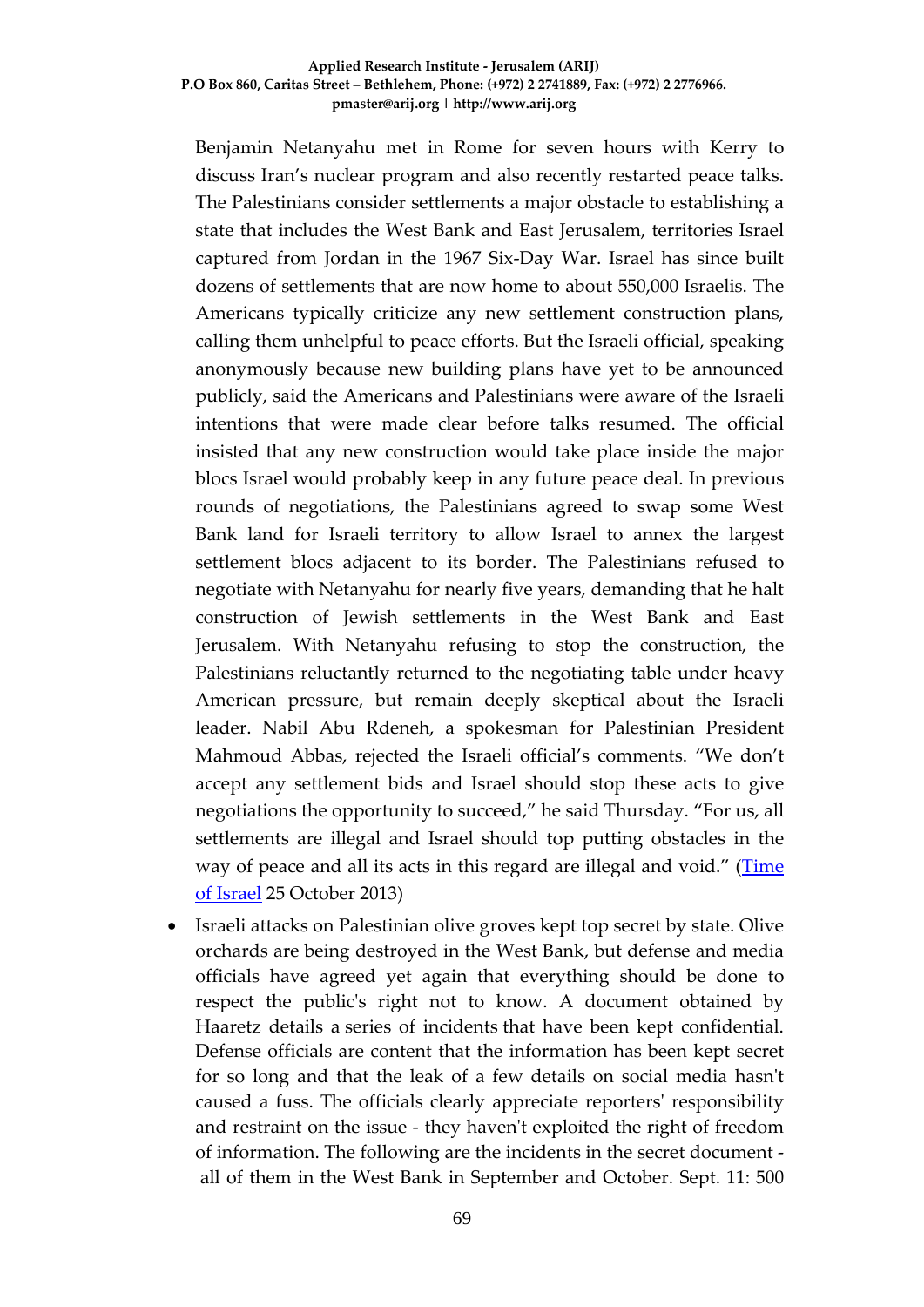Benjamin Netanyahu met in Rome for seven hours with Kerry to discuss Iran's nuclear program and also recently restarted peace talks. The Palestinians consider settlements a major obstacle to establishing a state that includes the West Bank and East Jerusalem, territories Israel captured from Jordan in the 1967 Six-Day War. Israel has since built dozens of settlements that are now home to about 550,000 Israelis. The Americans typically criticize any new settlement construction plans, calling them unhelpful to peace efforts. But the Israeli official, speaking anonymously because new building plans have yet to be announced publicly, said the Americans and Palestinians were aware of the Israeli intentions that were made clear before talks resumed. The official insisted that any new construction would take place inside the major blocs Israel would probably keep in any future peace deal. In previous rounds of negotiations, the Palestinians agreed to swap some West Bank land for Israeli territory to allow Israel to annex the largest settlement blocs adjacent to its border. The Palestinians refused to negotiate with Netanyahu for nearly five years, demanding that he halt construction of Jewish settlements in the West Bank and East Jerusalem. With Netanyahu refusing to stop the construction, the Palestinians reluctantly returned to the negotiating table under heavy American pressure, but remain deeply skeptical about the Israeli leader. Nabil Abu Rdeneh, a spokesman for Palestinian President Mahmoud Abbas, rejected the Israeli official's comments. "We don't accept any settlement bids and Israel should stop these acts to give negotiations the opportunity to succeed," he said Thursday. "For us, all settlements are illegal and Israel should top putting obstacles in the way of peace and all its acts in this regard are illegal and void." (Time of Israel 25 October 2013)

- Israeli attacks on Palestinian olive groves kept top secret by state. Olive orchards are being destroyed in the West Bank, but defense and media officials have agreed yet again that everything should be done to respect the public's right not to know. A document obtained by Haaretz details a series of incidents that have been kept confidential. Defense officials are content that the information has been kept secret for so long and that the leak of a few details on social media hasn't caused a fuss. The officials clearly appreciate reporters' responsibility and restraint on the issue - they haven't exploited the right of freedom of information. The following are the incidents in the secret document - all of them in the West Bank in September and October. Sept. 11: 500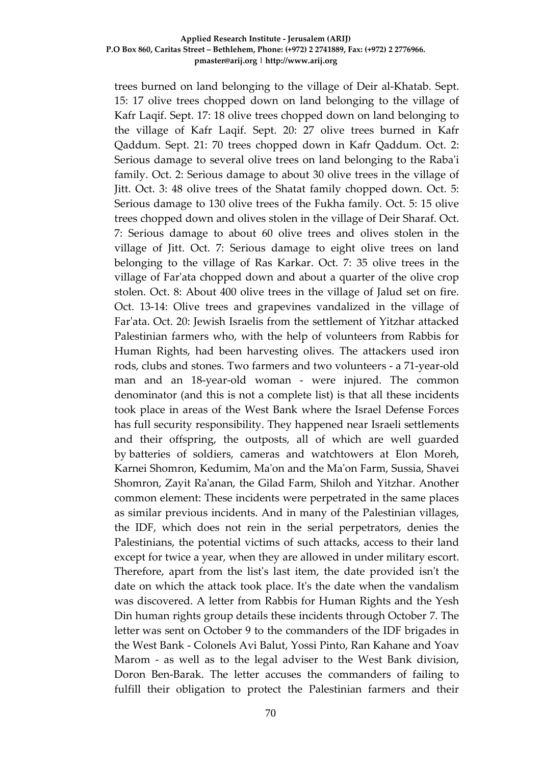trees burned on land belonging to the village of Deir al-Khatab. Sept. 15: 17 olive trees chopped down on land belonging to the village of Kafr Laqif. Sept. 17: 18 olive trees chopped down on land belonging to the village of Kafr Laqif. Sept. 20: 27 olive trees burned in Kafr Qaddum. Sept. 21: 70 trees chopped down in Kafr Qaddum. Oct. 2: Serious damage to several olive trees on land belonging to the Raba'i family. Oct. 2: Serious damage to about 30 olive trees in the village of Jitt. Oct. 3: 48 olive trees of the Shatat family chopped down. Oct. 5: Serious damage to 130 olive trees of the Fukha family. Oct. 5: 15 olive trees chopped down and olives stolen in the village of Deir Sharaf. Oct. 7: Serious damage to about 60 olive trees and olives stolen in the village of Jitt. Oct. 7: Serious damage to eight olive trees on land belonging to the village of Ras Karkar. Oct. 7: 35 olive trees in the village of Far'ata chopped down and about a quarter of the olive crop stolen. Oct. 8: About 400 olive trees in the village of Jalud set on fire. Oct. 13-14: Olive trees and grapevines vandalized in the village of Far'ata. Oct. 20: Jewish Israelis from the settlement of Yitzhar attacked Palestinian farmers who, with the help of volunteers from Rabbis for Human Rights, had been harvesting olives. The attackers used iron rods, clubs and stones. Two farmers and two volunteers - a 71-year-old man and an 18-year-old woman - were injured. The common denominator (and this is not a complete list) is that all these incidents took place in areas of the West Bank where the Israel Defense Forces has full security responsibility. They happened near Israeli settlements and their offspring, the outposts, all of which are well guarded by batteries of soldiers, cameras and watchtowers at Elon Moreh, Karnei Shomron, Kedumim, Ma'on and the Ma'on Farm, Sussia, Shavei Shomron, Zayit Ra'anan, the Gilad Farm, Shiloh and Yitzhar. Another common element: These incidents were perpetrated in the same places as similar previous incidents. And in many of the Palestinian villages, the IDF, which does not rein in the serial perpetrators, denies the Palestinians, the potential victims of such attacks, access to their land except for twice a year, when they are allowed in under military escort. Therefore, apart from the list's last item, the date provided isn't the date on which the attack took place. It's the date when the vandalism was discovered. A letter from Rabbis for Human Rights and the Yesh Din human rights group details these incidents through October 7. The letter was sent on October 9 to the commanders of the IDF brigades in the West Bank - Colonels Avi Balut, Yossi Pinto, Ran Kahane and Yoav Marom - as well as to the legal adviser to the West Bank division, Doron Ben-Barak. The letter accuses the commanders of failing to fulfill their obligation to protect the Palestinian farmers and their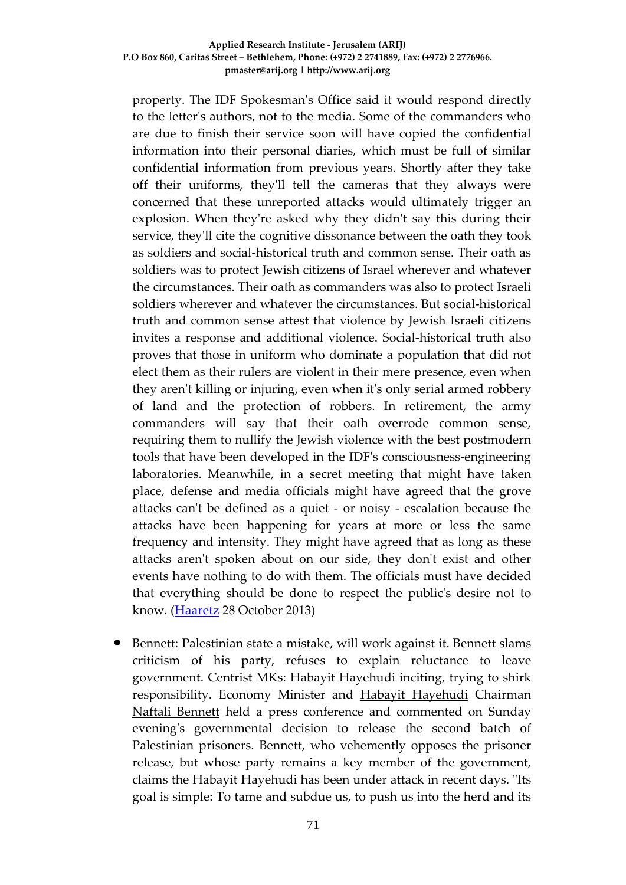property. The IDF Spokesman's Office said it would respond directly to the letter's authors, not to the media. Some of the commanders who are due to finish their service soon will have copied the confidential information into their personal diaries, which must be full of similar confidential information from previous years. Shortly after they take off their uniforms, they'll tell the cameras that they always were concerned that these unreported attacks would ultimately trigger an explosion. When they're asked why they didn't say this during their service, they'll cite the cognitive dissonance between the oath they took as soldiers and social-historical truth and common sense. Their oath as soldiers was to protect Jewish citizens of Israel wherever and whatever the circumstances. Their oath as commanders was also to protect Israeli soldiers wherever and whatever the circumstances. But social-historical truth and common sense attest that violence by Jewish Israeli citizens invites a response and additional violence. Social-historical truth also proves that those in uniform who dominate a population that did not elect them as their rulers are violent in their mere presence, even when they aren't killing or injuring, even when it's only serial armed robbery of land and the protection of robbers. In retirement, the army commanders will say that their oath overrode common sense, requiring them to nullify the Jewish violence with the best postmodern tools that have been developed in the IDF's consciousness-engineering laboratories. Meanwhile, in a secret meeting that might have taken place, defense and media officials might have agreed that the grove attacks can't be defined as a quiet - or noisy - escalation because the attacks have been happening for years at more or less the same frequency and intensity. They might have agreed that as long as these attacks aren't spoken about on our side, they don't exist and other events have nothing to do with them. The officials must have decided that everything should be done to respect the public's desire not to know. (Haaretz 28 October 2013)

- Bennett: Palestinian state a mistake, will work against it. Bennett slams criticism of his party, refuses to explain reluctance to leave government. Centrist MKs: Habayit Hayehudi inciting, trying to shirk responsibility. Economy Minister and Habayit Hayehudi Chairman Naftali Bennett held a press conference and commented on Sunday evening's governmental decision to release the second batch of Palestinian prisoners. Bennett, who vehemently opposes the prisoner release, but whose party remains a key member of the government, claims the Habayit Hayehudi has been under attack in recent days. "Its goal is simple: To tame and subdue us, to push us into the herd and its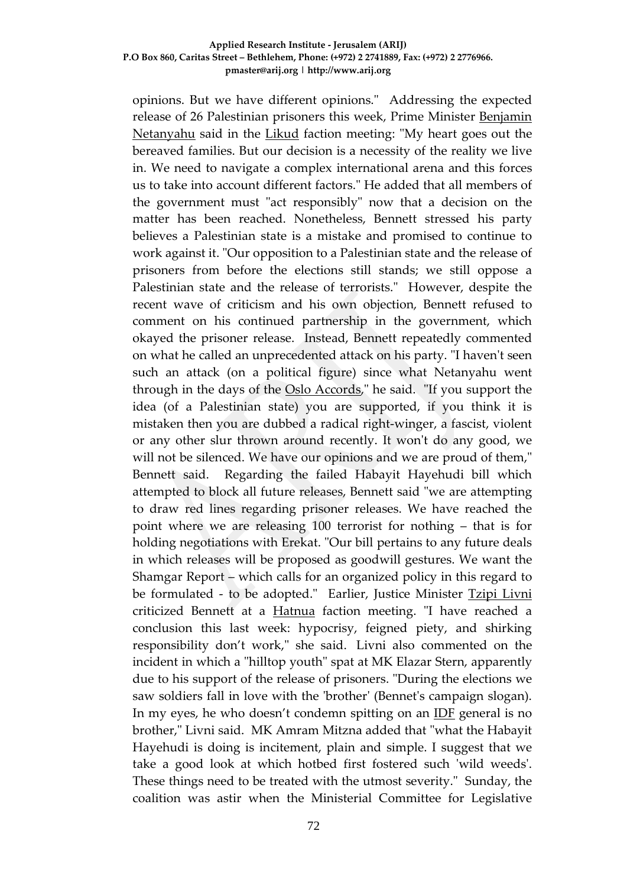opinions. But we have different opinions." Addressing the expected release of 26 Palestinian prisoners this week, Prime Minister Benjamin Netanyahu said in the Likud faction meeting: "My heart goes out the bereaved families. But our decision is a necessity of the reality we live in. We need to navigate a complex international arena and this forces us to take into account different factors." He added that all members of the government must "act responsibly" now that a decision on the matter has been reached. Nonetheless, Bennett stressed his party believes a Palestinian state is a mistake and promised to continue to work against it. "Our opposition to a Palestinian state and the release of prisoners from before the elections still stands; we still oppose a Palestinian state and the release of terrorists." However, despite the recent wave of criticism and his own objection, Bennett refused to comment on his continued partnership in the government, which okayed the prisoner release. Instead, Bennett repeatedly commented on what he called an unprecedented attack on his party. "I haven't seen such an attack (on a political figure) since what Netanyahu went through in the days of the Oslo Accords," he said. "If you support the idea (of a Palestinian state) you are supported, if you think it is mistaken then you are dubbed a radical right-winger, a fascist, violent or any other slur thrown around recently. It won't do any good, we will not be silenced. We have our opinions and we are proud of them," Bennett said. Regarding the failed Habayit Hayehudi bill which attempted to block all future releases, Bennett said "we are attempting to draw red lines regarding prisoner releases. We have reached the point where we are releasing 100 terrorist for nothing – that is for holding negotiations with Erekat. "Our bill pertains to any future deals in which releases will be proposed as goodwill gestures. We want the Shamgar Report – which calls for an organized policy in this regard to be formulated - to be adopted." Earlier, Justice Minister Tzipi Livni criticized Bennett at a Hatnua faction meeting. "I have reached a conclusion this last week: hypocrisy, feigned piety, and shirking responsibility don't work," she said. Livni also commented on the incident in which a "hilltop youth" spat at MK Elazar Stern, apparently due to his support of the release of prisoners. "During the elections we saw soldiers fall in love with the 'brother' (Bennet's campaign slogan). In my eyes, he who doesn't condemn spitting on an IDF general is no brother," Livni said. MK Amram Mitzna added that "what the Habayit Hayehudi is doing is incitement, plain and simple. I suggest that we take a good look at which hotbed first fostered such 'wild weeds'. These things need to be treated with the utmost severity." Sunday, the coalition was astir when the Ministerial Committee for Legislative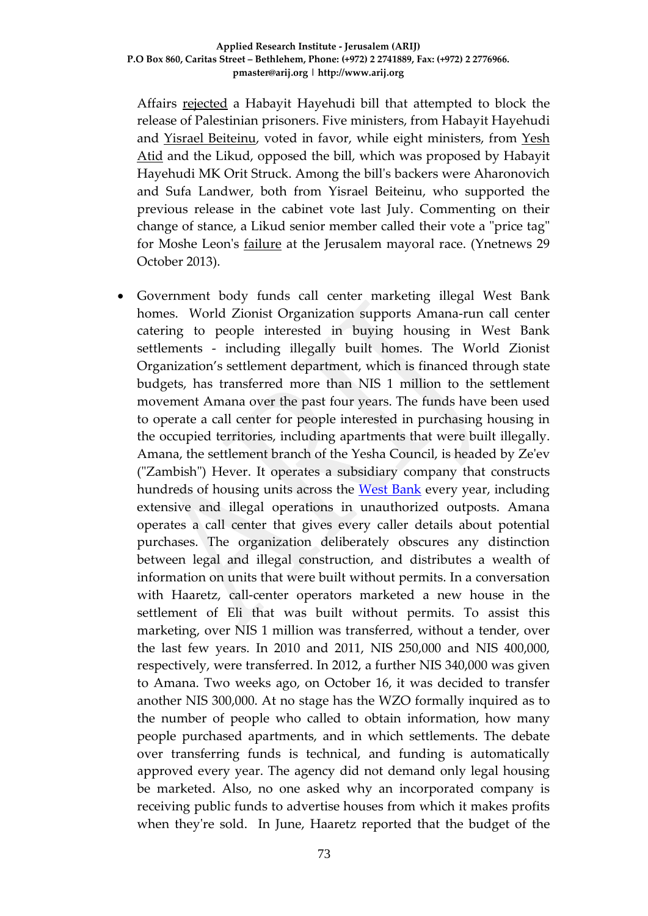Affairs rejected a Habayit Hayehudi bill that attempted to block the release of Palestinian prisoners. Five ministers, from Habayit Hayehudi and Yisrael Beiteinu, voted in favor, while eight ministers, from Yesh Atid and the Likud, opposed the bill, which was proposed by Habayit Hayehudi MK Orit Struck. Among the bill's backers were Aharonovich and Sufa Landwer, both from Yisrael Beiteinu, who supported the previous release in the cabinet vote last July. Commenting on their change of stance, a Likud senior member called their vote a "price tag" for Moshe Leon's failure at the Jerusalem mayoral race. (Ynetnews 29 October 2013).

- Government body funds call center marketing illegal West Bank homes. World Zionist Organization supports Amana-run call center catering to people interested in buying housing in West Bank settlements - including illegally built homes. The World Zionist Organization's settlement department, which is financed through state budgets, has transferred more than NIS 1 million to the settlement movement Amana over the past four years. The funds have been used to operate a call center for people interested in purchasing housing in the occupied territories, including apartments that were built illegally. Amana, the settlement branch of the Yesha Council, is headed by Ze'ev ("Zambish") Hever. It operates a subsidiary company that constructs hundreds of housing units across the West Bank every year, including extensive and illegal operations in unauthorized outposts. Amana operates a call center that gives every caller details about potential purchases. The organization deliberately obscures any distinction between legal and illegal construction, and distributes a wealth of information on units that were built without permits. In a conversation with Haaretz, call-center operators marketed a new house in the settlement of Eli that was built without permits. To assist this marketing, over NIS 1 million was transferred, without a tender, over the last few years. In 2010 and 2011, NIS 250,000 and NIS 400,000, respectively, were transferred. In 2012, a further NIS 340,000 was given to Amana. Two weeks ago, on October 16, it was decided to transfer another NIS 300,000. At no stage has the WZO formally inquired as to the number of people who called to obtain information, how many people purchased apartments, and in which settlements. The debate over transferring funds is technical, and funding is automatically approved every year. The agency did not demand only legal housing be marketed. Also, no one asked why an incorporated company is receiving public funds to advertise houses from which it makes profits when they're sold. In June, Haaretz reported that the budget of the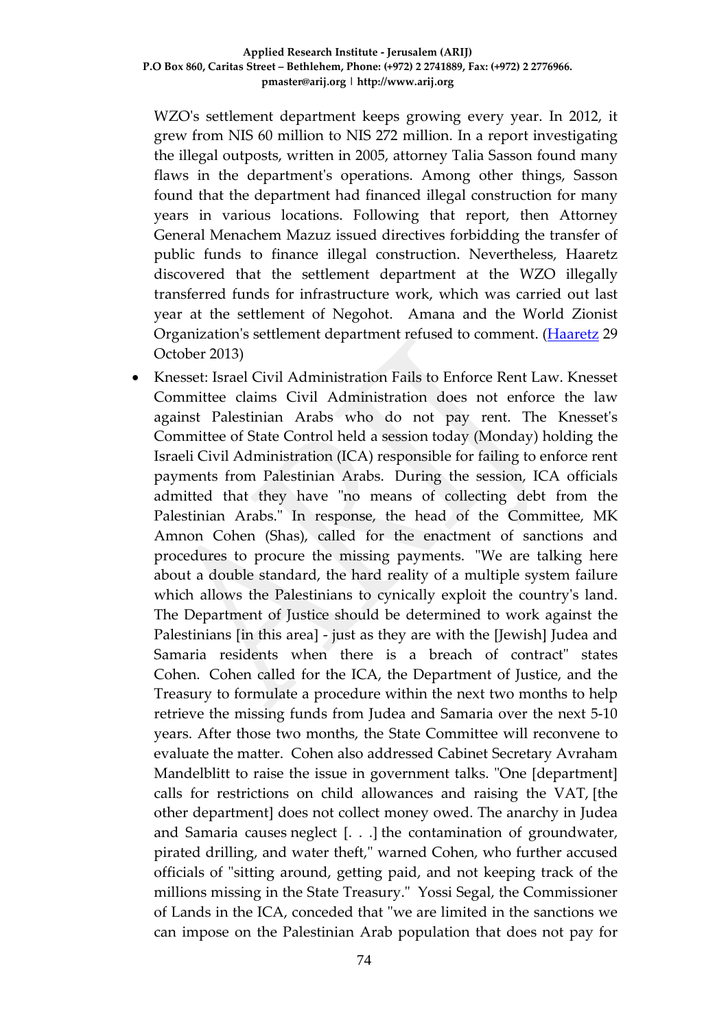WZO's settlement department keeps growing every year. In 2012, it grew from NIS 60 million to NIS 272 million. In a report investigating the illegal outposts, written in 2005, attorney Talia Sasson found many flaws in the department's operations. Among other things, Sasson found that the department had financed illegal construction for many years in various locations. Following that report, then Attorney General Menachem Mazuz issued directives forbidding the transfer of public funds to finance illegal construction. Nevertheless, Haaretz discovered that the settlement department at the WZO illegally transferred funds for infrastructure work, which was carried out last year at the settlement of Negohot. Amana and the World Zionist Organization's settlement department refused to comment. (Haaretz 29 October 2013)

- Knesset: Israel Civil Administration Fails to Enforce Rent Law. Knesset Committee claims Civil Administration does not enforce the law against Palestinian Arabs who do not pay rent. The Knesset's Committee of State Control held a session today (Monday) holding the Israeli Civil Administration (ICA) responsible for failing to enforce rent payments from Palestinian Arabs. During the session, ICA officials admitted that they have "no means of collecting debt from the Palestinian Arabs." In response, the head of the Committee, MK Amnon Cohen (Shas), called for the enactment of sanctions and procedures to procure the missing payments. "We are talking here about a double standard, the hard reality of a multiple system failure which allows the Palestinians to cynically exploit the country's land. The Department of Justice should be determined to work against the Palestinians [in this area] - just as they are with the [Jewish] Judea and Samaria residents when there is a breach of contract" states Cohen. Cohen called for the ICA, the Department of Justice, and the Treasury to formulate a procedure within the next two months to help retrieve the missing funds from Judea and Samaria over the next 5-10 years. After those two months, the State Committee will reconvene to evaluate the matter. Cohen also addressed Cabinet Secretary Avraham Mandelblitt to raise the issue in government talks. "One [department] calls for restrictions on child allowances and raising the VAT, [the other department] does not collect money owed. The anarchy in Judea and Samaria causes neglect [. . .] the contamination of groundwater, pirated drilling, and water theft," warned Cohen, who further accused officials of "sitting around, getting paid, and not keeping track of the millions missing in the State Treasury." Yossi Segal, the Commissioner of Lands in the ICA, conceded that "we are limited in the sanctions we can impose on the Palestinian Arab population that does not pay for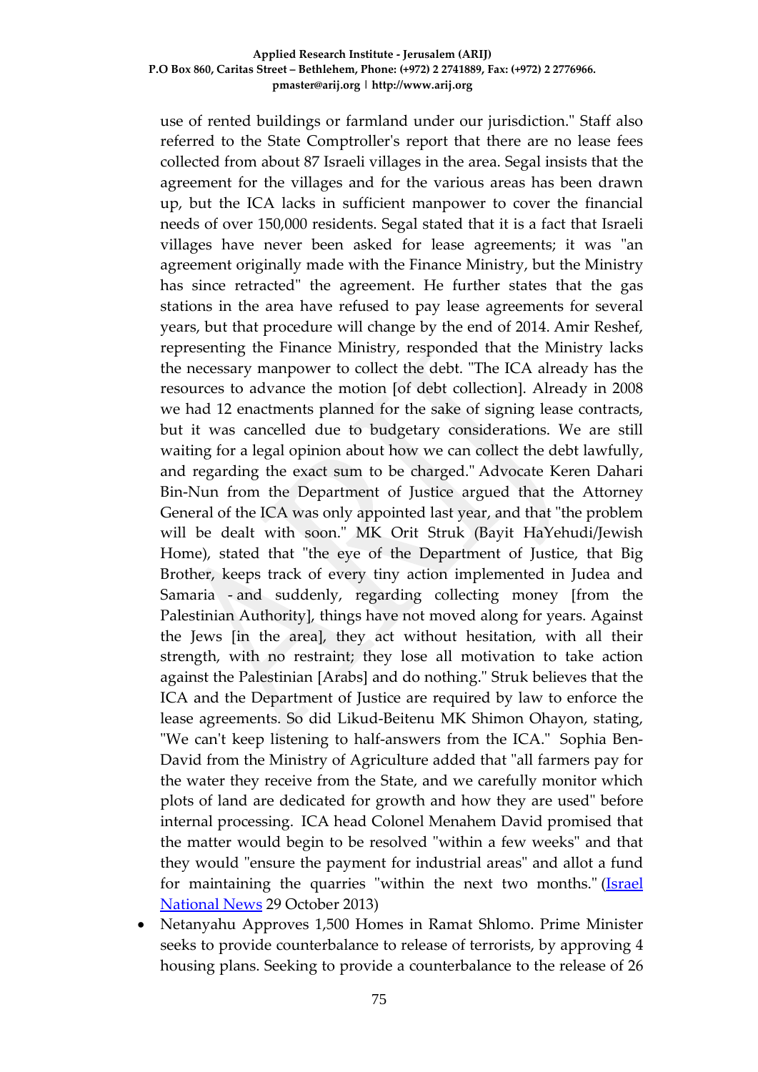use of rented buildings or farmland under our jurisdiction." Staff also referred to the State Comptroller's report that there are no lease fees collected from about 87 Israeli villages in the area. Segal insists that the agreement for the villages and for the various areas has been drawn up, but the ICA lacks in sufficient manpower to cover the financial needs of over 150,000 residents. Segal stated that it is a fact that Israeli villages have never been asked for lease agreements; it was "an agreement originally made with the Finance Ministry, but the Ministry has since retracted" the agreement. He further states that the gas stations in the area have refused to pay lease agreements for several years, but that procedure will change by the end of 2014. Amir Reshef, representing the Finance Ministry, responded that the Ministry lacks the necessary manpower to collect the debt. "The ICA already has the resources to advance the motion [of debt collection]. Already in 2008 we had 12 enactments planned for the sake of signing lease contracts, but it was cancelled due to budgetary considerations. We are still waiting for a legal opinion about how we can collect the debt lawfully, and regarding the exact sum to be charged." Advocate Keren Dahari Bin-Nun from the Department of Justice argued that the Attorney General of the ICA was only appointed last year, and that "the problem will be dealt with soon." MK Orit Struk (Bayit HaYehudi/Jewish Home), stated that "the eye of the Department of Justice, that Big Brother, keeps track of every tiny action implemented in Judea and Samaria - and suddenly, regarding collecting money [from the Palestinian Authority], things have not moved along for years. Against the Jews [in the area], they act without hesitation, with all their strength, with no restraint; they lose all motivation to take action against the Palestinian [Arabs] and do nothing." Struk believes that the ICA and the Department of Justice are required by law to enforce the lease agreements. So did Likud-Beitenu MK Shimon Ohayon, stating, "We can't keep listening to half-answers from the ICA." Sophia Ben-David from the Ministry of Agriculture added that "all farmers pay for the water they receive from the State, and we carefully monitor which plots of land are dedicated for growth and how they are used" before internal processing. ICA head Colonel Menahem David promised that the matter would begin to be resolved "within a few weeks" and that they would "ensure the payment for industrial areas" and allot a fund for maintaining the quarries "within the next two months." (Israel National News 29 October 2013)

- Netanyahu Approves 1,500 Homes in Ramat Shlomo. Prime Minister seeks to provide counterbalance to release of terrorists, by approving 4 housing plans. Seeking to provide a counterbalance to the release of 26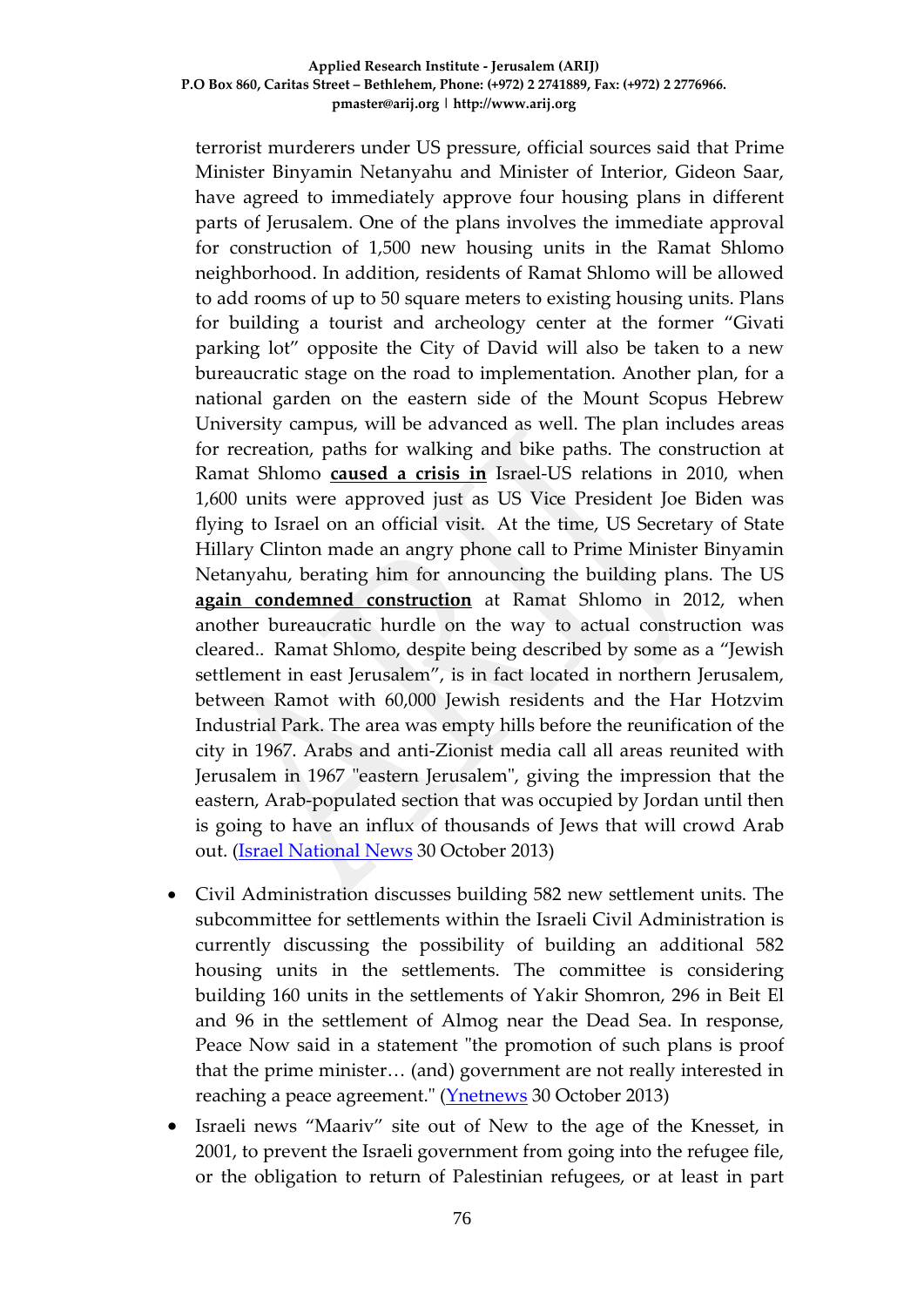terrorist murderers under US pressure, official sources said that Prime Minister Binyamin Netanyahu and Minister of Interior, Gideon Saar, have agreed to immediately approve four housing plans in different parts of Jerusalem. One of the plans involves the immediate approval for construction of 1,500 new housing units in the Ramat Shlomo neighborhood. In addition, residents of Ramat Shlomo will be allowed to add rooms of up to 50 square meters to existing housing units. Plans for building a tourist and archeology center at the former "Givati parking lot" opposite the City of David will also be taken to a new bureaucratic stage on the road to implementation. Another plan, for a national garden on the eastern side of the Mount Scopus Hebrew University campus, will be advanced as well. The plan includes areas for recreation, paths for walking and bike paths. The construction at Ramat Shlomo **caused a crisis in** Israel-US relations in 2010, when 1,600 units were approved just as US Vice President Joe Biden was flying to Israel on an official visit. At the time, US Secretary of State Hillary Clinton made an angry phone call to Prime Minister Binyamin Netanyahu, berating him for announcing the building plans. The US **again condemned construction** at Ramat Shlomo in 2012, when another bureaucratic hurdle on the way to actual construction was cleared.. Ramat Shlomo, despite being described by some as a "Jewish settlement in east Jerusalem", is in fact located in northern Jerusalem, between Ramot with 60,000 Jewish residents and the Har Hotzvim Industrial Park. The area was empty hills before the reunification of the city in 1967. Arabs and anti-Zionist media call all areas reunited with Jerusalem in 1967 "eastern Jerusalem", giving the impression that the eastern, Arab-populated section that was occupied by Jordan until then is going to have an influx of thousands of Jews that will crowd Arab out. (Israel National News 30 October 2013)

- Civil Administration discusses building 582 new settlement units. The subcommittee for settlements within the Israeli Civil Administration is currently discussing the possibility of building an additional 582 housing units in the settlements. The committee is considering building 160 units in the settlements of Yakir Shomron, 296 in Beit El and 96 in the settlement of Almog near the Dead Sea. In response, Peace Now said in a statement "the promotion of such plans is proof that the prime minister… (and) government are not really interested in reaching a peace agreement." (Ynetnews 30 October 2013)
- Israeli news "Maariv" site out of New to the age of the Knesset, in 2001, to prevent the Israeli government from going into the refugee file, or the obligation to return of Palestinian refugees, or at least in part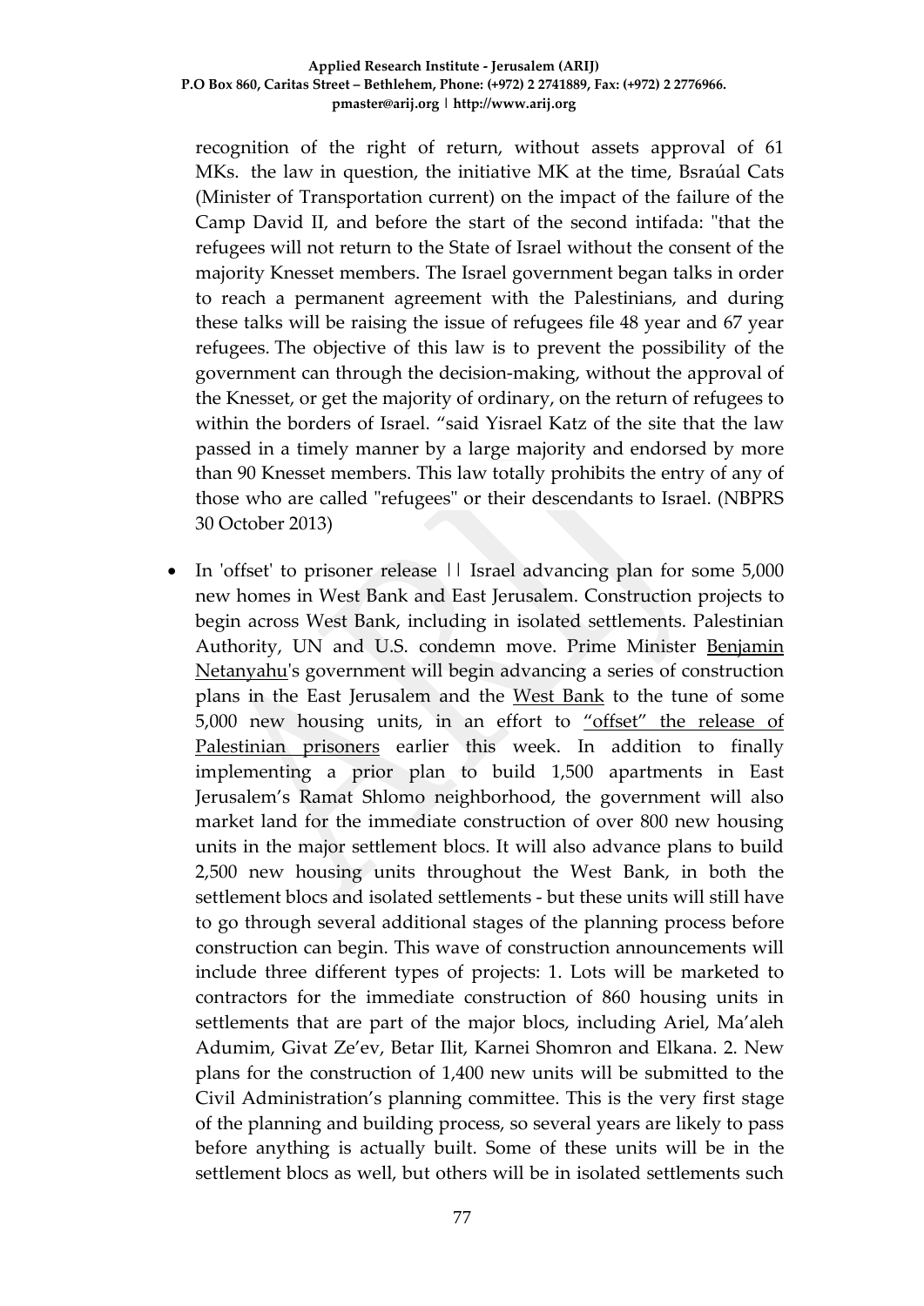recognition of the right of return, without assets approval of 61 MKs. the law in question, the initiative MK at the time, Bsraúal Cats (Minister of Transportation current) on the impact of the failure of the Camp David II, and before the start of the second intifada: "that the refugees will not return to the State of Israel without the consent of the majority Knesset members. The Israel government began talks in order to reach a permanent agreement with the Palestinians, and during these talks will be raising the issue of refugees file 48 year and 67 year refugees. The objective of this law is to prevent the possibility of the government can through the decision-making, without the approval of the Knesset, or get the majority of ordinary, on the return of refugees to within the borders of Israel. "said Yisrael Katz of the site that the law passed in a timely manner by a large majority and endorsed by more than 90 Knesset members. This law totally prohibits the entry of any of those who are called "refugees" or their descendants to Israel. (NBPRS 30 October 2013)

- In 'offset' to prisoner release || Israel advancing plan for some 5,000 new homes in West Bank and East Jerusalem. Construction projects to begin across West Bank, including in isolated settlements. Palestinian Authority, UN and U.S. condemn move. Prime Minister Benjamin Netanyahu's government will begin advancing a series of construction plans in the East Jerusalem and the West Bank to the tune of some 5,000 new housing units, in an effort to "offset" the release of Palestinian prisoners earlier this week. In addition to finally implementing a prior plan to build 1,500 apartments in East Jerusalem's Ramat Shlomo neighborhood, the government will also market land for the immediate construction of over 800 new housing units in the major settlement blocs. It will also advance plans to build 2,500 new housing units throughout the West Bank, in both the settlement blocs and isolated settlements - but these units will still have to go through several additional stages of the planning process before construction can begin. This wave of construction announcements will include three different types of projects: 1. Lots will be marketed to contractors for the immediate construction of 860 housing units in settlements that are part of the major blocs, including Ariel, Ma'aleh Adumim, Givat Ze'ev, Betar Ilit, Karnei Shomron and Elkana. 2. New plans for the construction of 1,400 new units will be submitted to the Civil Administration's planning committee. This is the very first stage of the planning and building process, so several years are likely to pass before anything is actually built. Some of these units will be in the settlement blocs as well, but others will be in isolated settlements such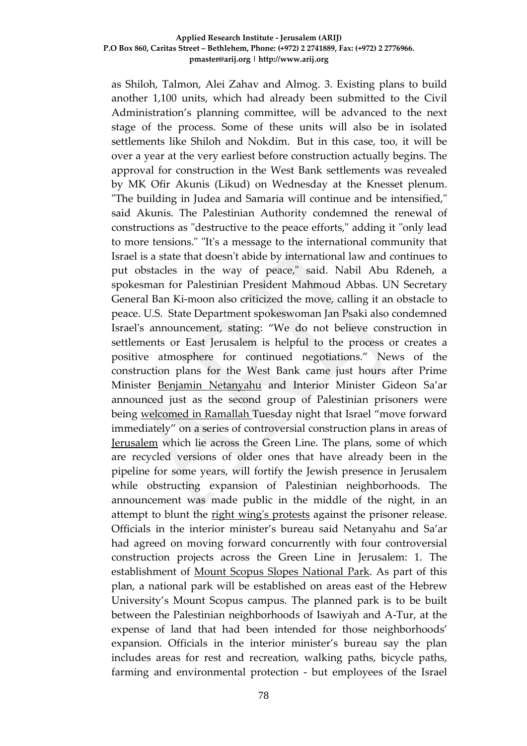as Shiloh, Talmon, Alei Zahav and Almog. 3. Existing plans to build another 1,100 units, which had already been submitted to the Civil Administration's planning committee, will be advanced to the next stage of the process. Some of these units will also be in isolated settlements like Shiloh and Nokdim. But in this case, too, it will be over a year at the very earliest before construction actually begins. The approval for construction in the West Bank settlements was revealed by MK Ofir Akunis (Likud) on Wednesday at the Knesset plenum. "The building in Judea and Samaria will continue and be intensified," said Akunis. The Palestinian Authority condemned the renewal of constructions as "destructive to the peace efforts," adding it "only lead to more tensions." "It's a message to the international community that Israel is a state that doesn't abide by international law and continues to put obstacles in the way of peace," said. Nabil Abu Rdeneh, a spokesman for Palestinian President Mahmoud Abbas. UN Secretary General Ban Ki-moon also criticized the move, calling it an obstacle to peace. U.S. State Department spokeswoman Jan Psaki also condemned Israel's announcement, stating: "We do not believe construction in settlements or East Jerusalem is helpful to the process or creates a positive atmosphere for continued negotiations." News of the construction plans for the West Bank came just hours after Prime Minister Benjamin Netanyahu and Interior Minister Gideon Sa'ar announced just as the second group of Palestinian prisoners were being welcomed in Ramallah Tuesday night that Israel "move forward immediately" on a series of controversial construction plans in areas of Jerusalem which lie across the Green Line. The plans, some of which are recycled versions of older ones that have already been in the pipeline for some years, will fortify the Jewish presence in Jerusalem while obstructing expansion of Palestinian neighborhoods. The announcement was made public in the middle of the night, in an attempt to blunt the right wing's protests against the prisoner release. Officials in the interior minister's bureau said Netanyahu and Sa'ar had agreed on moving forward concurrently with four controversial construction projects across the Green Line in Jerusalem: 1. The establishment of Mount Scopus Slopes National Park. As part of this plan, a national park will be established on areas east of the Hebrew University's Mount Scopus campus. The planned park is to be built between the Palestinian neighborhoods of Isawiyah and A-Tur, at the expense of land that had been intended for those neighborhoods' expansion. Officials in the interior minister's bureau say the plan includes areas for rest and recreation, walking paths, bicycle paths, farming and environmental protection - but employees of the Israel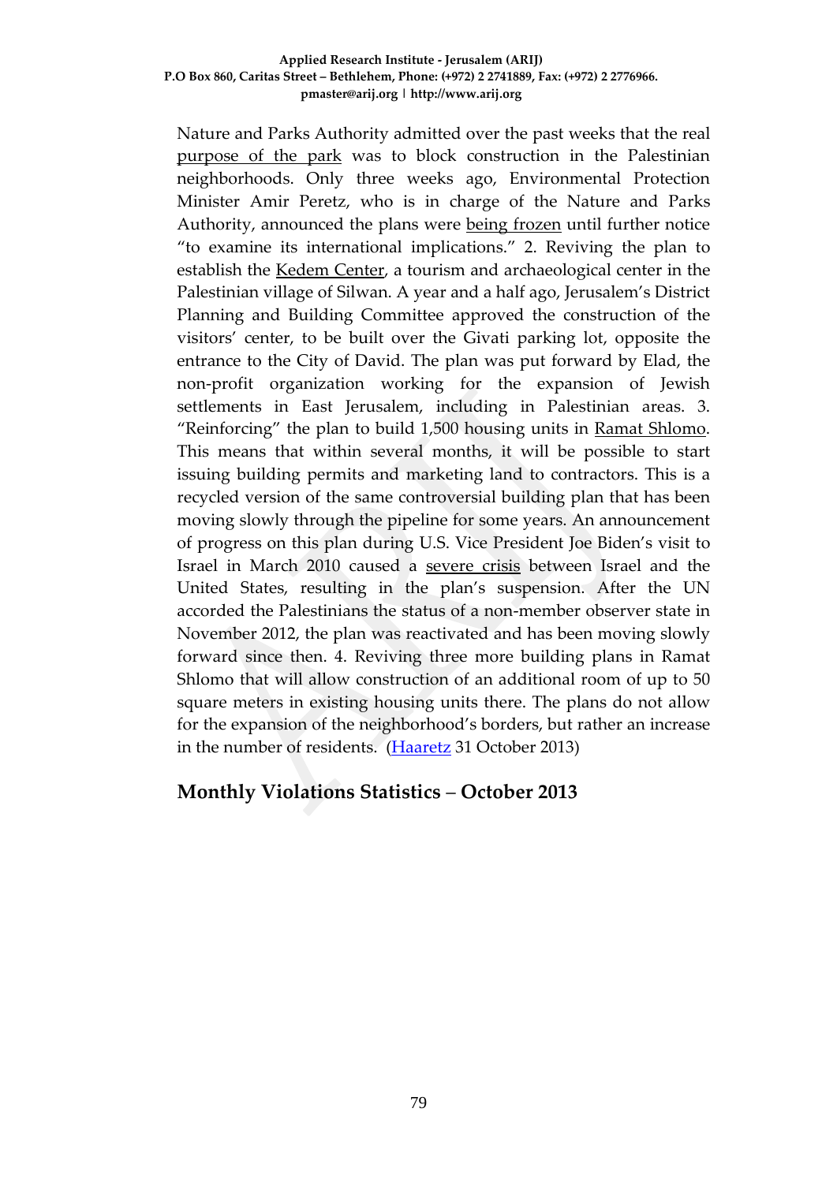Nature and Parks Authority admitted over the past weeks that the real purpose of the park was to block construction in the Palestinian neighborhoods. Only three weeks ago, Environmental Protection Minister Amir Peretz, who is in charge of the Nature and Parks Authority, announced the plans were being frozen until further notice "to examine its international implications." 2. Reviving the plan to establish the Kedem Center, a tourism and archaeological center in the Palestinian village of Silwan. A year and a half ago, Jerusalem's District Planning and Building Committee approved the construction of the visitors' center, to be built over the Givati parking lot, opposite the entrance to the City of David. The plan was put forward by Elad, the non-profit organization working for the expansion of Jewish settlements in East Jerusalem, including in Palestinian areas. 3. "Reinforcing" the plan to build 1,500 housing units in Ramat Shlomo. This means that within several months, it will be possible to start issuing building permits and marketing land to contractors. This is a recycled version of the same controversial building plan that has been moving slowly through the pipeline for some years. An announcement of progress on this plan during U.S. Vice President Joe Biden's visit to Israel in March 2010 caused a severe crisis between Israel and the United States, resulting in the plan's suspension. After the UN accorded the Palestinians the status of a non-member observer state in November 2012, the plan was reactivated and has been moving slowly forward since then. 4. Reviving three more building plans in Ramat Shlomo that will allow construction of an additional room of up to 50 square meters in existing housing units there. The plans do not allow for the expansion of the neighborhood's borders, but rather an increase in the number of residents. (Haaretz 31 October 2013)

## Monthly Violations Statistics – October 2013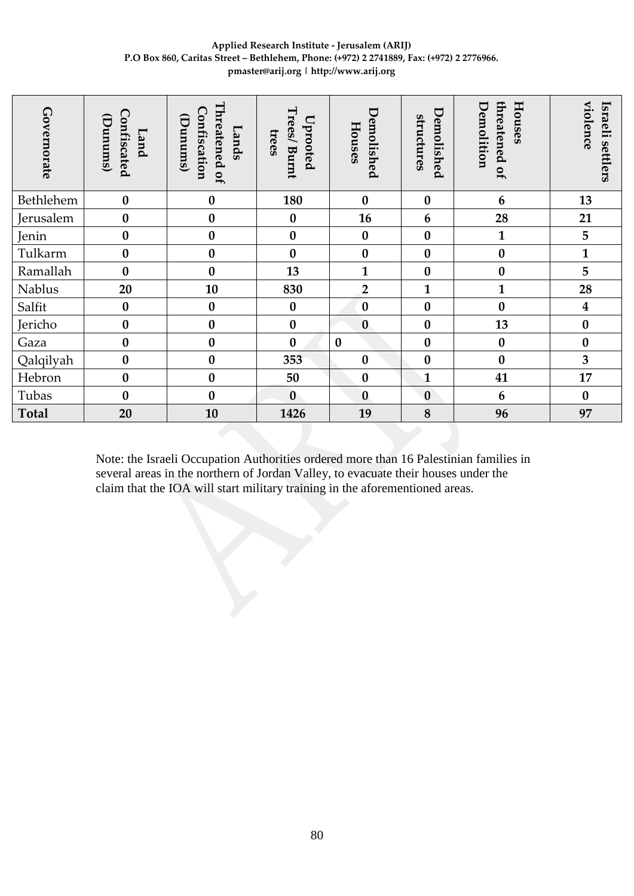| Governorate | Land Confiscated (Dunums) | Lands Threatened of Confiscation (Dunums) | Uprooted Trees/ Burnt trees | Demolished Houses | Demolished structures | Houses threatened of Demolition | Israeli settlers violence |
|---|---|---|---|---|---|---|---|
| Bethlehem | 0 | 0 | 180 | 0 | 0 | 6 | 13 |
| Jerusalem | 0 | 0 | 0 | 16 | 6 | 28 | 21 |
| Jenin | 0 | 0 | 0 | 0 | 0 | 1 | 5 |
| Tulkarm | 0 | 0 | 0 | 0 | 0 | 0 | 1 |
| Ramallah | 0 | 0 | 13 | 1 | 0 | 0 | 5 |
| Nablus | 20 | 10 | 830 | 2 | 1 | 1 | 28 |
| Salfit | 0 | 0 | 0 | 0 | 0 | 0 | 4 |
| Jericho | 0 | 0 | 0 | 0 | 0 | 13 | 0 |
| Gaza | 0 | 0 | 0 | 0 | 0 | 0 | 0 |
| Qalqilyah | 0 | 0 | 353 | 0 | 0 | 0 | 3 |
| Hebron | 0 | 0 | 50 | 0 | 1 | 41 | 17 |
| Tubas | 0 | 0 | 0 | 0 | 0 | 6 | 0 |
| **Total** | **20** | **10** | **1426** | **19** | **8** | **96** | **97** |

Note: the Israeli Occupation Authorities ordered more than 16 Palestinian families in several areas in the northern of Jordan Valley, to evacuate their houses under the claim that the IOA will start military training in the aforementioned areas.